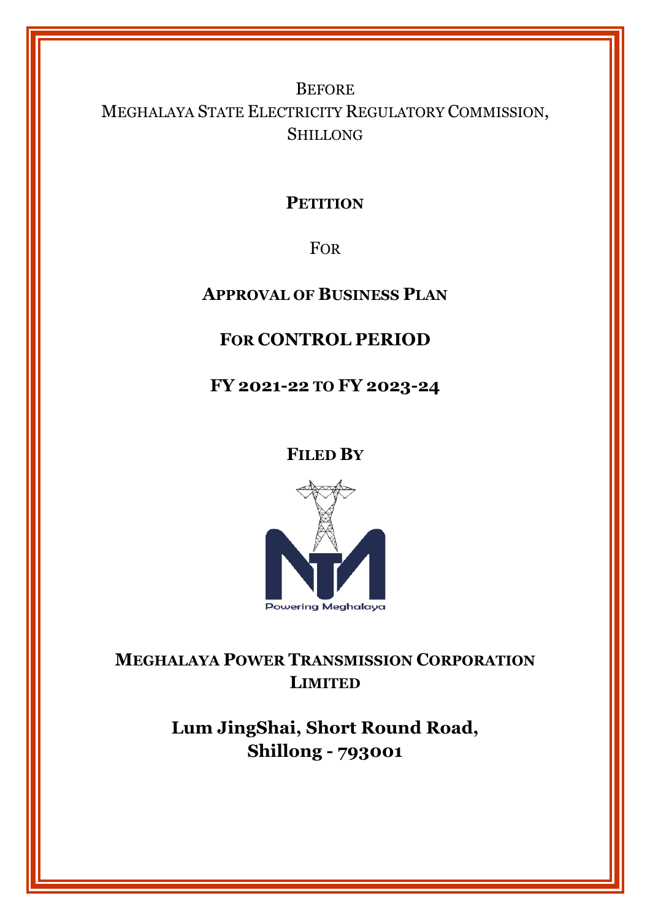BEFORE
MEGHALAYA STATE ELECTRICITY REGULATORY COMMISSION,
SHILLONG

# PETITION

FOR

## APPROVAL OF BUSINESS PLAN

## FOR CONTROL PERIOD

## FY 2021-22 TO FY 2023-24

**FILED BY**

Powering Meghalaya

## MEGHALAYA POWER TRANSMISSION CORPORATION LIMITED

**Lum JingShai, Short Round Road,**
**Shillong - 793001**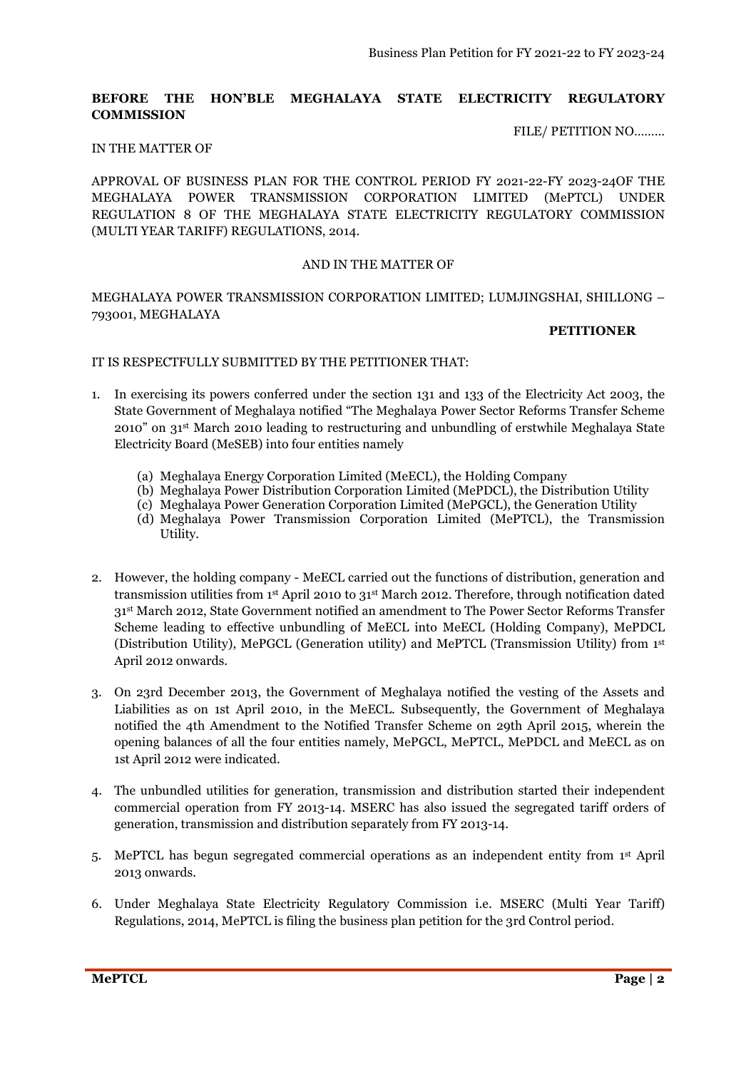**BEFORE THE HON'BLE MEGHALAYA STATE ELECTRICITY REGULATORY COMMISSION**

FILE/ PETITION NO.........

IN THE MATTER OF

APPROVAL OF BUSINESS PLAN FOR THE CONTROL PERIOD FY 2021-22-FY 2023-24OF THE MEGHALAYA POWER TRANSMISSION CORPORATION LIMITED (MePTCL) UNDER REGULATION 8 OF THE MEGHALAYA STATE ELECTRICITY REGULATORY COMMISSION (MULTI YEAR TARIFF) REGULATIONS, 2014.

AND IN THE MATTER OF

MEGHALAYA POWER TRANSMISSION CORPORATION LIMITED; LUMJINGSHAI, SHILLONG – 793001, MEGHALAYA

**PETITIONER**

IT IS RESPECTFULLY SUBMITTED BY THE PETITIONER THAT:

1. In exercising its powers conferred under the section 131 and 133 of the Electricity Act 2003, the State Government of Meghalaya notified "The Meghalaya Power Sector Reforms Transfer Scheme 2010" on 31st March 2010 leading to restructuring and unbundling of erstwhile Meghalaya State Electricity Board (MeSEB) into four entities namely
   - (a) Meghalaya Energy Corporation Limited (MeECL), the Holding Company
   - (b) Meghalaya Power Distribution Corporation Limited (MePDCL), the Distribution Utility
   - (c) Meghalaya Power Generation Corporation Limited (MePGCL), the Generation Utility
   - (d) Meghalaya Power Transmission Corporation Limited (MePTCL), the Transmission Utility.

2. However, the holding company - MeECL carried out the functions of distribution, generation and transmission utilities from 1st April 2010 to 31st March 2012. Therefore, through notification dated 31st March 2012, State Government notified an amendment to The Power Sector Reforms Transfer Scheme leading to effective unbundling of MeECL into MeECL (Holding Company), MePDCL (Distribution Utility), MePGCL (Generation utility) and MePTCL (Transmission Utility) from 1st April 2012 onwards.

3. On 23rd December 2013, the Government of Meghalaya notified the vesting of the Assets and Liabilities as on 1st April 2010, in the MeECL. Subsequently, the Government of Meghalaya notified the 4th Amendment to the Notified Transfer Scheme on 29th April 2015, wherein the opening balances of all the four entities namely, MePGCL, MePTCL, MePDCL and MeECL as on 1st April 2012 were indicated.

4. The unbundled utilities for generation, transmission and distribution started their independent commercial operation from FY 2013-14. MSERC has also issued the segregated tariff orders of generation, transmission and distribution separately from FY 2013-14.

5. MePTCL has begun segregated commercial operations as an independent entity from 1st April 2013 onwards.

6. Under Meghalaya State Electricity Regulatory Commission i.e. MSERC (Multi Year Tariff) Regulations, 2014, MePTCL is filing the business plan petition for the 3rd Control period.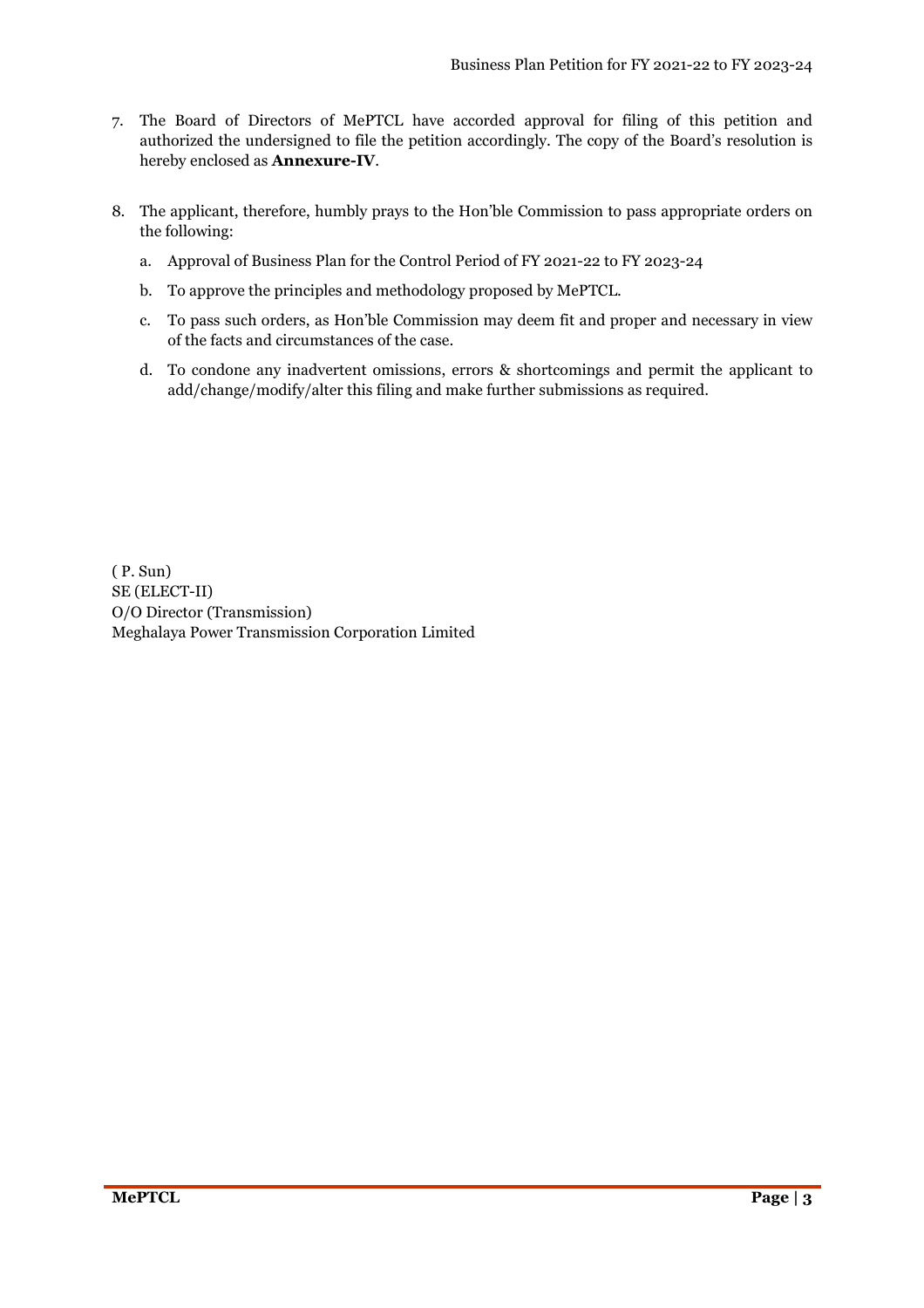7. The Board of Directors of MePTCL have accorded approval for filing of this petition and authorized the undersigned to file the petition accordingly. The copy of the Board's resolution is hereby enclosed as **Annexure-IV**.

8. The applicant, therefore, humbly prays to the Hon'ble Commission to pass appropriate orders on the following:

   a. Approval of Business Plan for the Control Period of FY 2021-22 to FY 2023-24

   b. To approve the principles and methodology proposed by MePTCL.

   c. To pass such orders, as Hon'ble Commission may deem fit and proper and necessary in view of the facts and circumstances of the case.

   d. To condone any inadvertent omissions, errors & shortcomings and permit the applicant to add/change/modify/alter this filing and make further submissions as required.

( P. Sun)
SE (ELECT-II)
O/O Director (Transmission)
Meghalaya Power Transmission Corporation Limited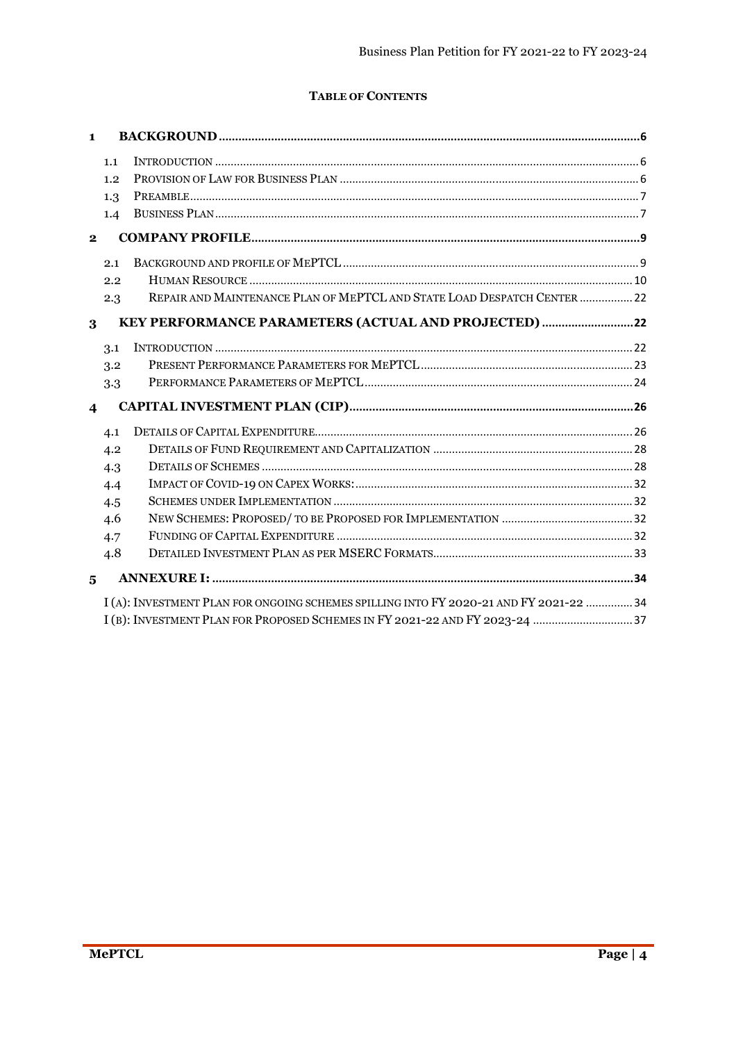**TABLE OF CONTENTS**

| | | |
|---|---|---|
| **1** | **BACKGROUND** | **6** |
| 1.1 | INTRODUCTION | 6 |
| 1.2 | PROVISION OF LAW FOR BUSINESS PLAN | 6 |
| 1.3 | PREAMBLE | 7 |
| 1.4 | BUSINESS PLAN | 7 |
| **2** | **COMPANY PROFILE** | **9** |
| 2.1 | BACKGROUND AND PROFILE OF MEPTCL | 9 |
| 2.2 | HUMAN RESOURCE | 10 |
| 2.3 | REPAIR AND MAINTENANCE PLAN OF MEPTCL AND STATE LOAD DESPATCH CENTER | 22 |
| **3** | **KEY PERFORMANCE PARAMETERS (ACTUAL AND PROJECTED)** | **22** |
| 3.1 | INTRODUCTION | 22 |
| 3.2 | PRESENT PERFORMANCE PARAMETERS FOR MEPTCL | 23 |
| 3.3 | PERFORMANCE PARAMETERS OF MEPTCL | 24 |
| **4** | **CAPITAL INVESTMENT PLAN (CIP)** | **26** |
| 4.1 | DETAILS OF CAPITAL EXPENDITURE | 26 |
| 4.2 | DETAILS OF FUND REQUIREMENT AND CAPITALIZATION | 28 |
| 4.3 | DETAILS OF SCHEMES | 28 |
| 4.4 | IMPACT OF COVID-19 ON CAPEX WORKS: | 32 |
| 4.5 | SCHEMES UNDER IMPLEMENTATION | 32 |
| 4.6 | NEW SCHEMES: PROPOSED/ TO BE PROPOSED FOR IMPLEMENTATION | 32 |
| 4.7 | FUNDING OF CAPITAL EXPENDITURE | 32 |
| 4.8 | DETAILED INVESTMENT PLAN AS PER MSERC FORMATS | 33 |
| **5** | **ANNEXURE I:** | **34** |
| | I (A): INVESTMENT PLAN FOR ONGOING SCHEMES SPILLING INTO FY 2020-21 AND FY 2021-22 | 34 |
| | I (B): INVESTMENT PLAN FOR PROPOSED SCHEMES IN FY 2021-22 AND FY 2023-24 | 37 |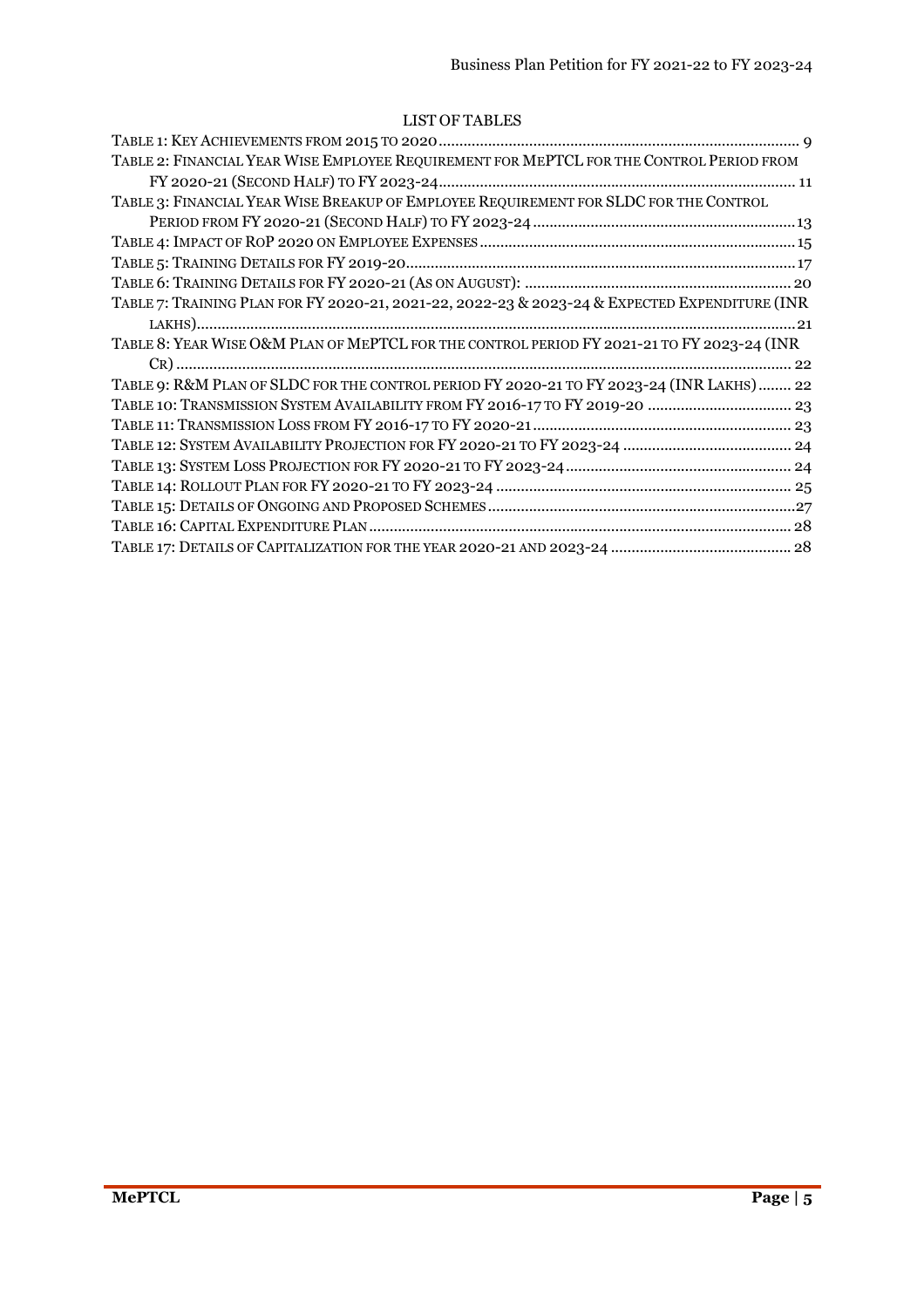## LIST OF TABLES

TABLE 1: KEY ACHIEVEMENTS FROM 2015 TO 2020 .......... 9
TABLE 2: FINANCIAL YEAR WISE EMPLOYEE REQUIREMENT FOR MEPTCL FOR THE CONTROL PERIOD FROM FY 2020-21 (SECOND HALF) TO FY 2023-24 .......... 11
TABLE 3: FINANCIAL YEAR WISE BREAKUP OF EMPLOYEE REQUIREMENT FOR SLDC FOR THE CONTROL PERIOD FROM FY 2020-21 (SECOND HALF) TO FY 2023-24 .......... 13
TABLE 4: IMPACT OF ROP 2020 ON EMPLOYEE EXPENSES .......... 15
TABLE 5: TRAINING DETAILS FOR FY 2019-20 .......... 17
TABLE 6: TRAINING DETAILS FOR FY 2020-21 (AS ON AUGUST): .......... 20
TABLE 7: TRAINING PLAN FOR FY 2020-21, 2021-22, 2022-23 & 2023-24 & EXPECTED EXPENDITURE (INR LAKHS) .......... 21
TABLE 8: YEAR WISE O&M PLAN OF MEPTCL FOR THE CONTROL PERIOD FY 2021-21 TO FY 2023-24 (INR CR) .......... 22
TABLE 9: R&M PLAN OF SLDC FOR THE CONTROL PERIOD FY 2020-21 TO FY 2023-24 (INR LAKHS) .......... 22
TABLE 10: TRANSMISSION SYSTEM AVAILABILITY FROM FY 2016-17 TO FY 2019-20 .......... 23
TABLE 11: TRANSMISSION LOSS FROM FY 2016-17 TO FY 2020-21 .......... 23
TABLE 12: SYSTEM AVAILABILITY PROJECTION FOR FY 2020-21 TO FY 2023-24 .......... 24
TABLE 13: SYSTEM LOSS PROJECTION FOR FY 2020-21 TO FY 2023-24 .......... 24
TABLE 14: ROLLOUT PLAN FOR FY 2020-21 TO FY 2023-24 .......... 25
TABLE 15: DETAILS OF ONGOING AND PROPOSED SCHEMES .......... 27
TABLE 16: CAPITAL EXPENDITURE PLAN .......... 28
TABLE 17: DETAILS OF CAPITALIZATION FOR THE YEAR 2020-21 AND 2023-24 .......... 28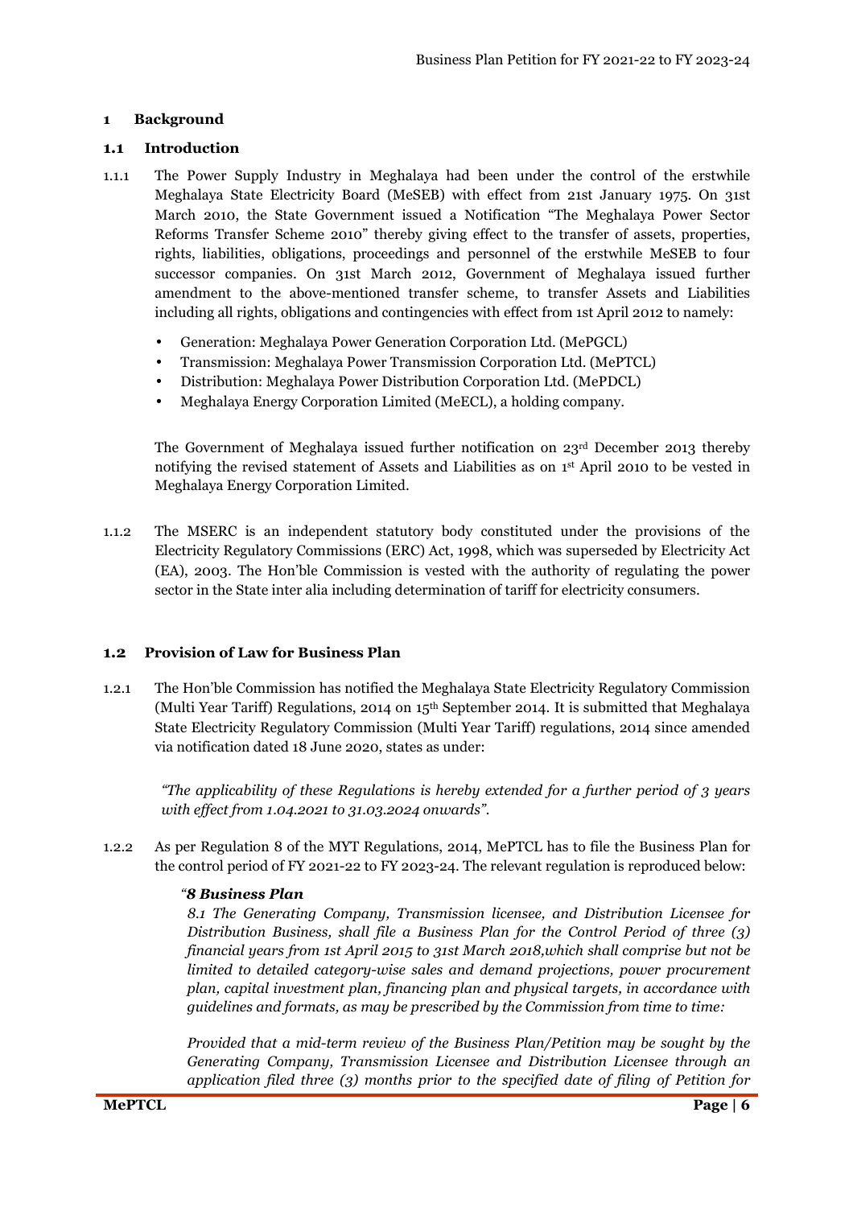# 1 Background

## 1.1 Introduction

1.1.1 The Power Supply Industry in Meghalaya had been under the control of the erstwhile Meghalaya State Electricity Board (MeSEB) with effect from 21st January 1975. On 31st March 2010, the State Government issued a Notification "The Meghalaya Power Sector Reforms Transfer Scheme 2010" thereby giving effect to the transfer of assets, properties, rights, liabilities, obligations, proceedings and personnel of the erstwhile MeSEB to four successor companies. On 31st March 2012, Government of Meghalaya issued further amendment to the above-mentioned transfer scheme, to transfer Assets and Liabilities including all rights, obligations and contingencies with effect from 1st April 2012 to namely:

- Generation: Meghalaya Power Generation Corporation Ltd. (MePGCL)
- Transmission: Meghalaya Power Transmission Corporation Ltd. (MePTCL)
- Distribution: Meghalaya Power Distribution Corporation Ltd. (MePDCL)
- Meghalaya Energy Corporation Limited (MeECL), a holding company.

The Government of Meghalaya issued further notification on 23rd December 2013 thereby notifying the revised statement of Assets and Liabilities as on 1st April 2010 to be vested in Meghalaya Energy Corporation Limited.

1.1.2 The MSERC is an independent statutory body constituted under the provisions of the Electricity Regulatory Commissions (ERC) Act, 1998, which was superseded by Electricity Act (EA), 2003. The Hon'ble Commission is vested with the authority of regulating the power sector in the State inter alia including determination of tariff for electricity consumers.

## 1.2 Provision of Law for Business Plan

1.2.1 The Hon'ble Commission has notified the Meghalaya State Electricity Regulatory Commission (Multi Year Tariff) Regulations, 2014 on 15th September 2014. It is submitted that Meghalaya State Electricity Regulatory Commission (Multi Year Tariff) regulations, 2014 since amended via notification dated 18 June 2020, states as under:

> *"The applicability of these Regulations is hereby extended for a further period of 3 years with effect from 1.04.2021 to 31.03.2024 onwards".*

1.2.2 As per Regulation 8 of the MYT Regulations, 2014, MePTCL has to file the Business Plan for the control period of FY 2021-22 to FY 2023-24. The relevant regulation is reproduced below:

> *"**8 Business Plan***
>
> *8.1 The Generating Company, Transmission licensee, and Distribution Licensee for Distribution Business, shall file a Business Plan for the Control Period of three (3) financial years from 1st April 2015 to 31st March 2018,which shall comprise but not be limited to detailed category-wise sales and demand projections, power procurement plan, capital investment plan, financing plan and physical targets, in accordance with guidelines and formats, as may be prescribed by the Commission from time to time:*
>
> *Provided that a mid-term review of the Business Plan/Petition may be sought by the Generating Company, Transmission Licensee and Distribution Licensee through an application filed three (3) months prior to the specified date of filing of Petition for*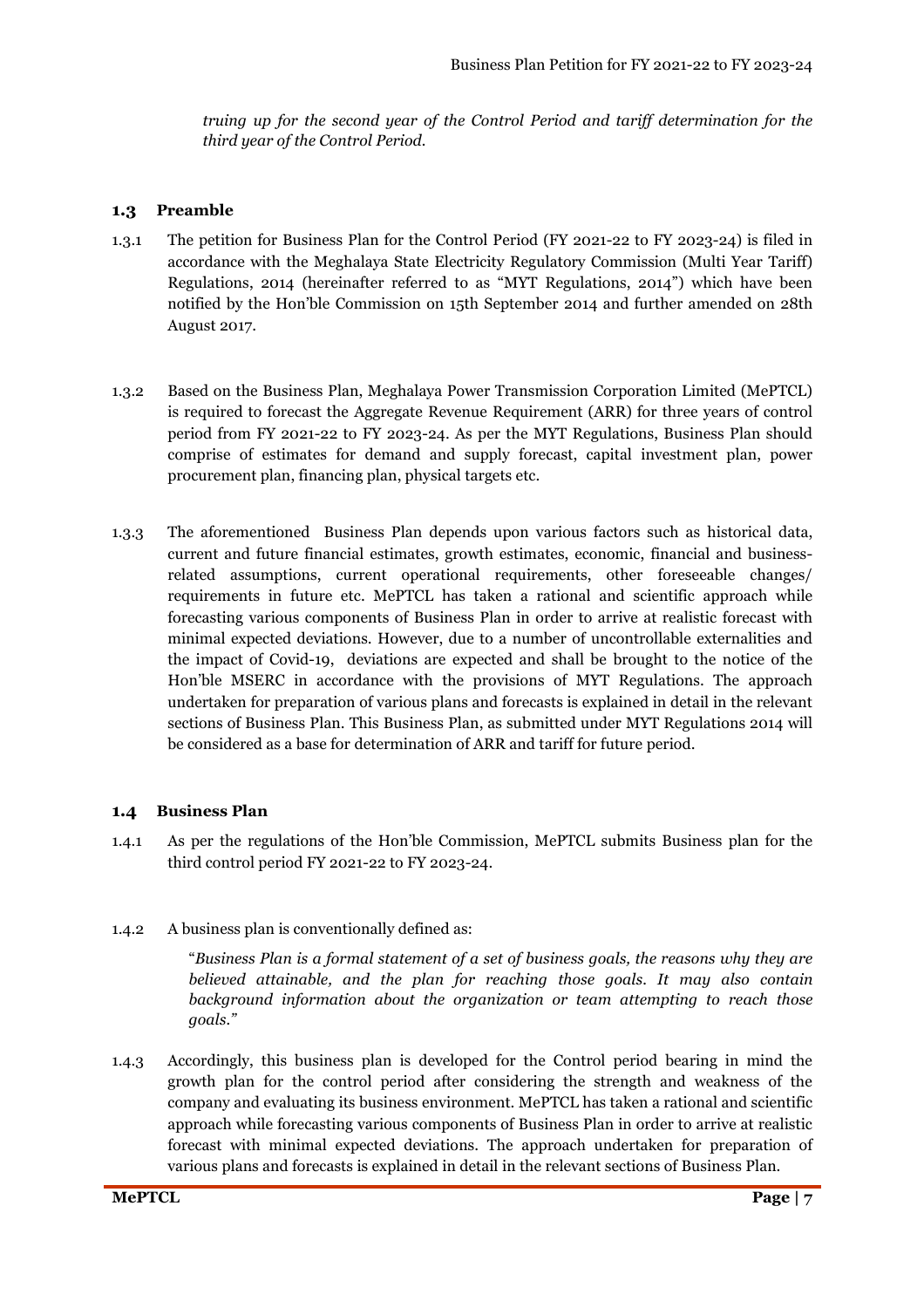*truing up for the second year of the Control Period and tariff determination for the third year of the Control Period.*

## 1.3 Preamble

1.3.1 The petition for Business Plan for the Control Period (FY 2021-22 to FY 2023-24) is filed in accordance with the Meghalaya State Electricity Regulatory Commission (Multi Year Tariff) Regulations, 2014 (hereinafter referred to as "MYT Regulations, 2014") which have been notified by the Hon'ble Commission on 15th September 2014 and further amended on 28th August 2017.

1.3.2 Based on the Business Plan, Meghalaya Power Transmission Corporation Limited (MePTCL) is required to forecast the Aggregate Revenue Requirement (ARR) for three years of control period from FY 2021-22 to FY 2023-24. As per the MYT Regulations, Business Plan should comprise of estimates for demand and supply forecast, capital investment plan, power procurement plan, financing plan, physical targets etc.

1.3.3 The aforementioned Business Plan depends upon various factors such as historical data, current and future financial estimates, growth estimates, economic, financial and business-related assumptions, current operational requirements, other foreseeable changes/ requirements in future etc. MePTCL has taken a rational and scientific approach while forecasting various components of Business Plan in order to arrive at realistic forecast with minimal expected deviations. However, due to a number of uncontrollable externalities and the impact of Covid-19, deviations are expected and shall be brought to the notice of the Hon'ble MSERC in accordance with the provisions of MYT Regulations. The approach undertaken for preparation of various plans and forecasts is explained in detail in the relevant sections of Business Plan. This Business Plan, as submitted under MYT Regulations 2014 will be considered as a base for determination of ARR and tariff for future period.

## 1.4 Business Plan

1.4.1 As per the regulations of the Hon'ble Commission, MePTCL submits Business plan for the third control period FY 2021-22 to FY 2023-24.

1.4.2 A business plan is conventionally defined as:

"*Business Plan is a formal statement of a set of business goals, the reasons why they are believed attainable, and the plan for reaching those goals. It may also contain background information about the organization or team attempting to reach those goals.*"

1.4.3 Accordingly, this business plan is developed for the Control period bearing in mind the growth plan for the control period after considering the strength and weakness of the company and evaluating its business environment. MePTCL has taken a rational and scientific approach while forecasting various components of Business Plan in order to arrive at realistic forecast with minimal expected deviations. The approach undertaken for preparation of various plans and forecasts is explained in detail in the relevant sections of Business Plan.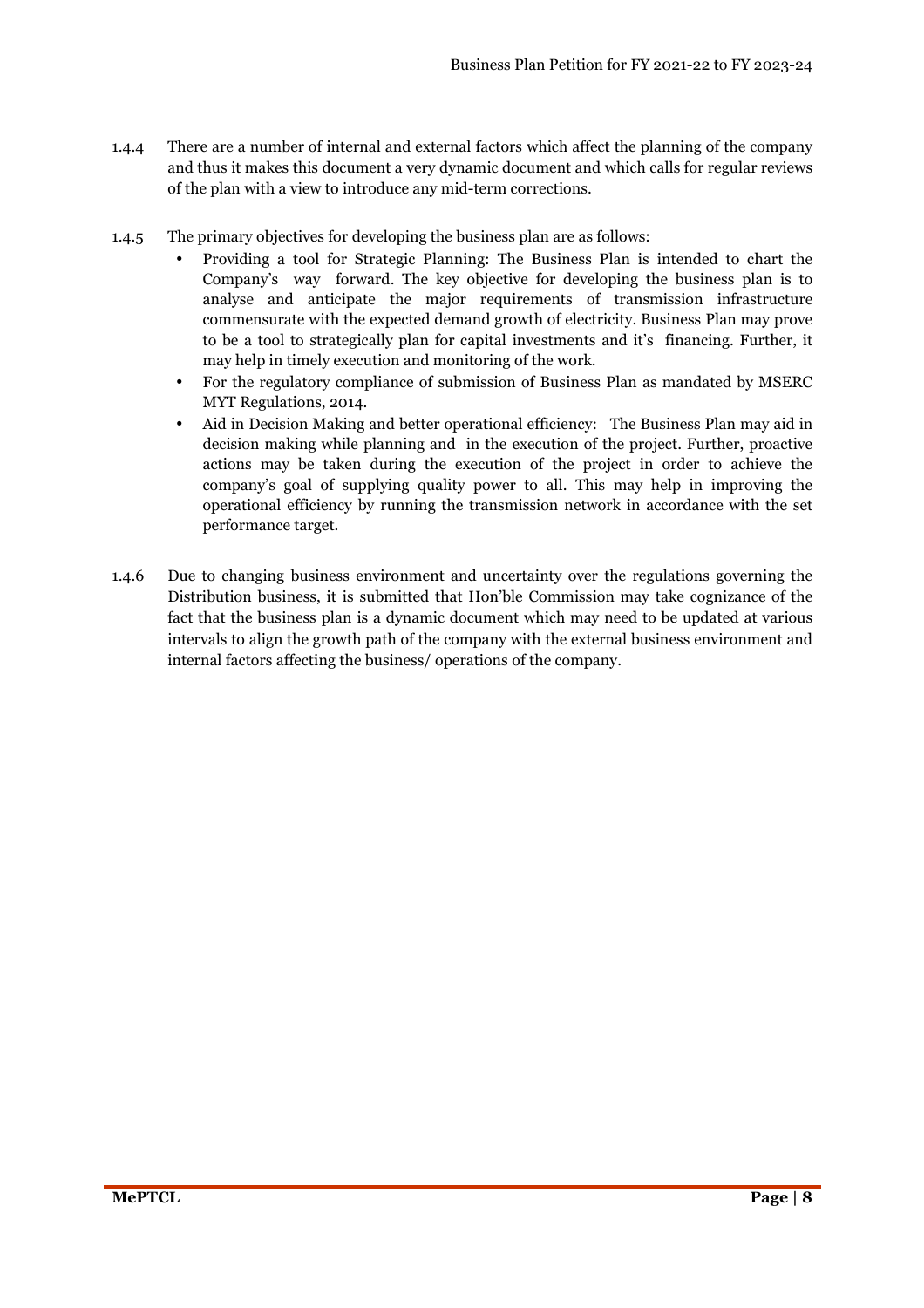1.4.4 There are a number of internal and external factors which affect the planning of the company and thus it makes this document a very dynamic document and which calls for regular reviews of the plan with a view to introduce any mid-term corrections.

1.4.5 The primary objectives for developing the business plan are as follows:

- Providing a tool for Strategic Planning: The Business Plan is intended to chart the Company's way forward. The key objective for developing the business plan is to analyse and anticipate the major requirements of transmission infrastructure commensurate with the expected demand growth of electricity. Business Plan may prove to be a tool to strategically plan for capital investments and it's financing. Further, it may help in timely execution and monitoring of the work.
- For the regulatory compliance of submission of Business Plan as mandated by MSERC MYT Regulations, 2014.
- Aid in Decision Making and better operational efficiency: The Business Plan may aid in decision making while planning and in the execution of the project. Further, proactive actions may be taken during the execution of the project in order to achieve the company's goal of supplying quality power to all. This may help in improving the operational efficiency by running the transmission network in accordance with the set performance target.

1.4.6 Due to changing business environment and uncertainty over the regulations governing the Distribution business, it is submitted that Hon'ble Commission may take cognizance of the fact that the business plan is a dynamic document which may need to be updated at various intervals to align the growth path of the company with the external business environment and internal factors affecting the business/ operations of the company.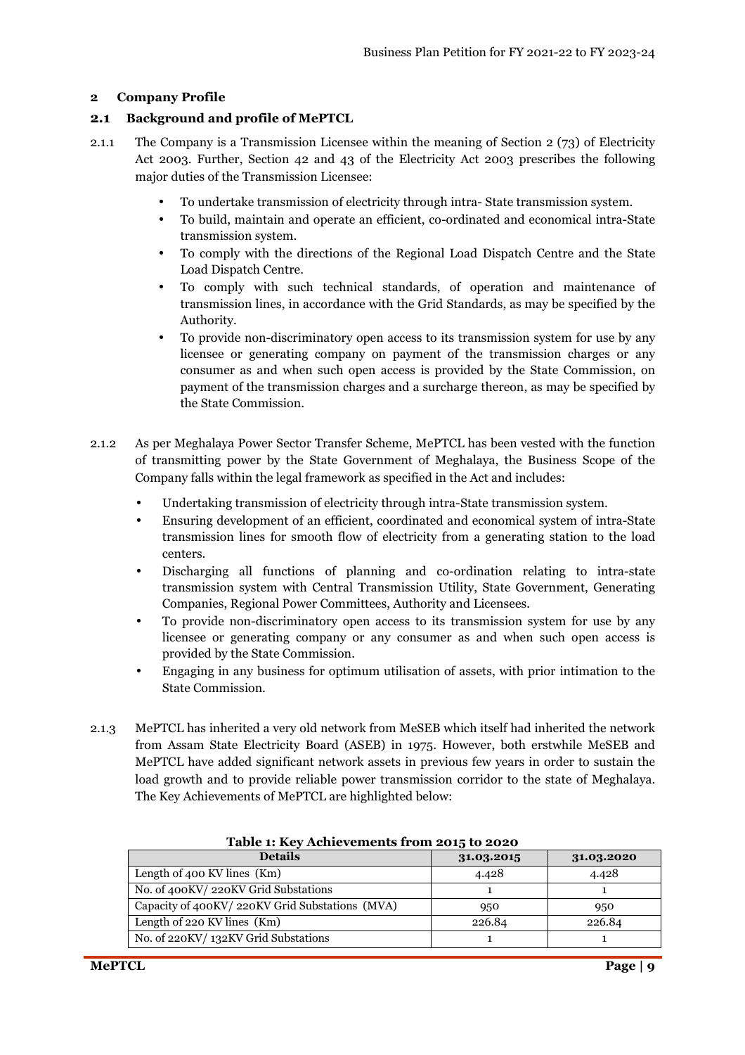## 2 Company Profile

### 2.1 Background and profile of MePTCL

2.1.1 The Company is a Transmission Licensee within the meaning of Section 2 (73) of Electricity Act 2003. Further, Section 42 and 43 of the Electricity Act 2003 prescribes the following major duties of the Transmission Licensee:

- To undertake transmission of electricity through intra- State transmission system.
- To build, maintain and operate an efficient, co-ordinated and economical intra-State transmission system.
- To comply with the directions of the Regional Load Dispatch Centre and the State Load Dispatch Centre.
- To comply with such technical standards, of operation and maintenance of transmission lines, in accordance with the Grid Standards, as may be specified by the Authority.
- To provide non-discriminatory open access to its transmission system for use by any licensee or generating company on payment of the transmission charges or any consumer as and when such open access is provided by the State Commission, on payment of the transmission charges and a surcharge thereon, as may be specified by the State Commission.

2.1.2 As per Meghalaya Power Sector Transfer Scheme, MePTCL has been vested with the function of transmitting power by the State Government of Meghalaya, the Business Scope of the Company falls within the legal framework as specified in the Act and includes:

- Undertaking transmission of electricity through intra-State transmission system.
- Ensuring development of an efficient, coordinated and economical system of intra-State transmission lines for smooth flow of electricity from a generating station to the load centers.
- Discharging all functions of planning and co-ordination relating to intra-state transmission system with Central Transmission Utility, State Government, Generating Companies, Regional Power Committees, Authority and Licensees.
- To provide non-discriminatory open access to its transmission system for use by any licensee or generating company or any consumer as and when such open access is provided by the State Commission.
- Engaging in any business for optimum utilisation of assets, with prior intimation to the State Commission.

2.1.3 MePTCL has inherited a very old network from MeSEB which itself had inherited the network from Assam State Electricity Board (ASEB) in 1975. However, both erstwhile MeSEB and MePTCL have added significant network assets in previous few years in order to sustain the load growth and to provide reliable power transmission corridor to the state of Meghalaya. The Key Achievements of MePTCL are highlighted below:

**Table 1: Key Achievements from 2015 to 2020**

| Details | 31.03.2015 | 31.03.2020 |
|---|---|---|
| Length of 400 KV lines (Km) | 4.428 | 4.428 |
| No. of 400KV/ 220KV Grid Substations | 1 | 1 |
| Capacity of 400KV/ 220KV Grid Substations (MVA) | 950 | 950 |
| Length of 220 KV lines (Km) | 226.84 | 226.84 |
| No. of 220KV/ 132KV Grid Substations | 1 | 1 |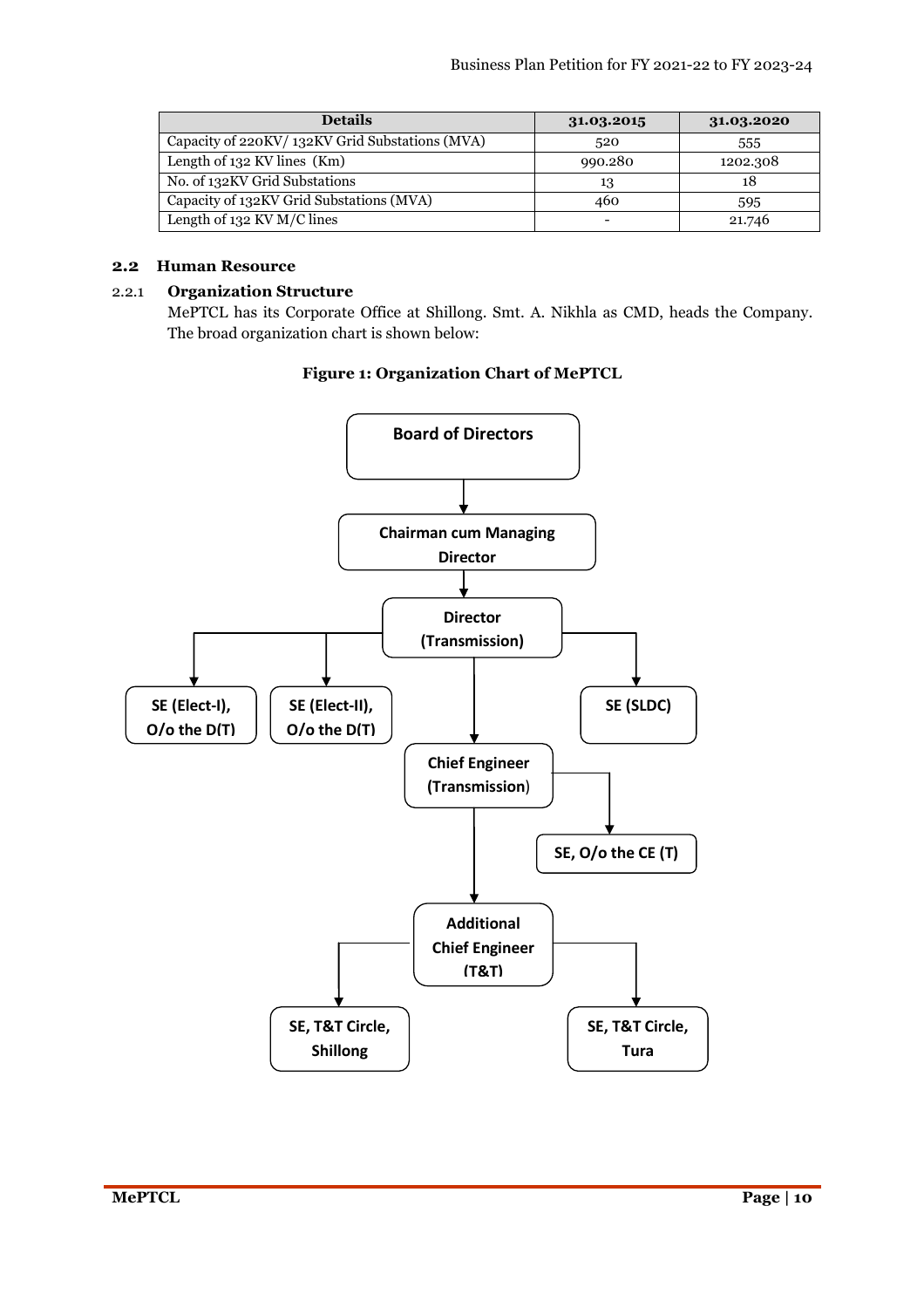| Details | 31.03.2015 | 31.03.2020 |
|---|---|---|
| Capacity of 220KV/ 132KV Grid Substations (MVA) | 520 | 555 |
| Length of 132 KV lines (Km) | 990.280 | 1202.308 |
| No. of 132KV Grid Substations | 13 | 18 |
| Capacity of 132KV Grid Substations (MVA) | 460 | 595 |
| Length of 132 KV M/C lines | - | 21.746 |

## 2.2 Human Resource

### 2.2.1 Organization Structure

MePTCL has its Corporate Office at Shillong. Smt. A. Nikhla as CMD, heads the Company. The broad organization chart is shown below:

**Figure 1: Organization Chart of MePTCL**

- Board of Directors
  - Chairman cum Managing Director
    - Director (Transmission)
      - SE (Elect-I), O/o the D(T)
      - SE (Elect-II), O/o the D(T)
      - SE (SLDC)
      - Chief Engineer (Transmission)
        - SE, O/o the CE (T)
        - Additional Chief Engineer (T&T)
          - SE, T&T Circle, Shillong
          - SE, T&T Circle, Tura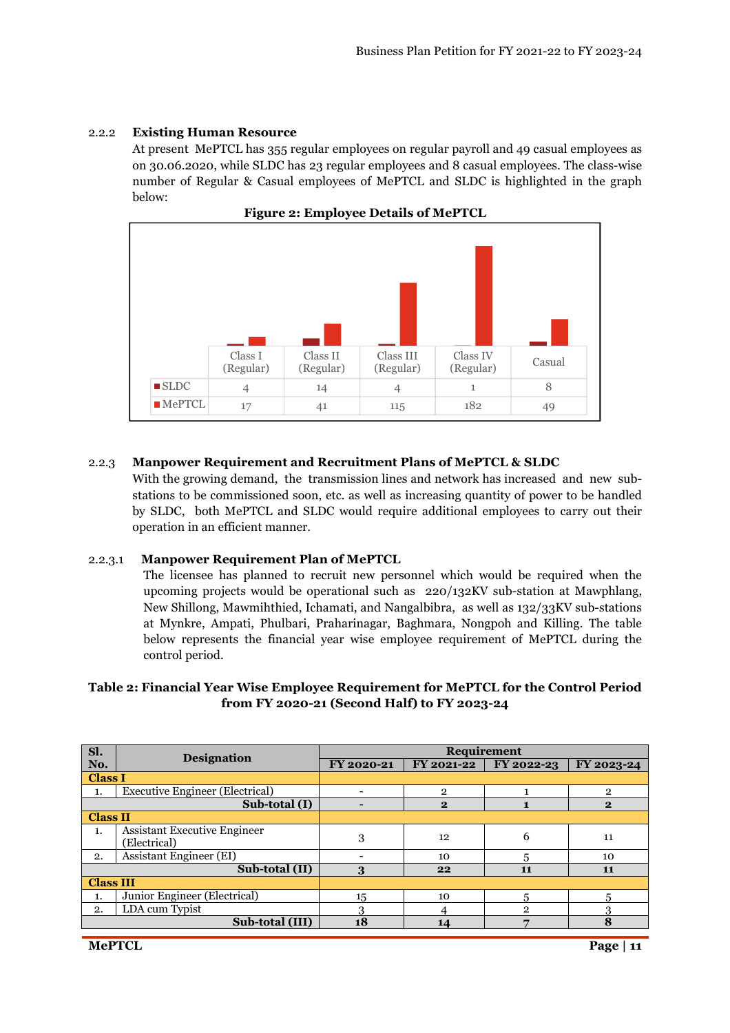### 2.2.2 Existing Human Resource

At present MePTCL has 355 regular employees on regular payroll and 49 casual employees as on 30.06.2020, while SLDC has 23 regular employees and 8 casual employees. The class-wise number of Regular & Casual employees of MePTCL and SLDC is highlighted in the graph below:

**Figure 2: Employee Details of MePTCL**

| | Class I (Regular) | Class II (Regular) | Class III (Regular) | Class IV (Regular) | Casual |
|---|---|---|---|---|---|
| SLDC | 4 | 14 | 4 | 1 | 8 |
| MePTCL | 17 | 41 | 115 | 182 | 49 |

### 2.2.3 Manpower Requirement and Recruitment Plans of MePTCL & SLDC

With the growing demand, the transmission lines and network has increased and new sub-stations to be commissioned soon, etc. as well as increasing quantity of power to be handled by SLDC, both MePTCL and SLDC would require additional employees to carry out their operation in an efficient manner.

#### 2.2.3.1 Manpower Requirement Plan of MePTCL

The licensee has planned to recruit new personnel which would be required when the upcoming projects would be operational such as 220/132KV sub-station at Mawphlang, New Shillong, Mawmihthied, Ichamati, and Nangalbibra, as well as 132/33KV sub-stations at Mynkre, Ampati, Phulbari, Praharinagar, Baghmara, Nongpoh and Killing. The table below represents the financial year wise employee requirement of MePTCL during the control period.

**Table 2: Financial Year Wise Employee Requirement for MePTCL for the Control Period from FY 2020-21 (Second Half) to FY 2023-24**

| Sl. No. | Designation | Requirement | | | |
|---|---|---|---|---|---|
| | | FY 2020-21 | FY 2021-22 | FY 2022-23 | FY 2023-24 |
| **Class I** | | | | | |
| 1. | Executive Engineer (Electrical) | - | 2 | 1 | 2 |
| | **Sub-total (I)** | **-** | **2** | **1** | **2** |
| **Class II** | | | | | |
| 1. | Assistant Executive Engineer (Electrical) | 3 | 12 | 6 | 11 |
| 2. | Assistant Engineer (EI) | - | 10 | 5 | 10 |
| | **Sub-total (II)** | **3** | **22** | **11** | **11** |
| **Class III** | | | | | |
| 1. | Junior Engineer (Electrical) | 15 | 10 | 5 | 5 |
| 2. | LDA cum Typist | 3 | 4 | 2 | 3 |
| | **Sub-total (III)** | **18** | **14** | **7** | **8** |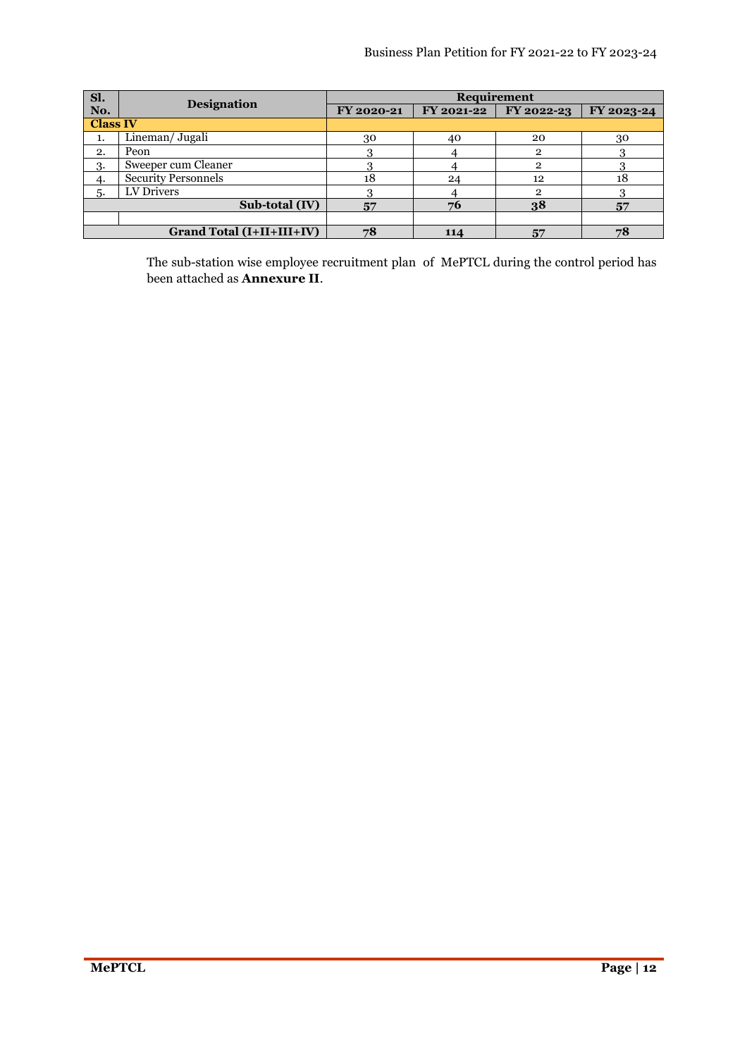| Sl. No. | Designation | Requirement | | | |
|---|---|---|---|---|---|
| | | FY 2020-21 | FY 2021-22 | FY 2022-23 | FY 2023-24 |
| **Class IV** | | | | | |
| 1. | Lineman/ Jugali | 30 | 40 | 20 | 30 |
| 2. | Peon | 3 | 4 | 2 | 3 |
| 3. | Sweeper cum Cleaner | 3 | 4 | 2 | 3 |
| 4. | Security Personnels | 18 | 24 | 12 | 18 |
| 5. | LV Drivers | 3 | 4 | 2 | 3 |
| | **Sub-total (IV)** | **57** | **76** | **38** | **57** |
| | | | | | |
| | **Grand Total (I+II+III+IV)** | **78** | **114** | **57** | **78** |

The sub-station wise employee recruitment plan of MePTCL during the control period has been attached as **Annexure II**.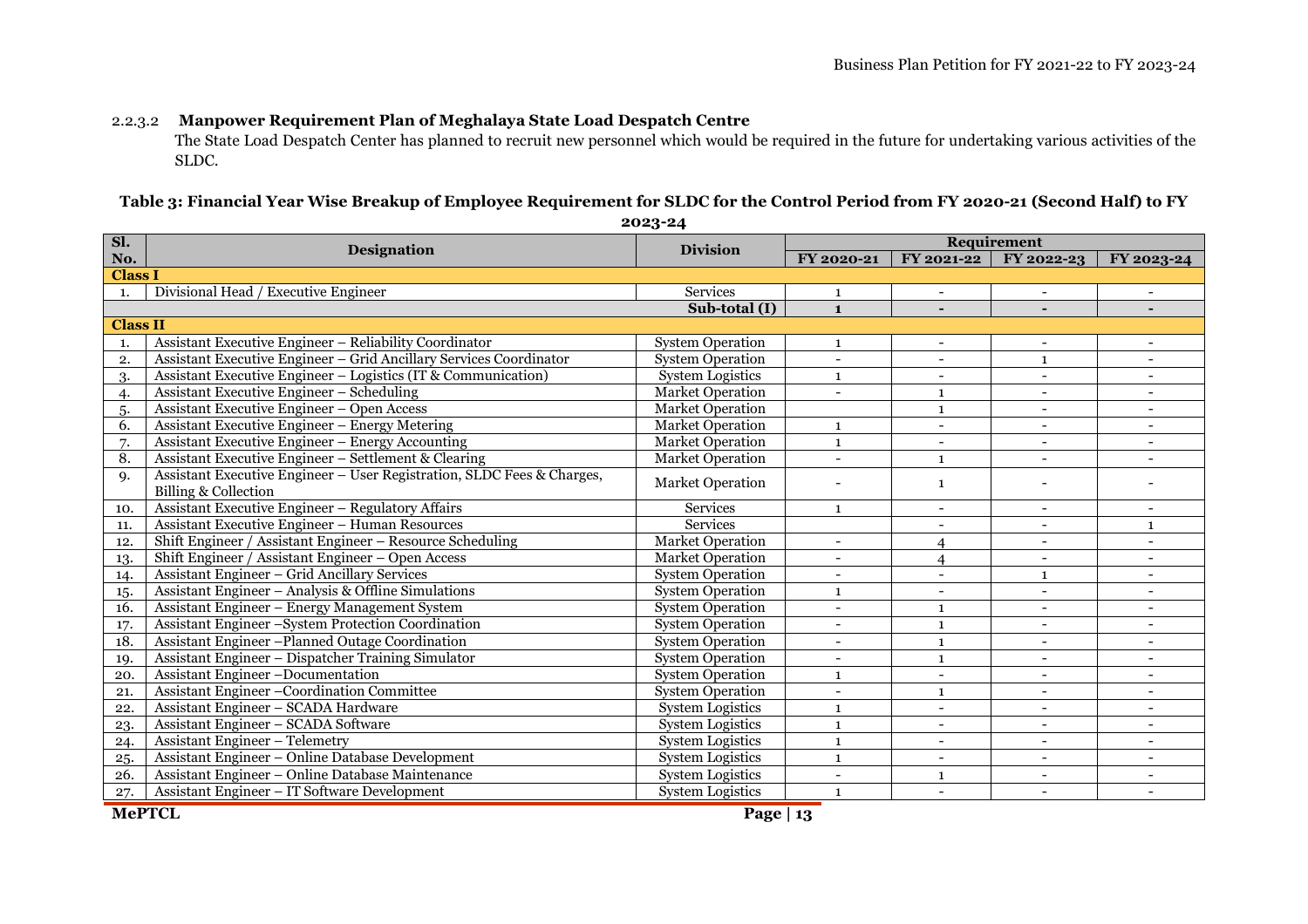#### 2.2.3.2 Manpower Requirement Plan of Meghalaya State Load Despatch Centre

The State Load Despatch Center has planned to recruit new personnel which would be required in the future for undertaking various activities of the SLDC.

**Table 3: Financial Year Wise Breakup of Employee Requirement for SLDC for the Control Period from FY 2020-21 (Second Half) to FY 2023-24**

| Sl. No. | Designation | Division | Requirement | | | |
|---|---|---|---|---|---|---|
| | | | FY 2020-21 | FY 2021-22 | FY 2022-23 | FY 2023-24 |
| **Class I** | | | | | | |
| 1. | Divisional Head / Executive Engineer | Services | 1 | - | - | - |
| | | **Sub-total (I)** | **1** | **-** | **-** | **-** |
| **Class II** | | | | | | |
| 1. | Assistant Executive Engineer – Reliability Coordinator | System Operation | 1 | - | - | - |
| 2. | Assistant Executive Engineer – Grid Ancillary Services Coordinator | System Operation | - | - | 1 | - |
| 3. | Assistant Executive Engineer – Logistics (IT & Communication) | System Logistics | 1 | - | - | - |
| 4. | Assistant Executive Engineer – Scheduling | Market Operation | - | 1 | - | - |
| 5. | Assistant Executive Engineer – Open Access | Market Operation | | 1 | - | - |
| 6. | Assistant Executive Engineer – Energy Metering | Market Operation | 1 | - | - | - |
| 7. | Assistant Executive Engineer – Energy Accounting | Market Operation | 1 | - | - | - |
| 8. | Assistant Executive Engineer – Settlement & Clearing | Market Operation | - | 1 | - | - |
| 9. | Assistant Executive Engineer – User Registration, SLDC Fees & Charges, Billing & Collection | Market Operation | - | 1 | - | - |
| 10. | Assistant Executive Engineer – Regulatory Affairs | Services | 1 | - | - | - |
| 11. | Assistant Executive Engineer – Human Resources | Services | | - | - | 1 |
| 12. | Shift Engineer / Assistant Engineer – Resource Scheduling | Market Operation | - | 4 | - | - |
| 13. | Shift Engineer / Assistant Engineer – Open Access | Market Operation | - | 4 | - | - |
| 14. | Assistant Engineer – Grid Ancillary Services | System Operation | - | - | 1 | - |
| 15. | Assistant Engineer – Analysis & Offline Simulations | System Operation | 1 | - | - | - |
| 16. | Assistant Engineer – Energy Management System | System Operation | - | 1 | - | - |
| 17. | Assistant Engineer –System Protection Coordination | System Operation | - | 1 | - | - |
| 18. | Assistant Engineer –Planned Outage Coordination | System Operation | - | 1 | - | - |
| 19. | Assistant Engineer – Dispatcher Training Simulator | System Operation | - | 1 | - | - |
| 20. | Assistant Engineer –Documentation | System Operation | 1 | - | - | - |
| 21. | Assistant Engineer –Coordination Committee | System Operation | - | 1 | - | - |
| 22. | Assistant Engineer – SCADA Hardware | System Logistics | 1 | - | - | - |
| 23. | Assistant Engineer – SCADA Software | System Logistics | 1 | - | - | - |
| 24. | Assistant Engineer – Telemetry | System Logistics | 1 | - | - | - |
| 25. | Assistant Engineer – Online Database Development | System Logistics | 1 | - | - | - |
| 26. | Assistant Engineer – Online Database Maintenance | System Logistics | - | 1 | - | - |
| 27. | Assistant Engineer – IT Software Development | System Logistics | 1 | - | - | - |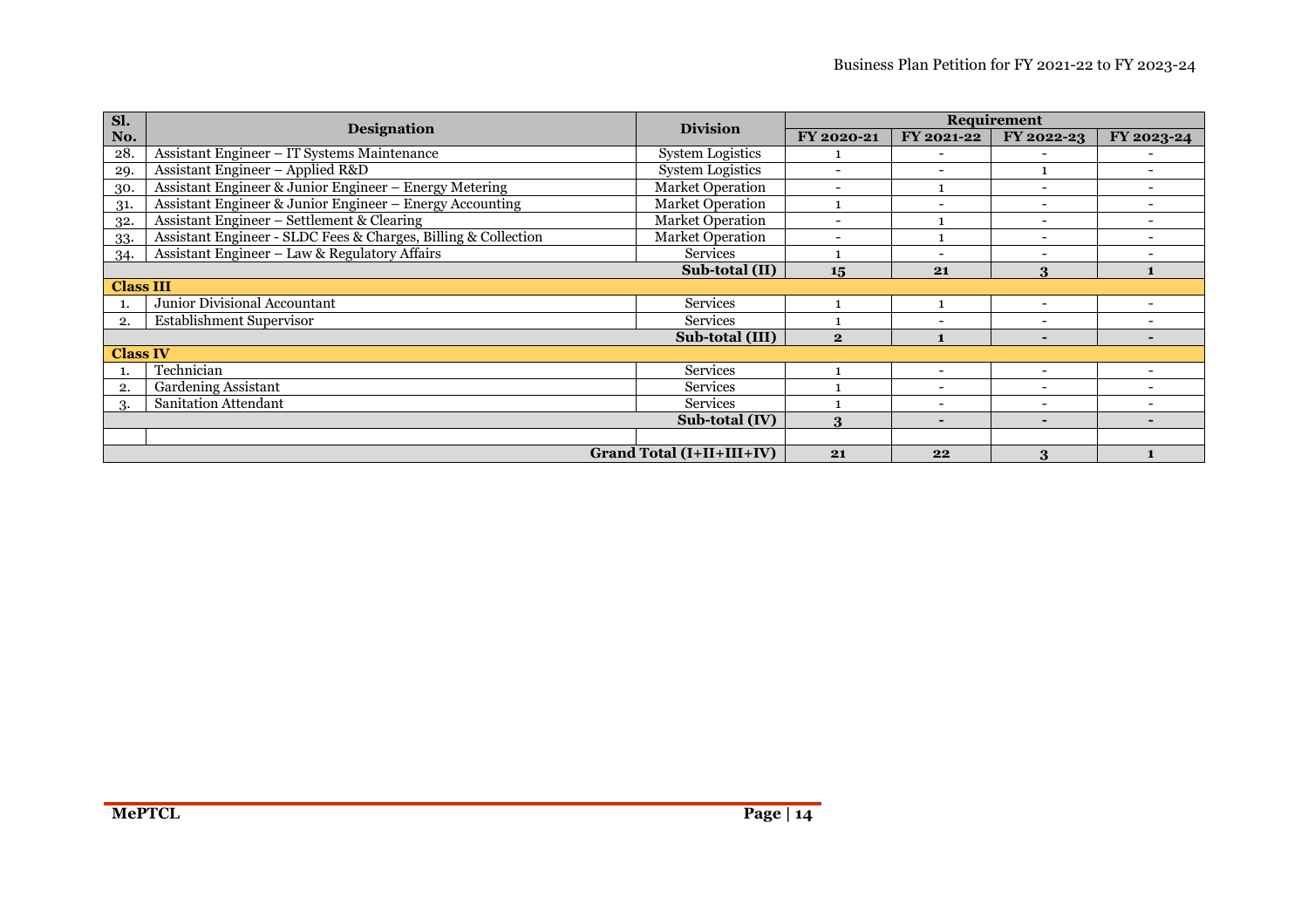| Sl. No. | Designation | Division | Requirement | | | |
|---|---|---|---|---|---|---|
| | | | FY 2020-21 | FY 2021-22 | FY 2022-23 | FY 2023-24 |
| 28. | Assistant Engineer – IT Systems Maintenance | System Logistics | 1 | - | - | - |
| 29. | Assistant Engineer – Applied R&D | System Logistics | - | - | 1 | - |
| 30. | Assistant Engineer & Junior Engineer – Energy Metering | Market Operation | - | 1 | - | - |
| 31. | Assistant Engineer & Junior Engineer – Energy Accounting | Market Operation | 1 | - | - | - |
| 32. | Assistant Engineer – Settlement & Clearing | Market Operation | - | 1 | - | - |
| 33. | Assistant Engineer - SLDC Fees & Charges, Billing & Collection | Market Operation | - | 1 | - | - |
| 34. | Assistant Engineer – Law & Regulatory Affairs | Services | 1 | - | - | - |
| | | **Sub-total (II)** | **15** | **21** | **3** | **1** |
| **Class III** | | | | | | |
| 1. | Junior Divisional Accountant | Services | 1 | 1 | - | - |
| 2. | Establishment Supervisor | Services | 1 | - | - | - |
| | | **Sub-total (III)** | **2** | **1** | **-** | **-** |
| **Class IV** | | | | | | |
| 1. | Technician | Services | 1 | - | - | - |
| 2. | Gardening Assistant | Services | 1 | - | - | - |
| 3. | Sanitation Attendant | Services | 1 | - | - | - |
| | | **Sub-total (IV)** | **3** | **-** | **-** | **-** |
| | | | | | | |
| | | **Grand Total (I+II+III+IV)** | **21** | **22** | **3** | **1** |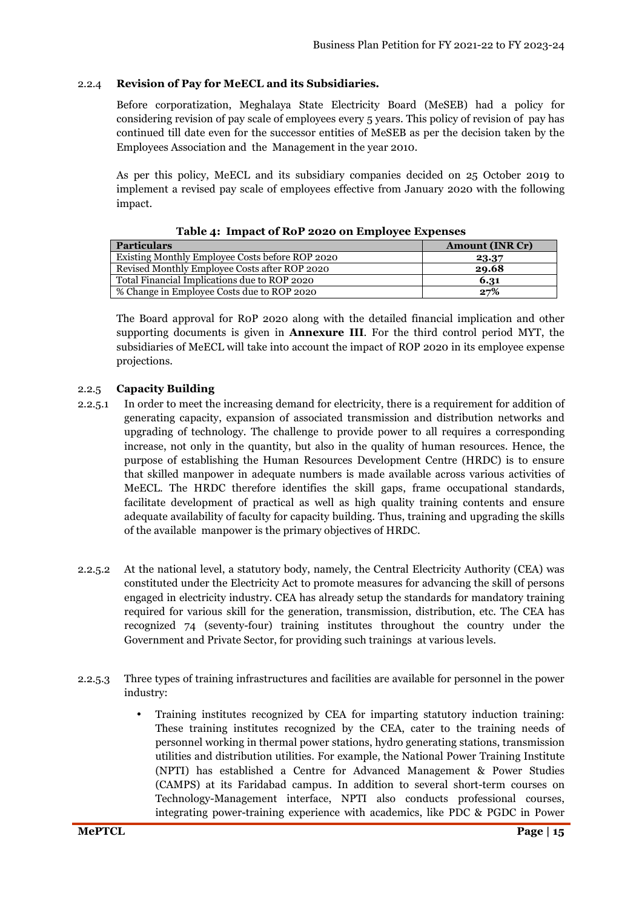#### 2.2.4 **Revision of Pay for MeECL and its Subsidiaries.**

Before corporatization, Meghalaya State Electricity Board (MeSEB) had a policy for considering revision of pay scale of employees every 5 years. This policy of revision of pay has continued till date even for the successor entities of MeSEB as per the decision taken by the Employees Association and the Management in the year 2010.

As per this policy, MeECL and its subsidiary companies decided on 25 October 2019 to implement a revised pay scale of employees effective from January 2020 with the following impact.

**Table 4: Impact of RoP 2020 on Employee Expenses**

| Particulars | Amount (INR Cr) |
|---|---|
| Existing Monthly Employee Costs before ROP 2020 | **23.37** |
| Revised Monthly Employee Costs after ROP 2020 | **29.68** |
| Total Financial Implications due to ROP 2020 | **6.31** |
| % Change in Employee Costs due to ROP 2020 | **27%** |

The Board approval for RoP 2020 along with the detailed financial implication and other supporting documents is given in **Annexure III**. For the third control period MYT, the subsidiaries of MeECL will take into account the impact of ROP 2020 in its employee expense projections.

#### 2.2.5 **Capacity Building**

2.2.5.1 In order to meet the increasing demand for electricity, there is a requirement for addition of generating capacity, expansion of associated transmission and distribution networks and upgrading of technology. The challenge to provide power to all requires a corresponding increase, not only in the quantity, but also in the quality of human resources. Hence, the purpose of establishing the Human Resources Development Centre (HRDC) is to ensure that skilled manpower in adequate numbers is made available across various activities of MeECL. The HRDC therefore identifies the skill gaps, frame occupational standards, facilitate development of practical as well as high quality training contents and ensure adequate availability of faculty for capacity building. Thus, training and upgrading the skills of the available manpower is the primary objectives of HRDC.

2.2.5.2 At the national level, a statutory body, namely, the Central Electricity Authority (CEA) was constituted under the Electricity Act to promote measures for advancing the skill of persons engaged in electricity industry. CEA has already setup the standards for mandatory training required for various skill for the generation, transmission, distribution, etc. The CEA has recognized 74 (seventy-four) training institutes throughout the country under the Government and Private Sector, for providing such trainings at various levels.

2.2.5.3 Three types of training infrastructures and facilities are available for personnel in the power industry:

- Training institutes recognized by CEA for imparting statutory induction training: These training institutes recognized by the CEA, cater to the training needs of personnel working in thermal power stations, hydro generating stations, transmission utilities and distribution utilities. For example, the National Power Training Institute (NPTI) has established a Centre for Advanced Management & Power Studies (CAMPS) at its Faridabad campus. In addition to several short-term courses on Technology-Management interface, NPTI also conducts professional courses, integrating power-training experience with academics, like PDC & PGDC in Power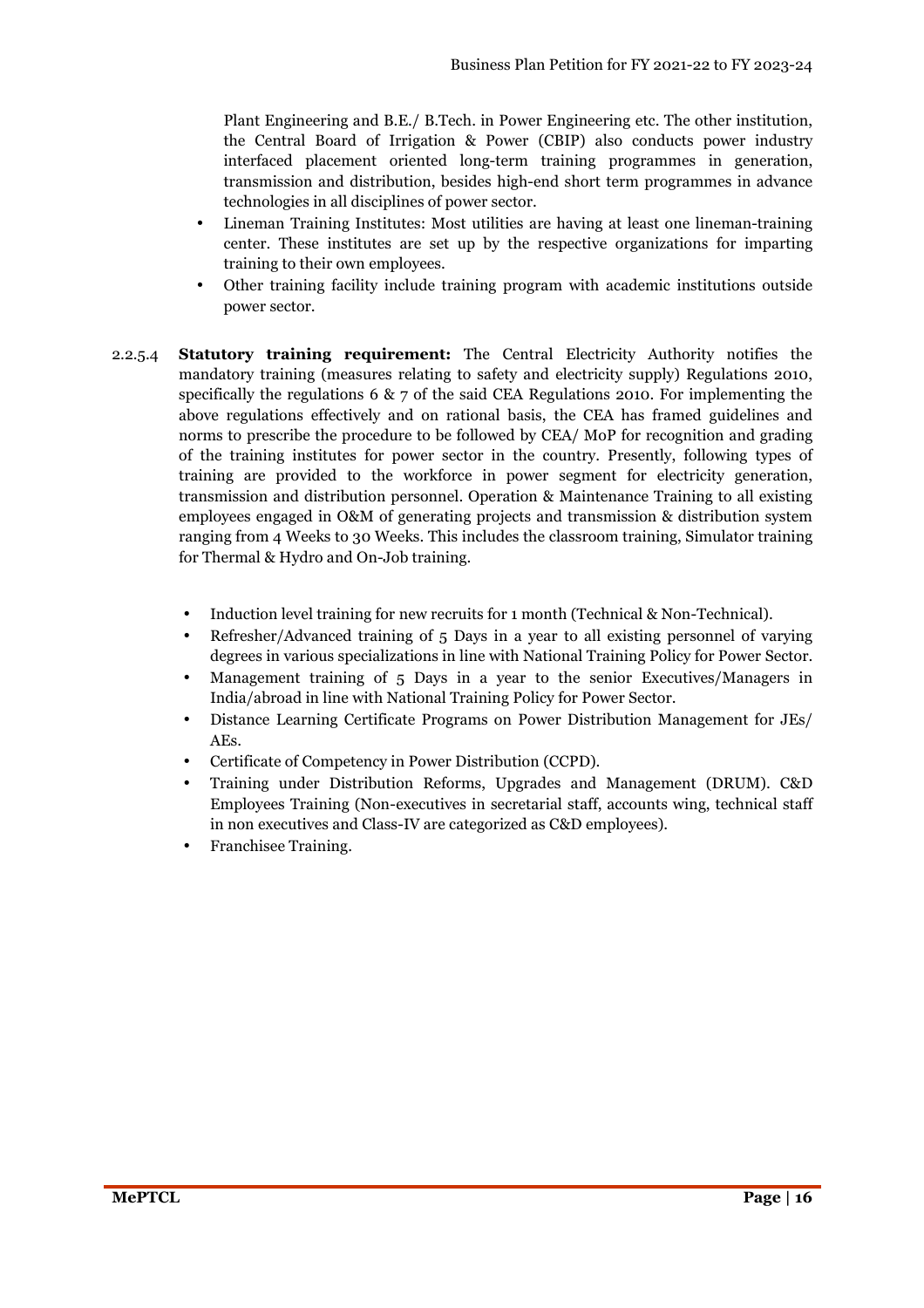Plant Engineering and B.E./ B.Tech. in Power Engineering etc. The other institution, the Central Board of Irrigation & Power (CBIP) also conducts power industry interfaced placement oriented long-term training programmes in generation, transmission and distribution, besides high-end short term programmes in advance technologies in all disciplines of power sector.

- Lineman Training Institutes: Most utilities are having at least one lineman-training center. These institutes are set up by the respective organizations for imparting training to their own employees.
- Other training facility include training program with academic institutions outside power sector.

2.2.5.4 **Statutory training requirement:** The Central Electricity Authority notifies the mandatory training (measures relating to safety and electricity supply) Regulations 2010, specifically the regulations 6 & 7 of the said CEA Regulations 2010. For implementing the above regulations effectively and on rational basis, the CEA has framed guidelines and norms to prescribe the procedure to be followed by CEA/ MoP for recognition and grading of the training institutes for power sector in the country. Presently, following types of training are provided to the workforce in power segment for electricity generation, transmission and distribution personnel. Operation & Maintenance Training to all existing employees engaged in O&M of generating projects and transmission & distribution system ranging from 4 Weeks to 30 Weeks. This includes the classroom training, Simulator training for Thermal & Hydro and On-Job training.

- Induction level training for new recruits for 1 month (Technical & Non-Technical).
- Refresher/Advanced training of 5 Days in a year to all existing personnel of varying degrees in various specializations in line with National Training Policy for Power Sector.
- Management training of 5 Days in a year to the senior Executives/Managers in India/abroad in line with National Training Policy for Power Sector.
- Distance Learning Certificate Programs on Power Distribution Management for JEs/ AEs.
- Certificate of Competency in Power Distribution (CCPD).
- Training under Distribution Reforms, Upgrades and Management (DRUM). C&D Employees Training (Non-executives in secretarial staff, accounts wing, technical staff in non executives and Class-IV are categorized as C&D employees).
- Franchisee Training.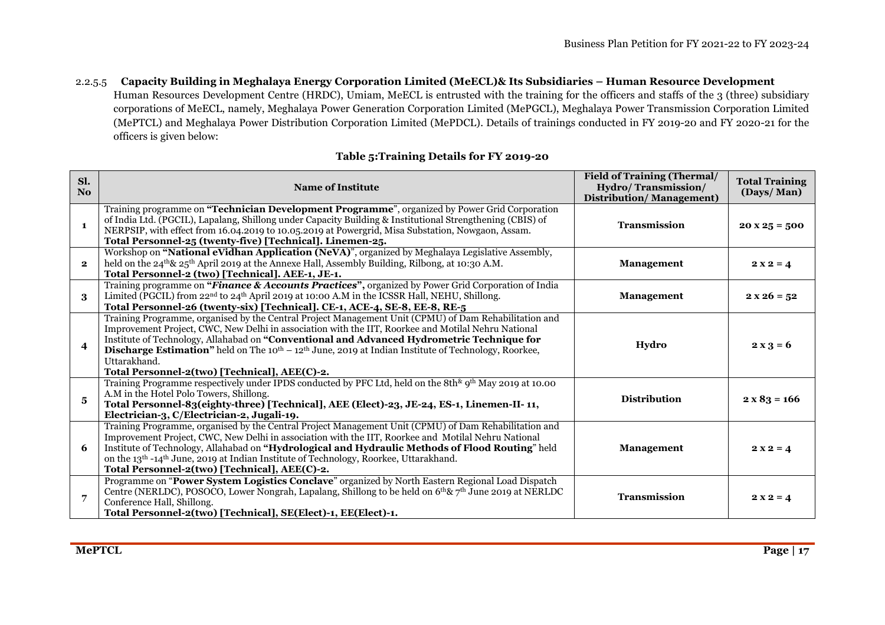### 2.2.5.5 Capacity Building in Meghalaya Energy Corporation Limited (MeECL)& Its Subsidiaries – Human Resource Development

Human Resources Development Centre (HRDC), Umiam, MeECL is entrusted with the training for the officers and staffs of the 3 (three) subsidiary corporations of MeECL, namely, Meghalaya Power Generation Corporation Limited (MePGCL), Meghalaya Power Transmission Corporation Limited (MePTCL) and Meghalaya Power Distribution Corporation Limited (MePDCL). Details of trainings conducted in FY 2019-20 and FY 2020-21 for the officers is given below:

**Table 5:Training Details for FY 2019-20**

| Sl. No | Name of Institute | Field of Training (Thermal/ Hydro/ Transmission/ Distribution/ Management) | Total Training (Days/ Man) |
|---|---|---|---|
| 1 | Training programme on **"Technician Development Programme"**, organized by Power Grid Corporation of India Ltd. (PGCIL), Lapalang, Shillong under Capacity Building & Institutional Strengthening (CBIS) of NERPSIP, with effect from 16.04.2019 to 10.05.2019 at Powergrid, Misa Substation, Nowgaon, Assam. **Total Personnel-25 (twenty-five) [Technical]. Linemen-25.** | **Transmission** | **20 x 25 = 500** |
| 2 | Workshop on **"National eVidhan Application (NeVA)"**, organized by Meghalaya Legislative Assembly, held on the 24th& 25th April 2019 at the Annexe Hall, Assembly Building, Rilbong, at 10:30 A.M. **Total Personnel-2 (two) [Technical]. AEE-1, JE-1.** | **Management** | **2 x 2 = 4** |
| 3 | Training programme on **"*Finance & Accounts Practices*",** organized by Power Grid Corporation of India Limited (PGCIL) from 22nd to 24th April 2019 at 10:00 A.M in the ICSSR Hall, NEHU, Shillong. **Total Personnel-26 (twenty-six) [Technical]. CE-1, ACE-4, SE-8, EE-8, RE-5** | **Management** | **2 x 26 = 52** |
| 4 | Training Programme, organised by the Central Project Management Unit (CPMU) of Dam Rehabilitation and Improvement Project, CWC, New Delhi in association with the IIT, Roorkee and Motilal Nehru National Institute of Technology, Allahabad on **"Conventional and Advanced Hydrometric Technique for Discharge Estimation"** held on The 10th – 12th June, 2019 at Indian Institute of Technology, Roorkee, Uttarakhand. **Total Personnel-2(two) [Technical], AEE(C)-2.** | **Hydro** | **2 x 3 = 6** |
| 5 | Training Programme respectively under IPDS conducted by PFC Ltd, held on the 8th& 9th May 2019 at 10.00 A.M in the Hotel Polo Towers, Shillong. **Total Personnel-83(eighty-three) [Technical], AEE (Elect)-23, JE-24, ES-1, Linemen-II- 11, Electrician-3, C/Electrician-2, Jugali-19.** | **Distribution** | **2 x 83 = 166** |
| 6 | Training Programme, organised by the Central Project Management Unit (CPMU) of Dam Rehabilitation and Improvement Project, CWC, New Delhi in association with the IIT, Roorkee and Motilal Nehru National Institute of Technology, Allahabad on **"Hydrological and Hydraulic Methods of Flood Routing"** held on the 13th -14th June, 2019 at Indian Institute of Technology, Roorkee, Uttarakhand. **Total Personnel-2(two) [Technical], AEE(C)-2.** | **Management** | **2 x 2 = 4** |
| 7 | Programme on "**Power System Logistics Conclave**" organized by North Eastern Regional Load Dispatch Centre (NERLDC), POSOCO, Lower Nongrah, Lapalang, Shillong to be held on 6th& 7th June 2019 at NERLDC Conference Hall, Shillong. **Total Personnel-2(two) [Technical], SE(Elect)-1, EE(Elect)-1.** | **Transmission** | **2 x 2 = 4** |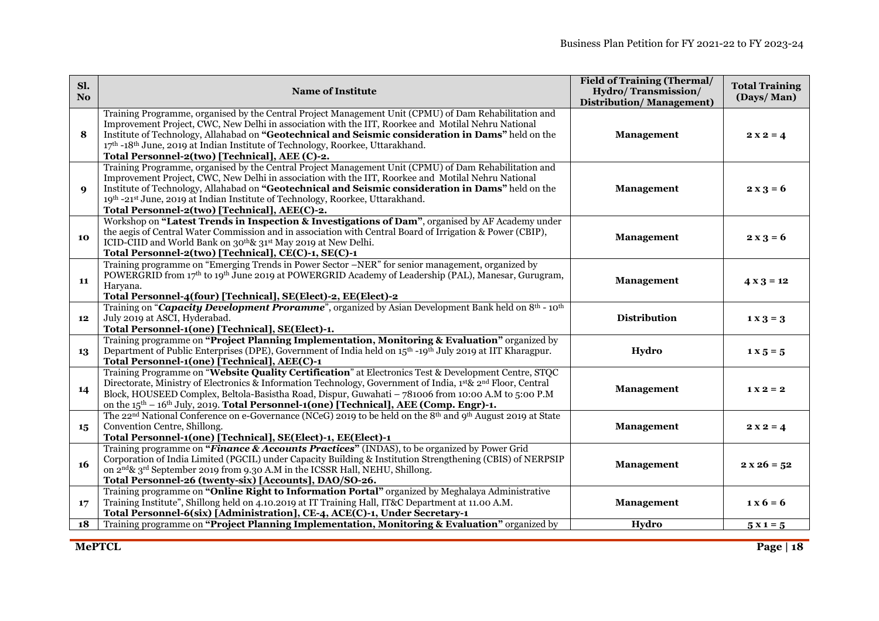| Sl. No | Name of Institute | Field of Training (Thermal/ Hydro/ Transmission/ Distribution/ Management) | Total Training (Days/ Man) |
|---|---|---|---|
| **8** | Training Programme, organised by the Central Project Management Unit (CPMU) of Dam Rehabilitation and Improvement Project, CWC, New Delhi in association with the IIT, Roorkee and Motilal Nehru National Institute of Technology, Allahabad on **"Geotechnical and Seismic consideration in Dams"** held on the 17th -18th June, 2019 at Indian Institute of Technology, Roorkee, Uttarakhand. **Total Personnel-2(two) [Technical], AEE (C)-2.** | **Management** | **2 x 2 = 4** |
| **9** | Training Programme, organised by the Central Project Management Unit (CPMU) of Dam Rehabilitation and Improvement Project, CWC, New Delhi in association with the IIT, Roorkee and Motilal Nehru National Institute of Technology, Allahabad on **"Geotechnical and Seismic consideration in Dams"** held on the 19th -21st June, 2019 at Indian Institute of Technology, Roorkee, Uttarakhand. **Total Personnel-2(two) [Technical], AEE(C)-2.** | **Management** | **2 x 3 = 6** |
| **10** | Workshop on **"Latest Trends in Inspection & Investigations of Dam"**, organised by AF Academy under the aegis of Central Water Commission and in association with Central Board of Irrigation & Power (CBIP), ICID-CIID and World Bank on 30th& 31st May 2019 at New Delhi. **Total Personnel-2(two) [Technical], CE(C)-1, SE(C)-1** | **Management** | **2 x 3 = 6** |
| **11** | Training programme on "Emerging Trends in Power Sector –NER" for senior management, organized by POWERGRID from 17th to 19th June 2019 at POWERGRID Academy of Leadership (PAL), Manesar, Gurugram, Haryana. **Total Personnel-4(four) [Technical], SE(Elect)-2, EE(Elect)-2** | **Management** | **4 x 3 = 12** |
| **12** | Training on "***Capacity Development Proramme***", organized by Asian Development Bank held on 8th - 10th July 2019 at ASCI, Hyderabad. **Total Personnel-1(one) [Technical], SE(Elect)-1.** | **Distribution** | **1 x 3 = 3** |
| **13** | Training programme on **"Project Planning Implementation, Monitoring & Evaluation"** organized by Department of Public Enterprises (DPE), Government of India held on 15th -19th July 2019 at IIT Kharagpur. **Total Personnel-1(one) [Technical], AEE(C)-1** | **Hydro** | **1 x 5 = 5** |
| **14** | Training Programme on "**Website Quality Certification**" at Electronics Test & Development Centre, STQC Directorate, Ministry of Electronics & Information Technology, Government of India, 1st& 2nd Floor, Central Block, HOUSEED Complex, Beltola-Basistha Road, Dispur, Guwahati – 781006 from 10:00 A.M to 5:00 P.M on the 15th – 16th July, 2019. **Total Personnel-1(one) [Technical], AEE (Comp. Engr)-1.** | **Management** | **1 x 2 = 2** |
| **15** | The 22nd National Conference on e-Governance (NCeG) 2019 to be held on the 8th and 9th August 2019 at State Convention Centre, Shillong. **Total Personnel-1(one) [Technical], SE(Elect)-1, EE(Elect)-1** | **Management** | **2 x 2 = 4** |
| **16** | Training programme on **"*Finance & Accounts Practices*"** (INDAS), to be organized by Power Grid Corporation of India Limited (PGCIL) under Capacity Building & Institution Strengthening (CBIS) of NERPSIP on 2nd& 3rd September 2019 from 9.30 A.M in the ICSSR Hall, NEHU, Shillong. **Total Personnel-26 (twenty-six) [Accounts], DAO/SO-26.** | **Management** | **2 x 26 = 52** |
| **17** | Training programme on **"Online Right to Information Portal"** organized by Meghalaya Administrative Training Institute", Shillong held on 4.10.2019 at IT Training Hall, IT&C Department at 11.00 A.M. **Total Personnel-6(six) [Administration], CE-4, ACE(C)-1, Under Secretary-1** | **Management** | **1 x 6 = 6** |
| **18** | Training programme on **"Project Planning Implementation, Monitoring & Evaluation"** organized by | **Hydro** | **5 x 1 = 5** |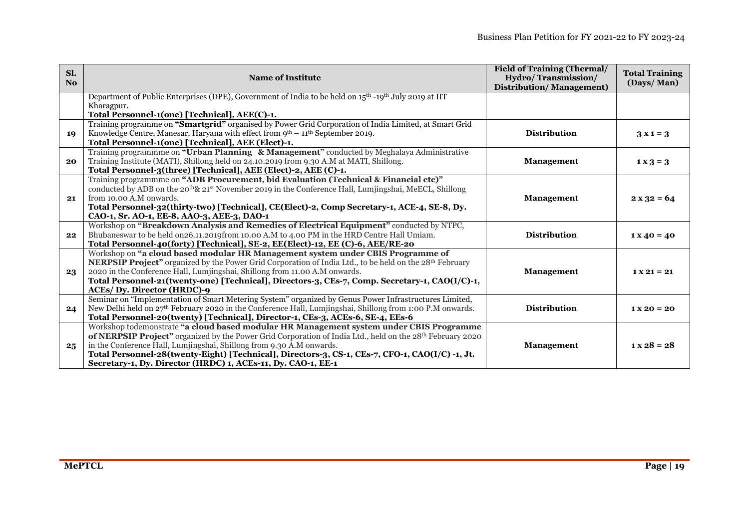| Sl. No | Name of Institute | Field of Training (Thermal/ Hydro/ Transmission/ Distribution/ Management) | Total Training (Days/ Man) |
|---|---|---|---|
| | Department of Public Enterprises (DPE), Government of India to be held on 15th -19th July 2019 at IIT Kharagpur. **Total Personnel-1(one) [Technical], AEE(C)-1.** | | |
| **19** | Training programme on **"Smartgrid"** organised by Power Grid Corporation of India Limited, at Smart Grid Knowledge Centre, Manesar, Haryana with effect from 9th – 11th September 2019. **Total Personnel-1(one) [Technical], AEE (Elect)-1.** | **Distribution** | **3 x 1 = 3** |
| **20** | Training programmme on **"Urban Planning & Management"** conducted by Meghalaya Administrative Training Institute (MATI), Shillong held on 24.10.2019 from 9.30 A.M at MATI, Shillong. **Total Personnel-3(three) [Technical], AEE (Elect)-2, AEE (C)-1.** | **Management** | **1 x 3 = 3** |
| **21** | Training programmme on **"ADB Procurement, bid Evaluation (Technical & Financial etc)"** conducted by ADB on the 20th& 21st November 2019 in the Conference Hall, Lumjingshai, MeECL, Shillong from 10.00 A.M onwards. **Total Personnel-32(thirty-two) [Technical], CE(Elect)-2, Comp Secretary-1, ACE-4, SE-8, Dy. CAO-1, Sr. AO-1, EE-8, AAO-3, AEE-3, DAO-1** | **Management** | **2 x 32 = 64** |
| **22** | Workshop on **"Breakdown Analysis and Remedies of Electrical Equipment"** conducted by NTPC, Bhubaneswar to be held on26.11.2019from 10.00 A.M to 4.00 PM in the HRD Centre Hall Umiam. **Total Personnel-40(forty) [Technical], SE-2, EE(Elect)-12, EE (C)-6, AEE/RE-20** | **Distribution** | **1 x 40 = 40** |
| **23** | Workshop on **"a cloud based modular HR Management system under CBIS Programme of NERPSIP Project"** organized by the Power Grid Corporation of India Ltd., to be held on the 28th February 2020 in the Conference Hall, Lumjingshai, Shillong from 11.00 A.M onwards. **Total Personnel-21(twenty-one) [Technical], Directors-3, CEs-7, Comp. Secretary-1, CAO(I/C)-1, ACEs/ Dy. Director (HRDC)-9** | **Management** | **1 x 21 = 21** |
| **24** | Seminar on "Implementation of Smart Metering System" organized by Genus Power Infrastructures Limited, New Delhi held on 27th February 2020 in the Conference Hall, Lumjingshai, Shillong from 1:00 P.M onwards. **Total Personnel-20(twenty) [Technical], Director-1, CEs-3, ACEs-6, SE-4, EEs-6** | **Distribution** | **1 x 20 = 20** |
| **25** | Workshop todemonstrate **"a cloud based modular HR Management system under CBIS Programme of NERPSIP Project"** organized by the Power Grid Corporation of India Ltd., held on the 28th February 2020 in the Conference Hall, Lumjingshai, Shillong from 9.30 A.M onwards. **Total Personnel-28(twenty-Eight) [Technical], Directors-3, CS-1, CEs-7, CFO-1, CAO(I/C) -1, Jt. Secretary-1, Dy. Director (HRDC) 1, ACEs-11, Dy. CAO-1, EE-1** | **Management** | **1 x 28 = 28** |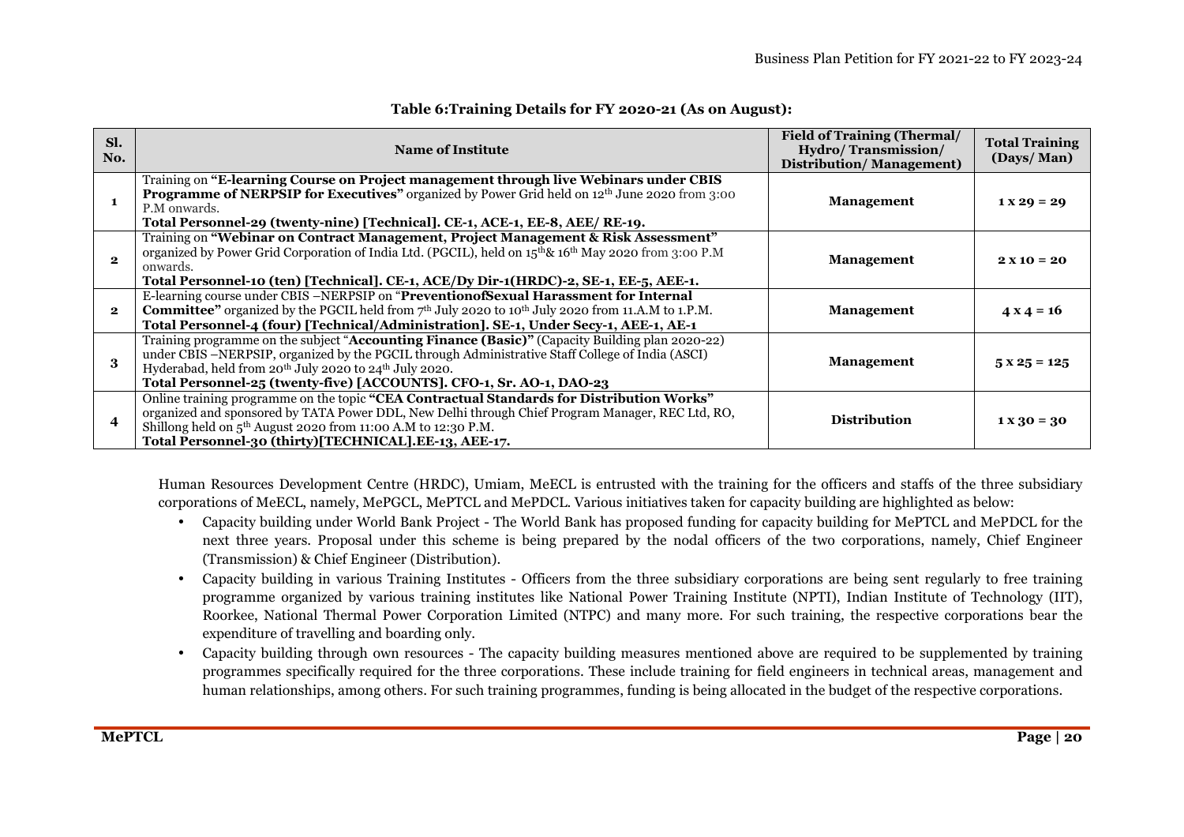**Table 6:Training Details for FY 2020-21 (As on August):**

| Sl. No. | Name of Institute | Field of Training (Thermal/ Hydro/ Transmission/ Distribution/ Management) | Total Training (Days/ Man) |
|---|---|---|---|
| 1 | Training on **"E-learning Course on Project management through live Webinars under CBIS Programme of NERPSIP for Executives"** organized by Power Grid held on 12th June 2020 from 3:00 P.M onwards. **Total Personnel-29 (twenty-nine) [Technical]. CE-1, ACE-1, EE-8, AEE/ RE-19.** | **Management** | **1 x 29 = 29** |
| 2 | Training on **"Webinar on Contract Management, Project Management & Risk Assessment"** organized by Power Grid Corporation of India Ltd. (PGCIL), held on 15th& 16th May 2020 from 3:00 P.M onwards. **Total Personnel-10 (ten) [Technical]. CE-1, ACE/Dy Dir-1(HRDC)-2, SE-1, EE-5, AEE-1.** | **Management** | **2 x 10 = 20** |
| 2 | E-learning course under CBIS –NERPSIP on "**PreventionofSexual Harassment for Internal Committee"** organized by the PGCIL held from 7th July 2020 to 10th July 2020 from 11.A.M to 1.P.M. **Total Personnel-4 (four) [Technical/Administration]. SE-1, Under Secy-1, AEE-1, AE-1** | **Management** | **4 x 4 = 16** |
| 3 | Training programme on the subject "**Accounting Finance (Basic)"** (Capacity Building plan 2020-22) under CBIS –NERPSIP, organized by the PGCIL through Administrative Staff College of India (ASCI) Hyderabad, held from 20th July 2020 to 24th July 2020. **Total Personnel-25 (twenty-five) [ACCOUNTS]. CFO-1, Sr. AO-1, DAO-23** | **Management** | **5 x 25 = 125** |
| 4 | Online training programme on the topic **"CEA Contractual Standards for Distribution Works"** organized and sponsored by TATA Power DDL, New Delhi through Chief Program Manager, REC Ltd, RO, Shillong held on 5th August 2020 from 11:00 A.M to 12:30 P.M. **Total Personnel-30 (thirty)[TECHNICAL].EE-13, AEE-17.** | **Distribution** | **1 x 30 = 30** |

Human Resources Development Centre (HRDC), Umiam, MeECL is entrusted with the training for the officers and staffs of the three subsidiary corporations of MeECL, namely, MePGCL, MePTCL and MePDCL. Various initiatives taken for capacity building are highlighted as below:

- Capacity building under World Bank Project - The World Bank has proposed funding for capacity building for MePTCL and MePDCL for the next three years. Proposal under this scheme is being prepared by the nodal officers of the two corporations, namely, Chief Engineer (Transmission) & Chief Engineer (Distribution).
- Capacity building in various Training Institutes - Officers from the three subsidiary corporations are being sent regularly to free training programme organized by various training institutes like National Power Training Institute (NPTI), Indian Institute of Technology (IIT), Roorkee, National Thermal Power Corporation Limited (NTPC) and many more. For such training, the respective corporations bear the expenditure of travelling and boarding only.
- Capacity building through own resources - The capacity building measures mentioned above are required to be supplemented by training programmes specifically required for the three corporations. These include training for field engineers in technical areas, management and human relationships, among others. For such training programmes, funding is being allocated in the budget of the respective corporations.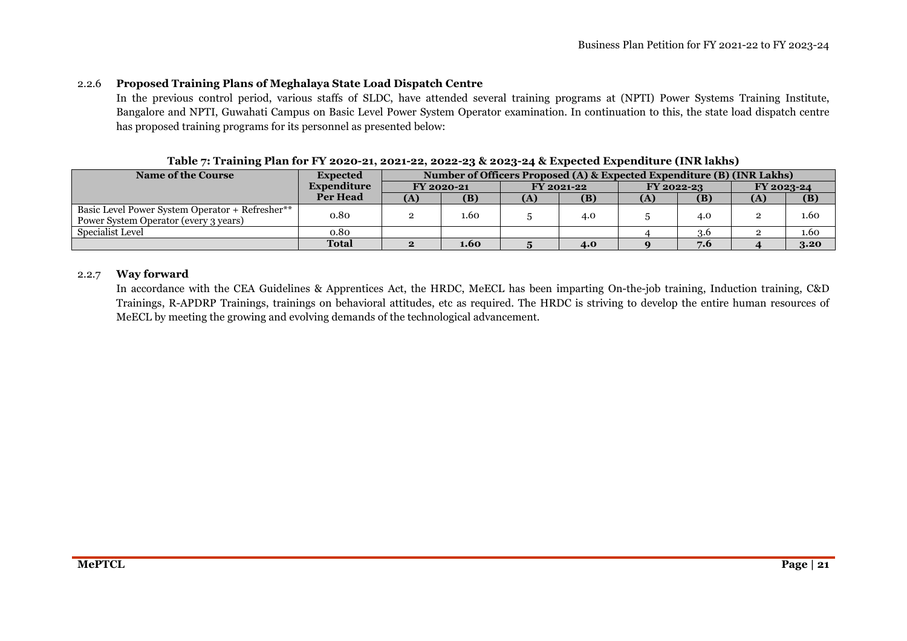#### 2.2.6 **Proposed Training Plans of Meghalaya State Load Dispatch Centre**

In the previous control period, various staffs of SLDC, have attended several training programs at (NPTI) Power Systems Training Institute, Bangalore and NPTI, Guwahati Campus on Basic Level Power System Operator examination. In continuation to this, the state load dispatch centre has proposed training programs for its personnel as presented below:

**Table 7: Training Plan for FY 2020-21, 2021-22, 2022-23 & 2023-24 & Expected Expenditure (INR lakhs)**

| Name of the Course | Expected Expenditure Per Head | Number of Officers Proposed (A) & Expected Expenditure (B) (INR Lakhs) | | | | | | | |
|---|---|---|---|---|---|---|---|---|---|
| | | FY 2020-21 | | FY 2021-22 | | FY 2022-23 | | FY 2023-24 | |
| | | (A) | (B) | (A) | (B) | (A) | (B) | (A) | (B) |
| Basic Level Power System Operator + Refresher** Power System Operator (every 3 years) | 0.80 | 2 | 1.60 | 5 | 4.0 | 5 | 4.0 | 2 | 1.60 |
| Specialist Level | 0.80 | | | | | 4 | 3.6 | 2 | 1.60 |
| | **Total** | **2** | **1.60** | **5** | **4.0** | **9** | **7.6** | **4** | **3.20** |

#### 2.2.7 **Way forward**

In accordance with the CEA Guidelines & Apprentices Act, the HRDC, MeECL has been imparting On-the-job training, Induction training, C&D Trainings, R-APDRP Trainings, trainings on behavioral attitudes, etc as required. The HRDC is striving to develop the entire human resources of MeECL by meeting the growing and evolving demands of the technological advancement.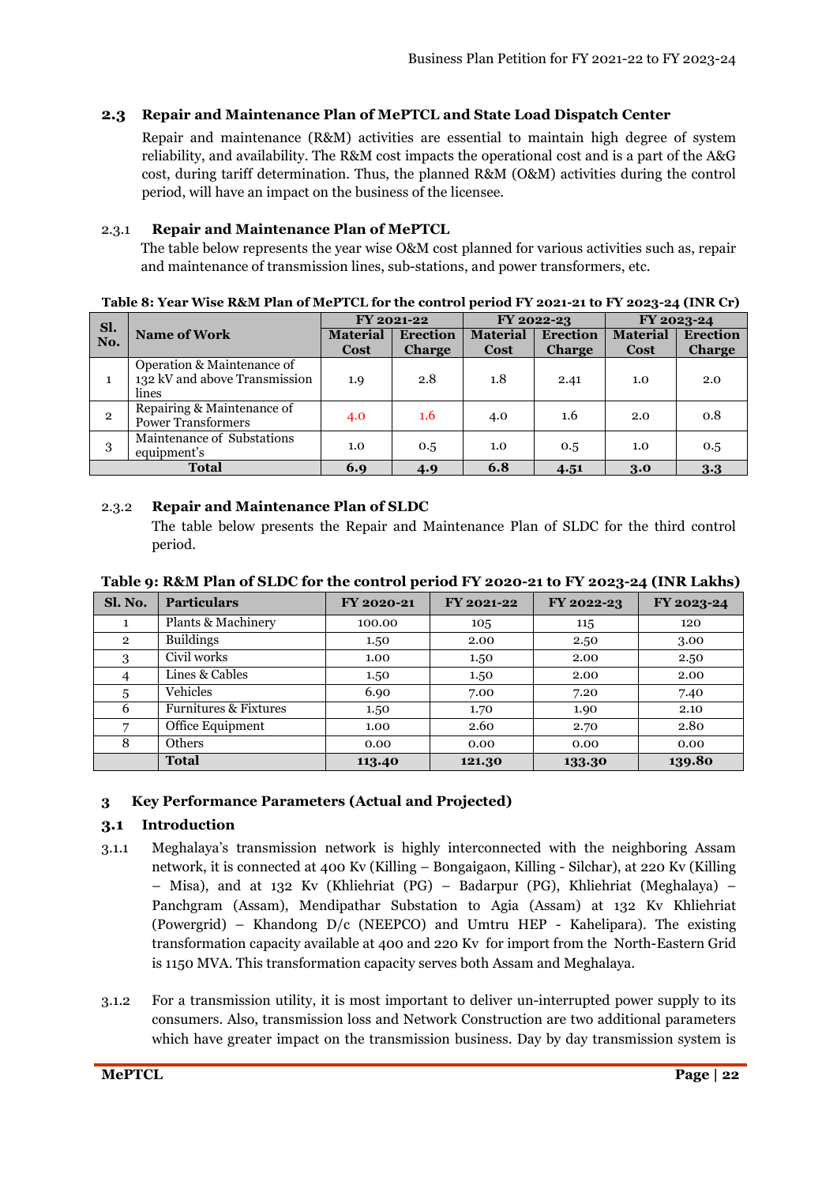## 2.3 Repair and Maintenance Plan of MePTCL and State Load Dispatch Center

Repair and maintenance (R&M) activities are essential to maintain high degree of system reliability, and availability. The R&M cost impacts the operational cost and is a part of the A&G cost, during tariff determination. Thus, the planned R&M (O&M) activities during the control period, will have an impact on the business of the licensee.

### 2.3.1 Repair and Maintenance Plan of MePTCL

The table below represents the year wise O&M cost planned for various activities such as, repair and maintenance of transmission lines, sub-stations, and power transformers, etc.

**Table 8: Year Wise R&M Plan of MePTCL for the control period FY 2021-21 to FY 2023-24 (INR Cr)**

| Sl. No. | Name of Work | FY 2021-22 | | FY 2022-23 | | FY 2023-24 | |
|---|---|---|---|---|---|---|---|
| | | Material Cost | Erection Charge | Material Cost | Erection Charge | Material Cost | Erection Charge |
| 1 | Operation & Maintenance of 132 kV and above Transmission lines | 1.9 | 2.8 | 1.8 | 2.41 | 1.0 | 2.0 |
| 2 | Repairing & Maintenance of Power Transformers | 4.0 | 1.6 | 4.0 | 1.6 | 2.0 | 0.8 |
| 3 | Maintenance of Substations equipment's | 1.0 | 0.5 | 1.0 | 0.5 | 1.0 | 0.5 |
| **Total** | | **6.9** | **4.9** | **6.8** | **4.51** | **3.0** | **3.3** |

### 2.3.2 Repair and Maintenance Plan of SLDC

The table below presents the Repair and Maintenance Plan of SLDC for the third control period.

**Table 9: R&M Plan of SLDC for the control period FY 2020-21 to FY 2023-24 (INR Lakhs)**

| Sl. No. | Particulars | FY 2020-21 | FY 2021-22 | FY 2022-23 | FY 2023-24 |
|---|---|---|---|---|---|
| 1 | Plants & Machinery | 100.00 | 105 | 115 | 120 |
| 2 | Buildings | 1.50 | 2.00 | 2.50 | 3.00 |
| 3 | Civil works | 1.00 | 1.50 | 2.00 | 2.50 |
| 4 | Lines & Cables | 1.50 | 1.50 | 2.00 | 2.00 |
| 5 | Vehicles | 6.90 | 7.00 | 7.20 | 7.40 |
| 6 | Furnitures & Fixtures | 1.50 | 1.70 | 1.90 | 2.10 |
| 7 | Office Equipment | 1.00 | 2.60 | 2.70 | 2.80 |
| 8 | Others | 0.00 | 0.00 | 0.00 | 0.00 |
| | **Total** | **113.40** | **121.30** | **133.30** | **139.80** |

# 3 Key Performance Parameters (Actual and Projected)

## 3.1 Introduction

3.1.1 Meghalaya's transmission network is highly interconnected with the neighboring Assam network, it is connected at 400 Kv (Killing – Bongaigaon, Killing - Silchar), at 220 Kv (Killing – Misa), and at 132 Kv (Khliehriat (PG) – Badarpur (PG), Khliehriat (Meghalaya) – Panchgram (Assam), Mendipathar Substation to Agia (Assam) at 132 Kv Khliehriat (Powergrid) – Khandong D/c (NEEPCO) and Umtru HEP - Kahelipara). The existing transformation capacity available at 400 and 220 Kv for import from the North-Eastern Grid is 1150 MVA. This transformation capacity serves both Assam and Meghalaya.

3.1.2 For a transmission utility, it is most important to deliver un-interrupted power supply to its consumers. Also, transmission loss and Network Construction are two additional parameters which have greater impact on the transmission business. Day by day transmission system is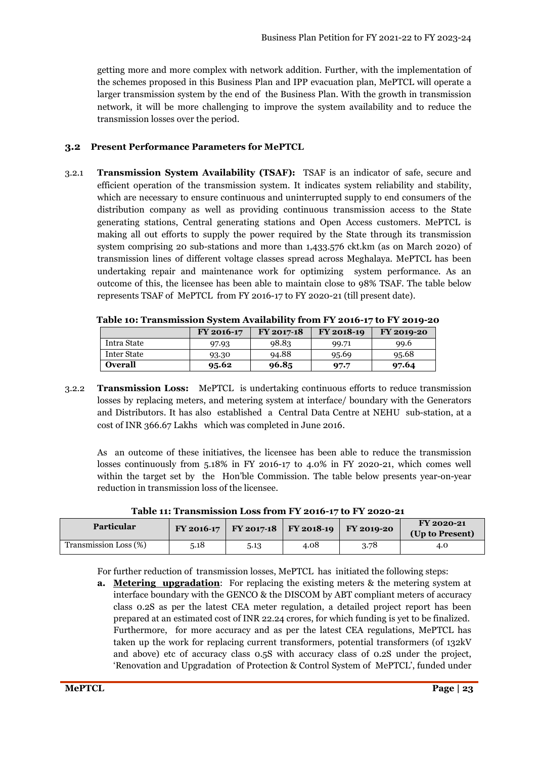getting more and more complex with network addition. Further, with the implementation of the schemes proposed in this Business Plan and IPP evacuation plan, MePTCL will operate a larger transmission system by the end of the Business Plan. With the growth in transmission network, it will be more challenging to improve the system availability and to reduce the transmission losses over the period.

### 3.2 Present Performance Parameters for MePTCL

3.2.1 **Transmission System Availability (TSAF):** TSAF is an indicator of safe, secure and efficient operation of the transmission system. It indicates system reliability and stability, which are necessary to ensure continuous and uninterrupted supply to end consumers of the distribution company as well as providing continuous transmission access to the State generating stations, Central generating stations and Open Access customers. MePTCL is making all out efforts to supply the power required by the State through its transmission system comprising 20 sub-stations and more than 1,433.576 ckt.km (as on March 2020) of transmission lines of different voltage classes spread across Meghalaya. MePTCL has been undertaking repair and maintenance work for optimizing system performance. As an outcome of this, the licensee has been able to maintain close to 98% TSAF. The table below represents TSAF of MePTCL from FY 2016-17 to FY 2020-21 (till present date).

**Table 10: Transmission System Availability from FY 2016-17 to FY 2019-20**

| | FY 2016-17 | FY 2017-18 | FY 2018-19 | FY 2019-20 |
|---|---|---|---|---|
| Intra State | 97.93 | 98.83 | 99.71 | 99.6 |
| Inter State | 93.30 | 94.88 | 95.69 | 95.68 |
| **Overall** | **95.62** | **96.85** | **97.7** | **97.64** |

3.2.2 **Transmission Loss:** MePTCL is undertaking continuous efforts to reduce transmission losses by replacing meters, and metering system at interface/ boundary with the Generators and Distributors. It has also established a Central Data Centre at NEHU sub-station, at a cost of INR 366.67 Lakhs which was completed in June 2016.

As an outcome of these initiatives, the licensee has been able to reduce the transmission losses continuously from 5.18% in FY 2016-17 to 4.0% in FY 2020-21, which comes well within the target set by the Hon'ble Commission. The table below presents year-on-year reduction in transmission loss of the licensee.

**Table 11: Transmission Loss from FY 2016-17 to FY 2020-21**

| Particular | FY 2016-17 | FY 2017-18 | FY 2018-19 | FY 2019-20 | FY 2020-21 (Up to Present) |
|---|---|---|---|---|---|
| Transmission Loss (%) | 5.18 | 5.13 | 4.08 | 3.78 | 4.0 |

For further reduction of transmission losses, MePTCL has initiated the following steps:

**a.** **<u>Metering upgradation</u>**: For replacing the existing meters & the metering system at interface boundary with the GENCO & the DISCOM by ABT compliant meters of accuracy class 0.2S as per the latest CEA meter regulation, a detailed project report has been prepared at an estimated cost of INR 22.24 crores, for which funding is yet to be finalized. Furthermore, for more accuracy and as per the latest CEA regulations, MePTCL has taken up the work for replacing current transformers, potential transformers (of 132kV and above) etc of accuracy class 0.5S with accuracy class of 0.2S under the project, 'Renovation and Upgradation of Protection & Control System of MePTCL', funded under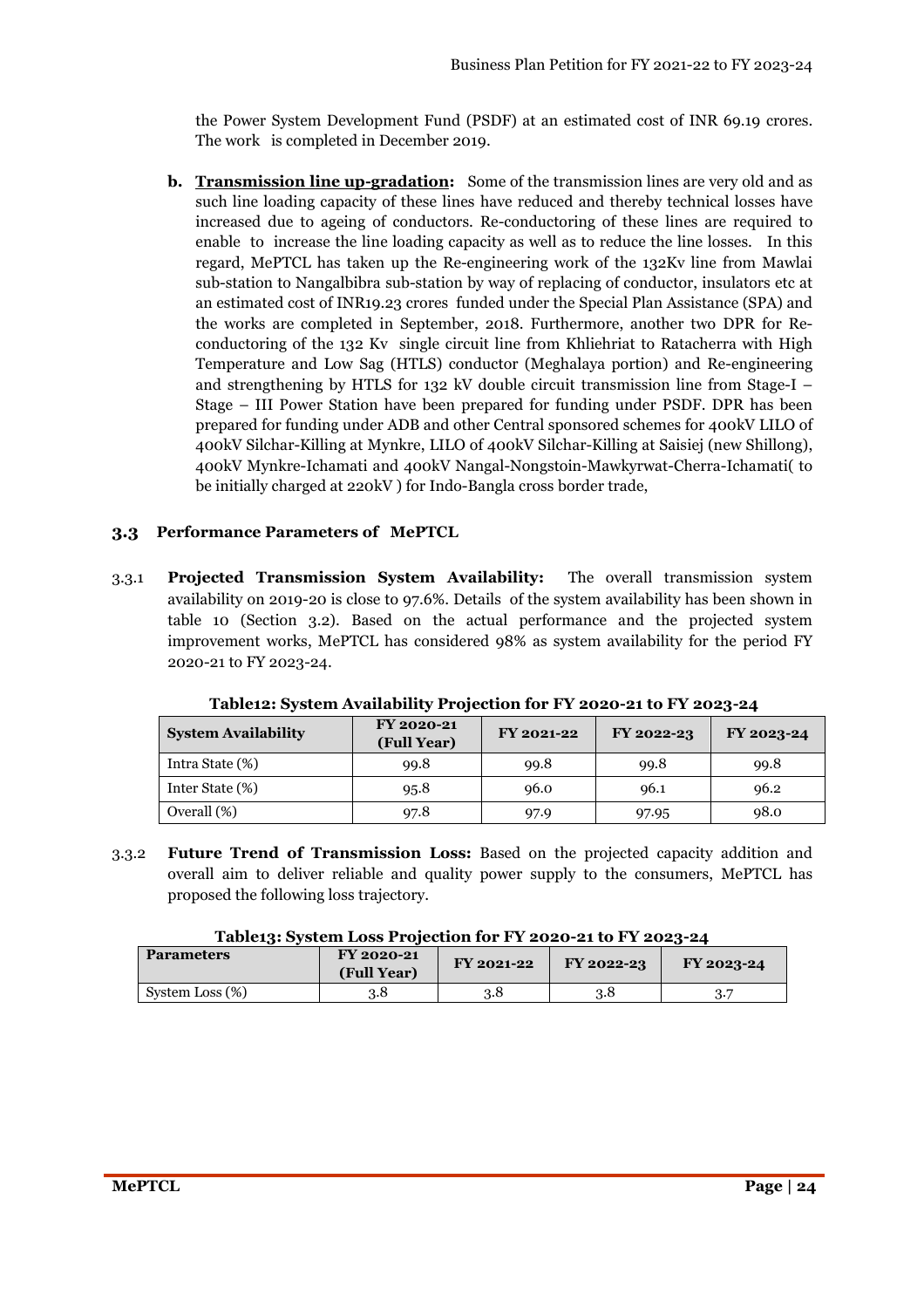the Power System Development Fund (PSDF) at an estimated cost of INR 69.19 crores. The work is completed in December 2019.

**b. Transmission line up-gradation:** Some of the transmission lines are very old and as such line loading capacity of these lines have reduced and thereby technical losses have increased due to ageing of conductors. Re-conductoring of these lines are required to enable to increase the line loading capacity as well as to reduce the line losses. In this regard, MePTCL has taken up the Re-engineering work of the 132Kv line from Mawlai sub-station to Nangalbibra sub-station by way of replacing of conductor, insulators etc at an estimated cost of INR19.23 crores funded under the Special Plan Assistance (SPA) and the works are completed in September, 2018. Furthermore, another two DPR for Re-conductoring of the 132 Kv single circuit line from Khliehriat to Ratacherra with High Temperature and Low Sag (HTLS) conductor (Meghalaya portion) and Re-engineering and strengthening by HTLS for 132 kV double circuit transmission line from Stage-I – Stage – III Power Station have been prepared for funding under PSDF. DPR has been prepared for funding under ADB and other Central sponsored schemes for 400kV LILO of 400kV Silchar-Killing at Mynkre, LILO of 400kV Silchar-Killing at Saisiej (new Shillong), 400kV Mynkre-Ichamati and 400kV Nangal-Nongstoin-Mawkyrwat-Cherra-Ichamati( to be initially charged at 220kV ) for Indo-Bangla cross border trade,

## 3.3 Performance Parameters of MePTCL

3.3.1 **Projected Transmission System Availability:** The overall transmission system availability on 2019-20 is close to 97.6%. Details of the system availability has been shown in table 10 (Section 3.2). Based on the actual performance and the projected system improvement works, MePTCL has considered 98% as system availability for the period FY 2020-21 to FY 2023-24.

**Table12: System Availability Projection for FY 2020-21 to FY 2023-24**

| System Availability | FY 2020-21 (Full Year) | FY 2021-22 | FY 2022-23 | FY 2023-24 |
|---|---|---|---|---|
| Intra State (%) | 99.8 | 99.8 | 99.8 | 99.8 |
| Inter State (%) | 95.8 | 96.0 | 96.1 | 96.2 |
| Overall (%) | 97.8 | 97.9 | 97.95 | 98.0 |

3.3.2 **Future Trend of Transmission Loss:** Based on the projected capacity addition and overall aim to deliver reliable and quality power supply to the consumers, MePTCL has proposed the following loss trajectory.

**Table13: System Loss Projection for FY 2020-21 to FY 2023-24**

| Parameters | FY 2020-21 (Full Year) | FY 2021-22 | FY 2022-23 | FY 2023-24 |
|---|---|---|---|---|
| System Loss (%) | 3.8 | 3.8 | 3.8 | 3.7 |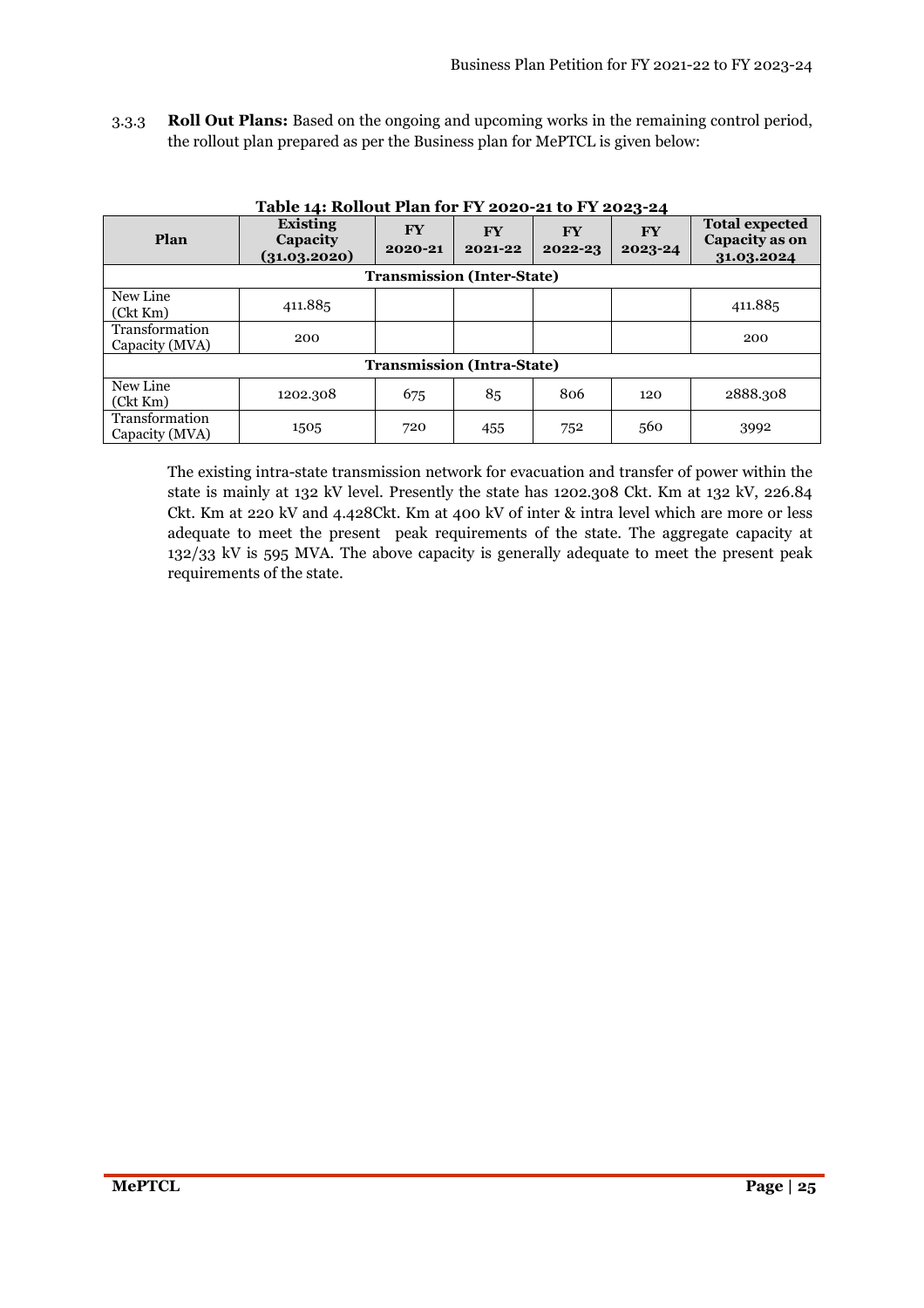3.3.3 **Roll Out Plans:** Based on the ongoing and upcoming works in the remaining control period, the rollout plan prepared as per the Business plan for MePTCL is given below:

**Table 14: Rollout Plan for FY 2020-21 to FY 2023-24**

| Plan | Existing Capacity (31.03.2020) | FY 2020-21 | FY 2021-22 | FY 2022-23 | FY 2023-24 | Total expected Capacity as on 31.03.2024 |
|---|---|---|---|---|---|---|
| **Transmission (Inter-State)** | | | | | | |
| New Line (Ckt Km) | 411.885 | | | | | 411.885 |
| Transformation Capacity (MVA) | 200 | | | | | 200 |
| **Transmission (Intra-State)** | | | | | | |
| New Line (Ckt Km) | 1202.308 | 675 | 85 | 806 | 120 | 2888.308 |
| Transformation Capacity (MVA) | 1505 | 720 | 455 | 752 | 560 | 3992 |

The existing intra-state transmission network for evacuation and transfer of power within the state is mainly at 132 kV level. Presently the state has 1202.308 Ckt. Km at 132 kV, 226.84 Ckt. Km at 220 kV and 4.428Ckt. Km at 400 kV of inter & intra level which are more or less adequate to meet the present peak requirements of the state. The aggregate capacity at 132/33 kV is 595 MVA. The above capacity is generally adequate to meet the present peak requirements of the state.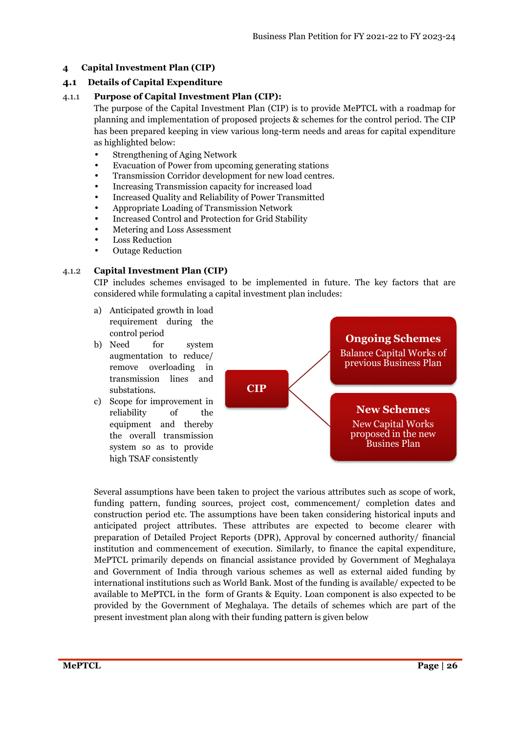# 4 Capital Investment Plan (CIP)

## 4.1 Details of Capital Expenditure

### 4.1.1 Purpose of Capital Investment Plan (CIP):

The purpose of the Capital Investment Plan (CIP) is to provide MePTCL with a roadmap for planning and implementation of proposed projects & schemes for the control period. The CIP has been prepared keeping in view various long-term needs and areas for capital expenditure as highlighted below:

- Strengthening of Aging Network
- Evacuation of Power from upcoming generating stations
- Transmission Corridor development for new load centres.
- Increasing Transmission capacity for increased load
- Increased Quality and Reliability of Power Transmitted
- Appropriate Loading of Transmission Network
- Increased Control and Protection for Grid Stability
- Metering and Loss Assessment
- Loss Reduction
- Outage Reduction

### 4.1.2 Capital Investment Plan (CIP)

CIP includes schemes envisaged to be implemented in future. The key factors that are considered while formulating a capital investment plan includes:

a) Anticipated growth in load requirement during the control period
b) Need for system augmentation to reduce/ remove overloading in transmission lines and substations.
c) Scope for improvement in reliability of the equipment and thereby the overall transmission system so as to provide high TSAF consistently

**CIP**

- **Ongoing Schemes** – Balance Capital Works of previous Business Plan
- **New Schemes** – New Capital Works proposed in the new Busines Plan

Several assumptions have been taken to project the various attributes such as scope of work, funding pattern, funding sources, project cost, commencement/ completion dates and construction period etc. The assumptions have been taken considering historical inputs and anticipated project attributes. These attributes are expected to become clearer with preparation of Detailed Project Reports (DPR), Approval by concerned authority/ financial institution and commencement of execution. Similarly, to finance the capital expenditure, MePTCL primarily depends on financial assistance provided by Government of Meghalaya and Government of India through various schemes as well as external aided funding by international institutions such as World Bank. Most of the funding is available/ expected to be available to MePTCL in the form of Grants & Equity. Loan component is also expected to be provided by the Government of Meghalaya. The details of schemes which are part of the present investment plan along with their funding pattern is given below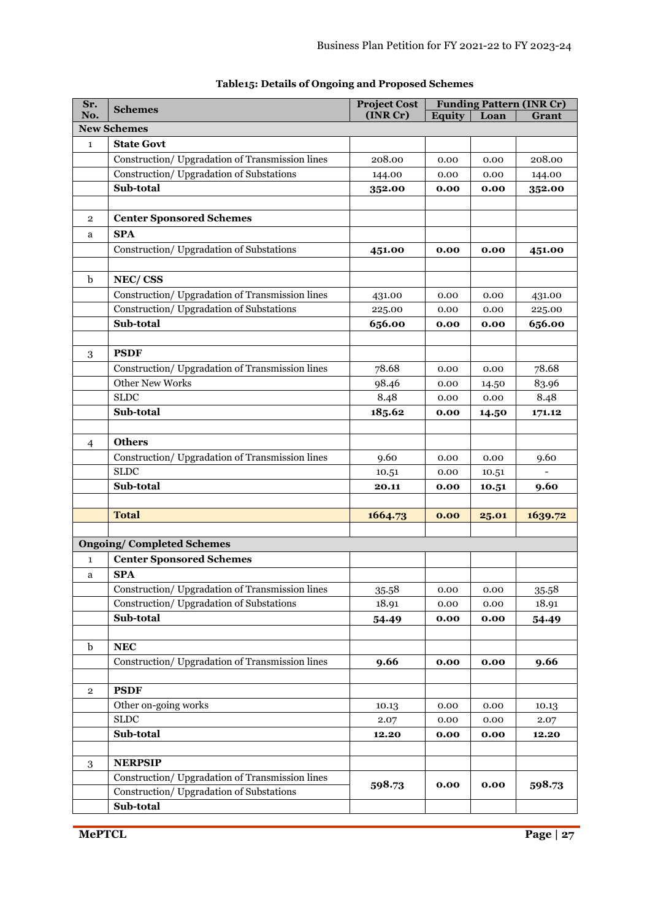**Table15: Details of Ongoing and Proposed Schemes**

| Sr. No. | Schemes | Project Cost (INR Cr) | Funding Pattern (INR Cr) | | |
|---|---|---|---|---|---|
| | | | Equity | Loan | Grant |
| **New Schemes** | | | | | |
| 1 | **State Govt** | | | | |
| | Construction/ Upgradation of Transmission lines | 208.00 | 0.00 | 0.00 | 208.00 |
| | Construction/ Upgradation of Substations | 144.00 | 0.00 | 0.00 | 144.00 |
| | **Sub-total** | **352.00** | **0.00** | **0.00** | **352.00** |
| | | | | | |
| 2 | **Center Sponsored Schemes** | | | | |
| a | **SPA** | | | | |
| | Construction/ Upgradation of Substations | **451.00** | **0.00** | **0.00** | **451.00** |
| | | | | | |
| b | **NEC/ CSS** | | | | |
| | Construction/ Upgradation of Transmission lines | 431.00 | 0.00 | 0.00 | 431.00 |
| | Construction/ Upgradation of Substations | 225.00 | 0.00 | 0.00 | 225.00 |
| | **Sub-total** | **656.00** | **0.00** | **0.00** | **656.00** |
| | | | | | |
| 3 | **PSDF** | | | | |
| | Construction/ Upgradation of Transmission lines | 78.68 | 0.00 | 0.00 | 78.68 |
| | Other New Works | 98.46 | 0.00 | 14.50 | 83.96 |
| | SLDC | 8.48 | 0.00 | 0.00 | 8.48 |
| | **Sub-total** | **185.62** | **0.00** | **14.50** | **171.12** |
| | | | | | |
| 4 | **Others** | | | | |
| | Construction/ Upgradation of Transmission lines | 9.60 | 0.00 | 0.00 | 9.60 |
| | SLDC | 10.51 | 0.00 | 10.51 | - |
| | **Sub-total** | **20.11** | **0.00** | **10.51** | **9.60** |
| | | | | | |
| | **Total** | **1664.73** | **0.00** | **25.01** | **1639.72** |
| | | | | | |
| **Ongoing/ Completed Schemes** | | | | | |
| 1 | **Center Sponsored Schemes** | | | | |
| a | **SPA** | | | | |
| | Construction/ Upgradation of Transmission lines | 35.58 | 0.00 | 0.00 | 35.58 |
| | Construction/ Upgradation of Substations | 18.91 | 0.00 | 0.00 | 18.91 |
| | **Sub-total** | **54.49** | **0.00** | **0.00** | **54.49** |
| | | | | | |
| b | **NEC** | | | | |
| | Construction/ Upgradation of Transmission lines | **9.66** | **0.00** | **0.00** | **9.66** |
| | | | | | |
| 2 | **PSDF** | | | | |
| | Other on-going works | 10.13 | 0.00 | 0.00 | 10.13 |
| | SLDC | 2.07 | 0.00 | 0.00 | 2.07 |
| | **Sub-total** | **12.20** | **0.00** | **0.00** | **12.20** |
| | | | | | |
| 3 | **NERPSIP** | | | | |
| | Construction/ Upgradation of Transmission lines<br>Construction/ Upgradation of Substations | **598.73** | **0.00** | **0.00** | **598.73** |
| | **Sub-total** | | | | |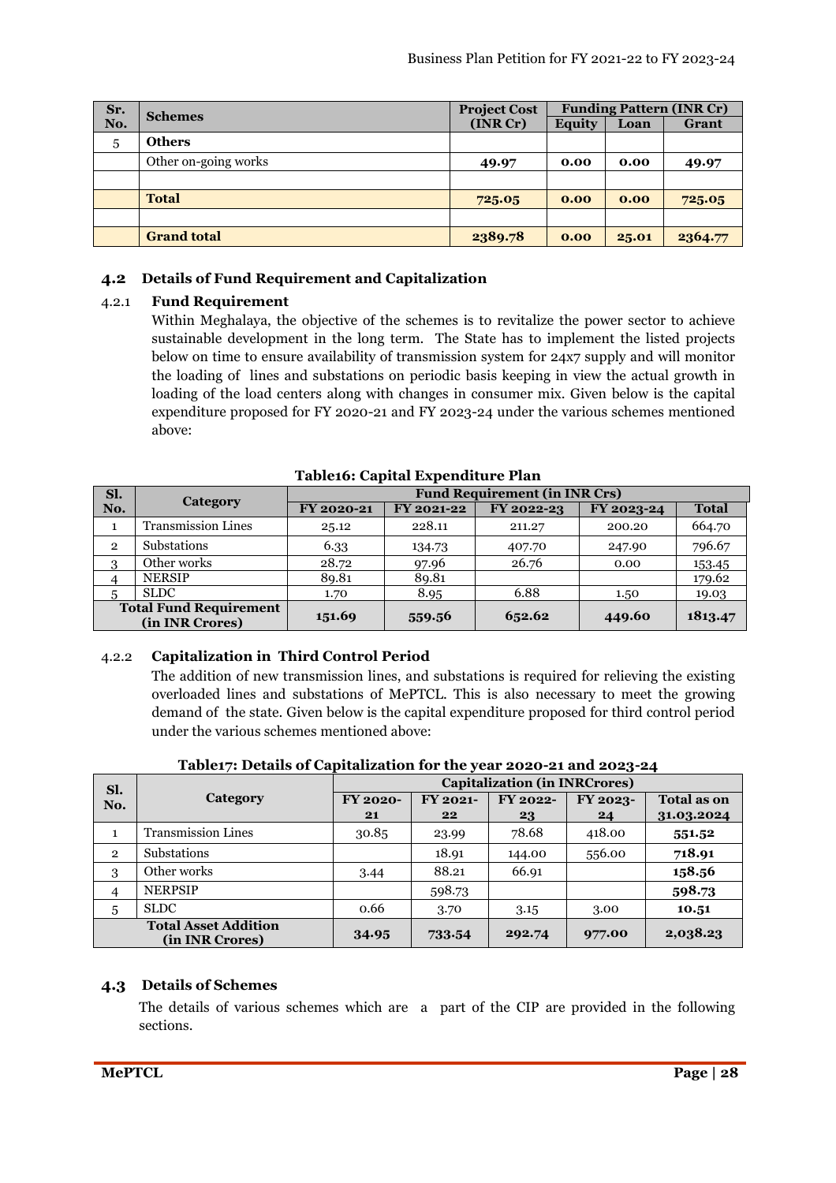| Sr. No. | Schemes | Project Cost (INR Cr) | Funding Pattern (INR Cr) | | |
|---|---|---|---|---|---|
| | | | Equity | Loan | Grant |
| 5 | **Others** | | | | |
| | Other on-going works | **49.97** | **0.00** | **0.00** | **49.97** |
| | | | | | |
| | **Total** | **725.05** | **0.00** | **0.00** | **725.05** |
| | | | | | |
| | **Grand total** | **2389.78** | **0.00** | **25.01** | **2364.77** |

## 4.2 Details of Fund Requirement and Capitalization

### 4.2.1 Fund Requirement

Within Meghalaya, the objective of the schemes is to revitalize the power sector to achieve sustainable development in the long term. The State has to implement the listed projects below on time to ensure availability of transmission system for 24x7 supply and will monitor the loading of lines and substations on periodic basis keeping in view the actual growth in loading of the load centers along with changes in consumer mix. Given below is the capital expenditure proposed for FY 2020-21 and FY 2023-24 under the various schemes mentioned above:

**Table16: Capital Expenditure Plan**

| Sl. No. | Category | Fund Requirement (in INR Crs) | | | | |
|---|---|---|---|---|---|---|
| | | FY 2020-21 | FY 2021-22 | FY 2022-23 | FY 2023-24 | Total |
| 1 | Transmission Lines | 25.12 | 228.11 | 211.27 | 200.20 | 664.70 |
| 2 | Substations | 6.33 | 134.73 | 407.70 | 247.90 | 796.67 |
| 3 | Other works | 28.72 | 97.96 | 26.76 | 0.00 | 153.45 |
| 4 | NERSIP | 89.81 | 89.81 | | | 179.62 |
| 5 | SLDC | 1.70 | 8.95 | 6.88 | 1.50 | 19.03 |
| **Total Fund Requirement (in INR Crores)** | | **151.69** | **559.56** | **652.62** | **449.60** | **1813.47** |

### 4.2.2 Capitalization in Third Control Period

The addition of new transmission lines, and substations is required for relieving the existing overloaded lines and substations of MePTCL. This is also necessary to meet the growing demand of the state. Given below is the capital expenditure proposed for third control period under the various schemes mentioned above:

**Table17: Details of Capitalization for the year 2020-21 and 2023-24**

| Sl. No. | Category | Capitalization (in INRCrores) | | | | |
|---|---|---|---|---|---|---|
| | | FY 2020-21 | FY 2021-22 | FY 2022-23 | FY 2023-24 | Total as on 31.03.2024 |
| 1 | Transmission Lines | 30.85 | 23.99 | 78.68 | 418.00 | **551.52** |
| 2 | Substations | | 18.91 | 144.00 | 556.00 | **718.91** |
| 3 | Other works | 3.44 | 88.21 | 66.91 | | **158.56** |
| 4 | NERPSIP | | 598.73 | | | **598.73** |
| 5 | SLDC | 0.66 | 3.70 | 3.15 | 3.00 | **10.51** |
| **Total Asset Addition (in INR Crores)** | | **34.95** | **733.54** | **292.74** | **977.00** | **2,038.23** |

## 4.3 Details of Schemes

The details of various schemes which are a part of the CIP are provided in the following sections.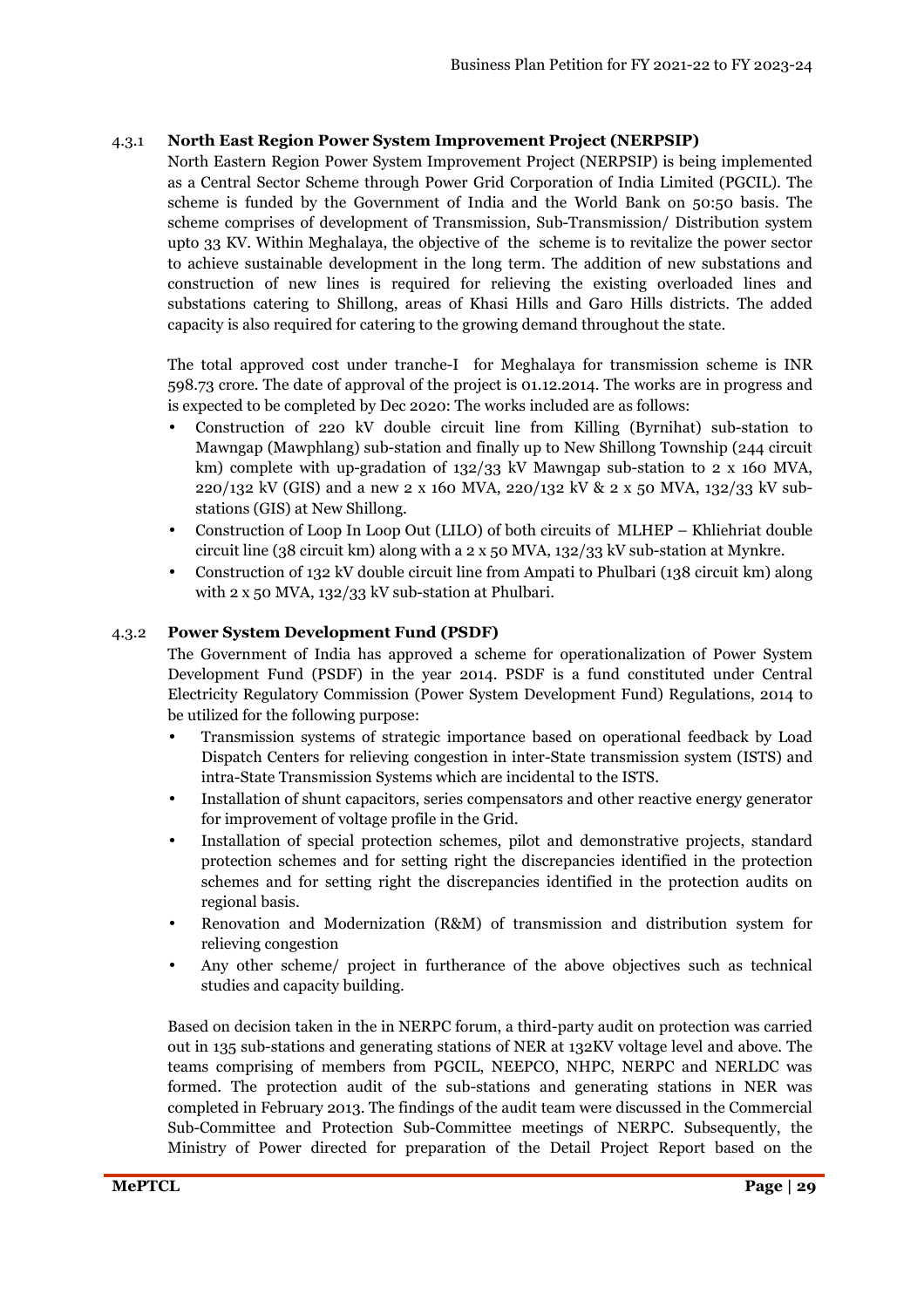### 4.3.1 North East Region Power System Improvement Project (NERPSIP)

North Eastern Region Power System Improvement Project (NERPSIP) is being implemented as a Central Sector Scheme through Power Grid Corporation of India Limited (PGCIL). The scheme is funded by the Government of India and the World Bank on 50:50 basis. The scheme comprises of development of Transmission, Sub-Transmission/ Distribution system upto 33 KV. Within Meghalaya, the objective of the scheme is to revitalize the power sector to achieve sustainable development in the long term. The addition of new substations and construction of new lines is required for relieving the existing overloaded lines and substations catering to Shillong, areas of Khasi Hills and Garo Hills districts. The added capacity is also required for catering to the growing demand throughout the state.

The total approved cost under tranche-I for Meghalaya for transmission scheme is INR 598.73 crore. The date of approval of the project is 01.12.2014. The works are in progress and is expected to be completed by Dec 2020: The works included are as follows:

- Construction of 220 kV double circuit line from Killing (Byrnihat) sub-station to Mawngap (Mawphlang) sub-station and finally up to New Shillong Township (244 circuit km) complete with up-gradation of 132/33 kV Mawngap sub-station to 2 x 160 MVA, 220/132 kV (GIS) and a new 2 x 160 MVA, 220/132 kV & 2 x 50 MVA, 132/33 kV sub-stations (GIS) at New Shillong.
- Construction of Loop In Loop Out (LILO) of both circuits of MLHEP – Khliehriat double circuit line (38 circuit km) along with a 2 x 50 MVA, 132/33 kV sub-station at Mynkre.
- Construction of 132 kV double circuit line from Ampati to Phulbari (138 circuit km) along with 2 x 50 MVA, 132/33 kV sub-station at Phulbari.

### 4.3.2 Power System Development Fund (PSDF)

The Government of India has approved a scheme for operationalization of Power System Development Fund (PSDF) in the year 2014. PSDF is a fund constituted under Central Electricity Regulatory Commission (Power System Development Fund) Regulations, 2014 to be utilized for the following purpose:

- Transmission systems of strategic importance based on operational feedback by Load Dispatch Centers for relieving congestion in inter-State transmission system (ISTS) and intra-State Transmission Systems which are incidental to the ISTS.
- Installation of shunt capacitors, series compensators and other reactive energy generator for improvement of voltage profile in the Grid.
- Installation of special protection schemes, pilot and demonstrative projects, standard protection schemes and for setting right the discrepancies identified in the protection schemes and for setting right the discrepancies identified in the protection audits on regional basis.
- Renovation and Modernization (R&M) of transmission and distribution system for relieving congestion
- Any other scheme/ project in furtherance of the above objectives such as technical studies and capacity building.

Based on decision taken in the in NERPC forum, a third-party audit on protection was carried out in 135 sub-stations and generating stations of NER at 132KV voltage level and above. The teams comprising of members from PGCIL, NEEPCO, NHPC, NERPC and NERLDC was formed. The protection audit of the sub-stations and generating stations in NER was completed in February 2013. The findings of the audit team were discussed in the Commercial Sub-Committee and Protection Sub-Committee meetings of NERPC. Subsequently, the Ministry of Power directed for preparation of the Detail Project Report based on the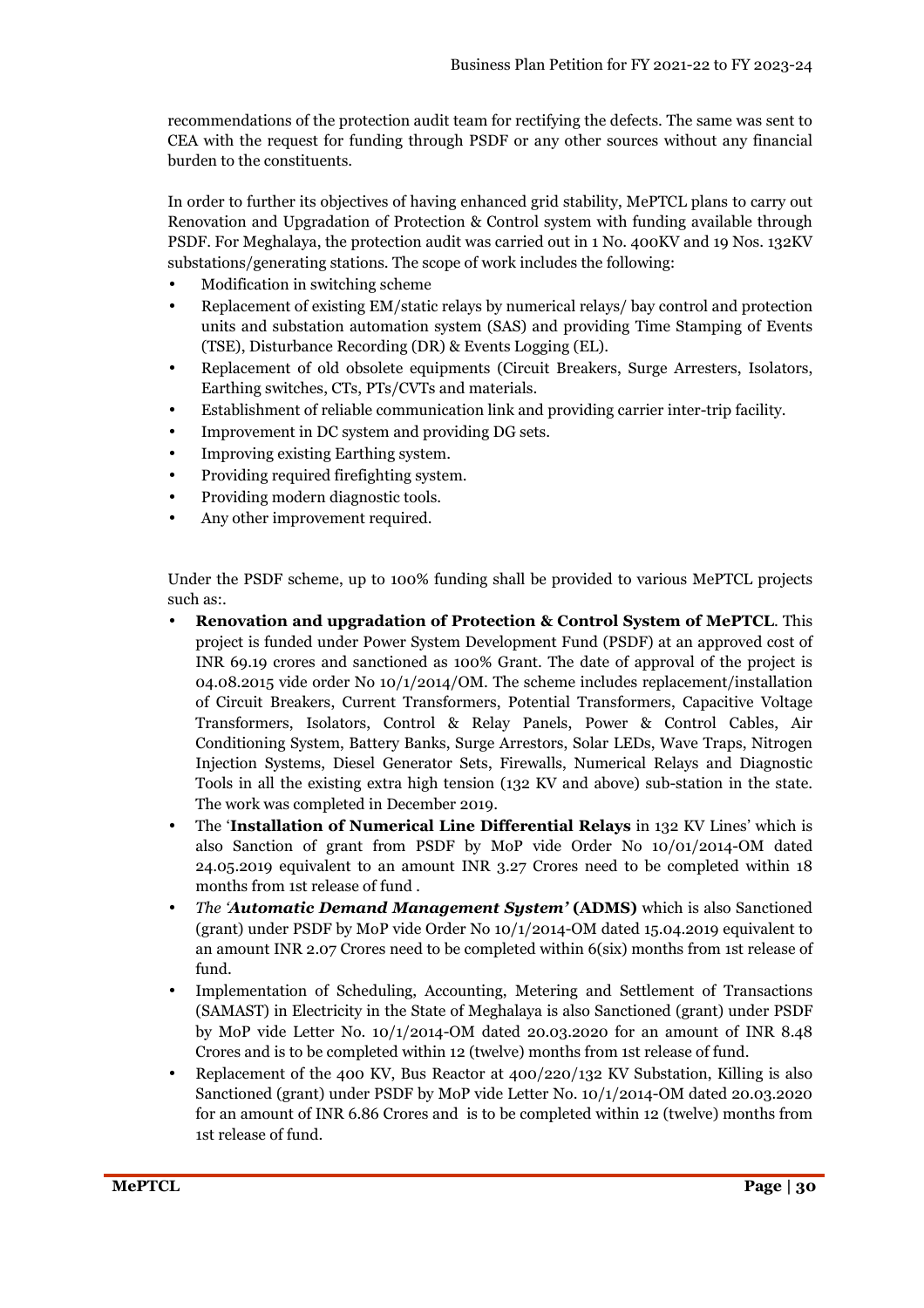recommendations of the protection audit team for rectifying the defects. The same was sent to CEA with the request for funding through PSDF or any other sources without any financial burden to the constituents.

In order to further its objectives of having enhanced grid stability, MePTCL plans to carry out Renovation and Upgradation of Protection & Control system with funding available through PSDF. For Meghalaya, the protection audit was carried out in 1 No. 400KV and 19 Nos. 132KV substations/generating stations. The scope of work includes the following:

- Modification in switching scheme
- Replacement of existing EM/static relays by numerical relays/ bay control and protection units and substation automation system (SAS) and providing Time Stamping of Events (TSE), Disturbance Recording (DR) & Events Logging (EL).
- Replacement of old obsolete equipments (Circuit Breakers, Surge Arresters, Isolators, Earthing switches, CTs, PTs/CVTs and materials.
- Establishment of reliable communication link and providing carrier inter-trip facility.
- Improvement in DC system and providing DG sets.
- Improving existing Earthing system.
- Providing required firefighting system.
- Providing modern diagnostic tools.
- Any other improvement required.

Under the PSDF scheme, up to 100% funding shall be provided to various MePTCL projects such as:.

- **Renovation and upgradation of Protection & Control System of MePTCL**. This project is funded under Power System Development Fund (PSDF) at an approved cost of INR 69.19 crores and sanctioned as 100% Grant. The date of approval of the project is 04.08.2015 vide order No 10/1/2014/OM. The scheme includes replacement/installation of Circuit Breakers, Current Transformers, Potential Transformers, Capacitive Voltage Transformers, Isolators, Control & Relay Panels, Power & Control Cables, Air Conditioning System, Battery Banks, Surge Arrestors, Solar LEDs, Wave Traps, Nitrogen Injection Systems, Diesel Generator Sets, Firewalls, Numerical Relays and Diagnostic Tools in all the existing extra high tension (132 KV and above) sub-station in the state. The work was completed in December 2019.
- The '**Installation of Numerical Line Differential Relays** in 132 KV Lines' which is also Sanction of grant from PSDF by MoP vide Order No 10/01/2014-OM dated 24.05.2019 equivalent to an amount INR 3.27 Crores need to be completed within 18 months from 1st release of fund .
- *The '**Automatic Demand Management System'*** **(ADMS)** which is also Sanctioned (grant) under PSDF by MoP vide Order No 10/1/2014-OM dated 15.04.2019 equivalent to an amount INR 2.07 Crores need to be completed within 6(six) months from 1st release of fund.
- Implementation of Scheduling, Accounting, Metering and Settlement of Transactions (SAMAST) in Electricity in the State of Meghalaya is also Sanctioned (grant) under PSDF by MoP vide Letter No. 10/1/2014-OM dated 20.03.2020 for an amount of INR 8.48 Crores and is to be completed within 12 (twelve) months from 1st release of fund.
- Replacement of the 400 KV, Bus Reactor at 400/220/132 KV Substation, Killing is also Sanctioned (grant) under PSDF by MoP vide Letter No. 10/1/2014-OM dated 20.03.2020 for an amount of INR 6.86 Crores and is to be completed within 12 (twelve) months from 1st release of fund.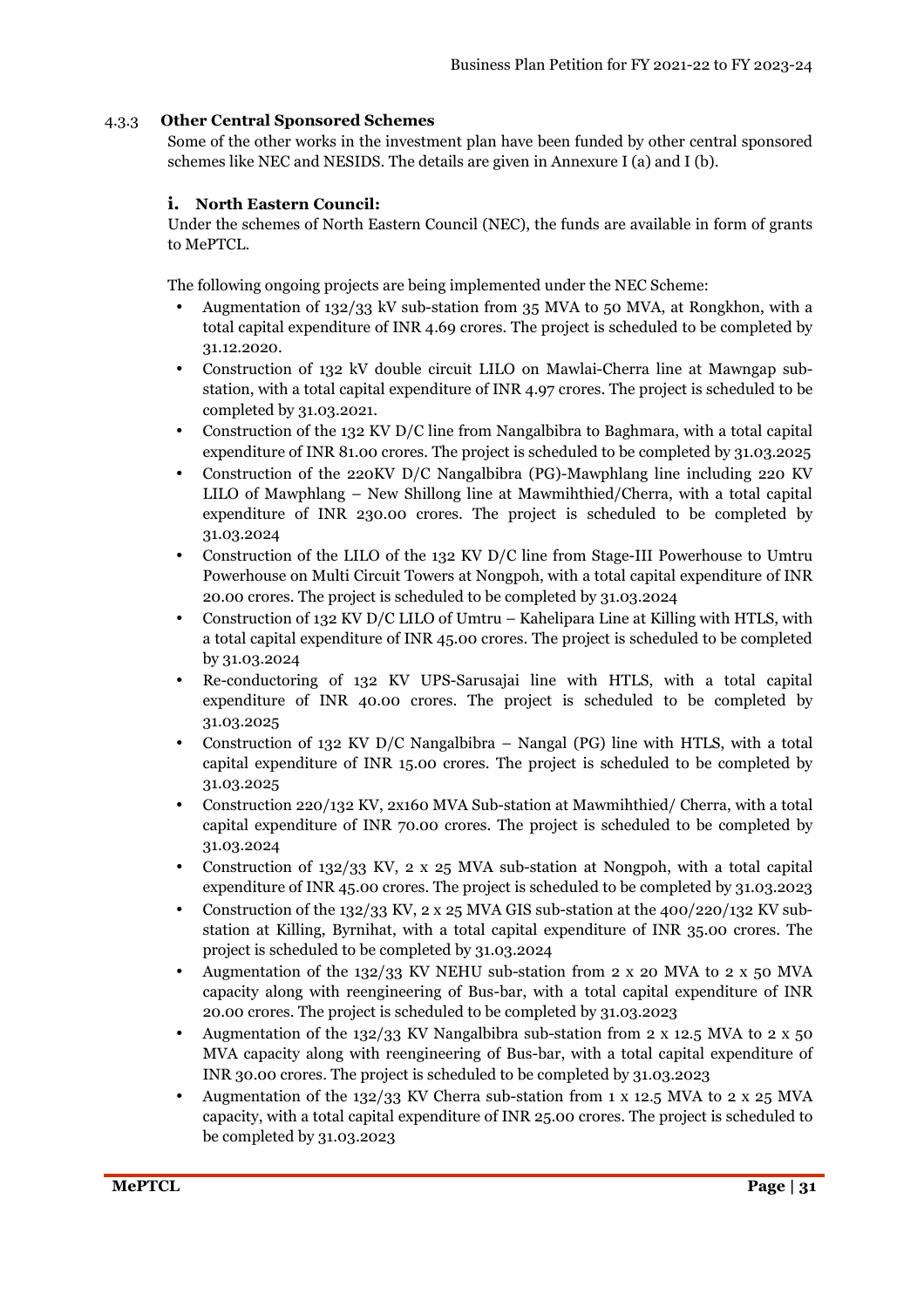### 4.3.3 Other Central Sponsored Schemes

Some of the other works in the investment plan have been funded by other central sponsored schemes like NEC and NESIDS. The details are given in Annexure I (a) and I (b).

#### i. North Eastern Council:

Under the schemes of North Eastern Council (NEC), the funds are available in form of grants to MePTCL.

The following ongoing projects are being implemented under the NEC Scheme:

- Augmentation of 132/33 kV sub-station from 35 MVA to 50 MVA, at Rongkhon, with a total capital expenditure of INR 4.69 crores. The project is scheduled to be completed by 31.12.2020.
- Construction of 132 kV double circuit LILO on Mawlai-Cherra line at Mawngap sub-station, with a total capital expenditure of INR 4.97 crores. The project is scheduled to be completed by 31.03.2021.
- Construction of the 132 KV D/C line from Nangalbibra to Baghmara, with a total capital expenditure of INR 81.00 crores. The project is scheduled to be completed by 31.03.2025
- Construction of the 220KV D/C Nangalbibra (PG)-Mawphlang line including 220 KV LILO of Mawphlang – New Shillong line at Mawmihthied/Cherra, with a total capital expenditure of INR 230.00 crores. The project is scheduled to be completed by 31.03.2024
- Construction of the LILO of the 132 KV D/C line from Stage-III Powerhouse to Umtru Powerhouse on Multi Circuit Towers at Nongpoh, with a total capital expenditure of INR 20.00 crores. The project is scheduled to be completed by 31.03.2024
- Construction of 132 KV D/C LILO of Umtru – Kahelipara Line at Killing with HTLS, with a total capital expenditure of INR 45.00 crores. The project is scheduled to be completed by 31.03.2024
- Re-conductoring of 132 KV UPS-Sarusajai line with HTLS, with a total capital expenditure of INR 40.00 crores. The project is scheduled to be completed by 31.03.2025
- Construction of 132 KV D/C Nangalbibra – Nangal (PG) line with HTLS, with a total capital expenditure of INR 15.00 crores. The project is scheduled to be completed by 31.03.2025
- Construction 220/132 KV, 2x160 MVA Sub-station at Mawmihthied/ Cherra, with a total capital expenditure of INR 70.00 crores. The project is scheduled to be completed by 31.03.2024
- Construction of 132/33 KV, 2 x 25 MVA sub-station at Nongpoh, with a total capital expenditure of INR 45.00 crores. The project is scheduled to be completed by 31.03.2023
- Construction of the 132/33 KV, 2 x 25 MVA GIS sub-station at the 400/220/132 KV sub-station at Killing, Byrnihat, with a total capital expenditure of INR 35.00 crores. The project is scheduled to be completed by 31.03.2024
- Augmentation of the 132/33 KV NEHU sub-station from 2 x 20 MVA to 2 x 50 MVA capacity along with reengineering of Bus-bar, with a total capital expenditure of INR 20.00 crores. The project is scheduled to be completed by 31.03.2023
- Augmentation of the 132/33 KV Nangalbibra sub-station from 2 x 12.5 MVA to 2 x 50 MVA capacity along with reengineering of Bus-bar, with a total capital expenditure of INR 30.00 crores. The project is scheduled to be completed by 31.03.2023
- Augmentation of the 132/33 KV Cherra sub-station from 1 x 12.5 MVA to 2 x 25 MVA capacity, with a total capital expenditure of INR 25.00 crores. The project is scheduled to be completed by 31.03.2023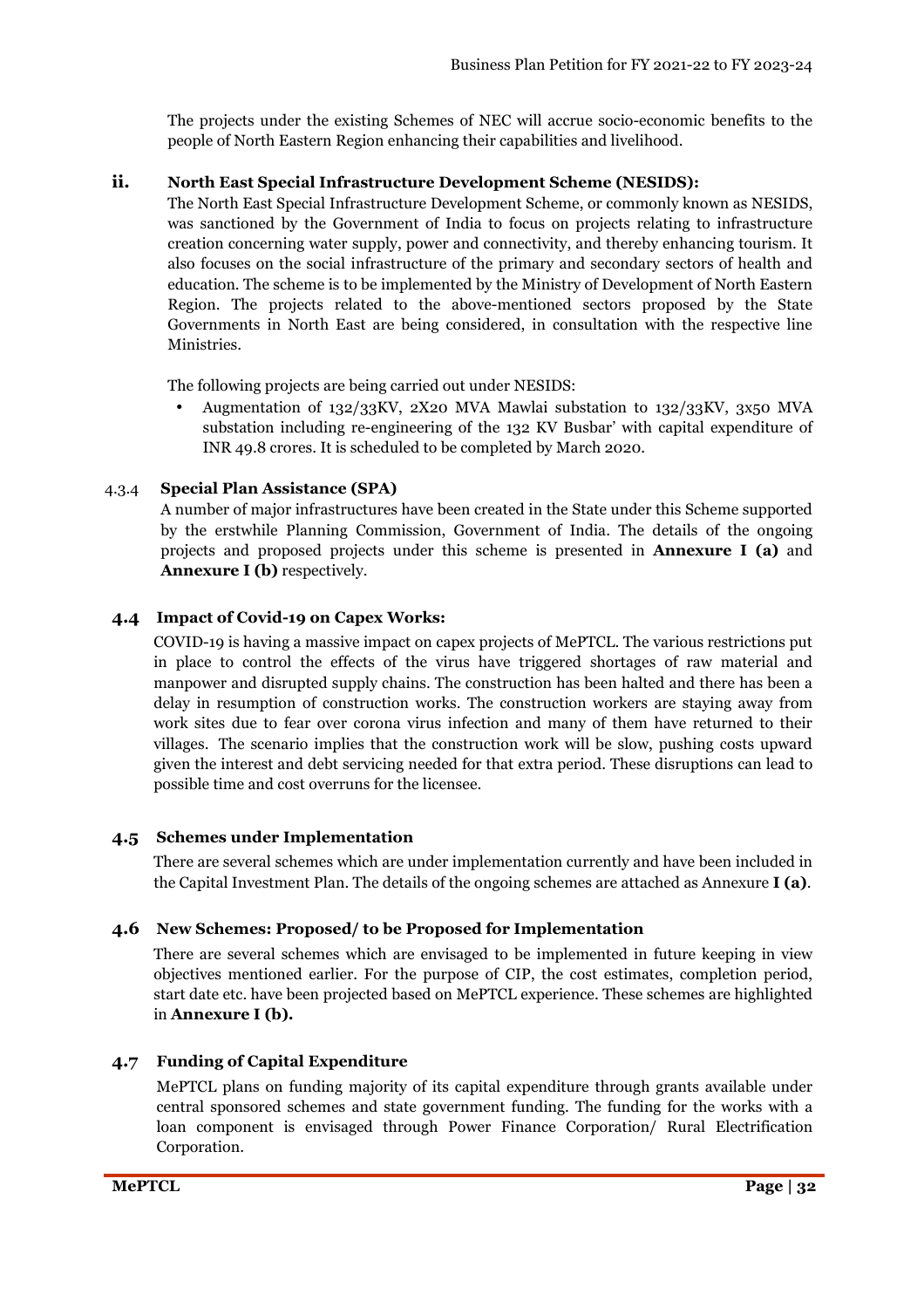The projects under the existing Schemes of NEC will accrue socio-economic benefits to the people of North Eastern Region enhancing their capabilities and livelihood.

**ii. North East Special Infrastructure Development Scheme (NESIDS):**

The North East Special Infrastructure Development Scheme, or commonly known as NESIDS, was sanctioned by the Government of India to focus on projects relating to infrastructure creation concerning water supply, power and connectivity, and thereby enhancing tourism. It also focuses on the social infrastructure of the primary and secondary sectors of health and education. The scheme is to be implemented by the Ministry of Development of North Eastern Region. The projects related to the above-mentioned sectors proposed by the State Governments in North East are being considered, in consultation with the respective line Ministries.

The following projects are being carried out under NESIDS:

- Augmentation of 132/33KV, 2X20 MVA Mawlai substation to 132/33KV, 3x50 MVA substation including re-engineering of the 132 KV Busbar' with capital expenditure of INR 49.8 crores. It is scheduled to be completed by March 2020.

#### 4.3.4 Special Plan Assistance (SPA)

A number of major infrastructures have been created in the State under this Scheme supported by the erstwhile Planning Commission, Government of India. The details of the ongoing projects and proposed projects under this scheme is presented in **Annexure I (a)** and **Annexure I (b)** respectively.

### 4.4 Impact of Covid-19 on Capex Works:

COVID-19 is having a massive impact on capex projects of MePTCL. The various restrictions put in place to control the effects of the virus have triggered shortages of raw material and manpower and disrupted supply chains. The construction has been halted and there has been a delay in resumption of construction works. The construction workers are staying away from work sites due to fear over corona virus infection and many of them have returned to their villages. The scenario implies that the construction work will be slow, pushing costs upward given the interest and debt servicing needed for that extra period. These disruptions can lead to possible time and cost overruns for the licensee.

### 4.5 Schemes under Implementation

There are several schemes which are under implementation currently and have been included in the Capital Investment Plan. The details of the ongoing schemes are attached as Annexure **I (a)**.

### 4.6 New Schemes: Proposed/ to be Proposed for Implementation

There are several schemes which are envisaged to be implemented in future keeping in view objectives mentioned earlier. For the purpose of CIP, the cost estimates, completion period, start date etc. have been projected based on MePTCL experience. These schemes are highlighted in **Annexure I (b).**

### 4.7 Funding of Capital Expenditure

MePTCL plans on funding majority of its capital expenditure through grants available under central sponsored schemes and state government funding. The funding for the works with a loan component is envisaged through Power Finance Corporation/ Rural Electrification Corporation.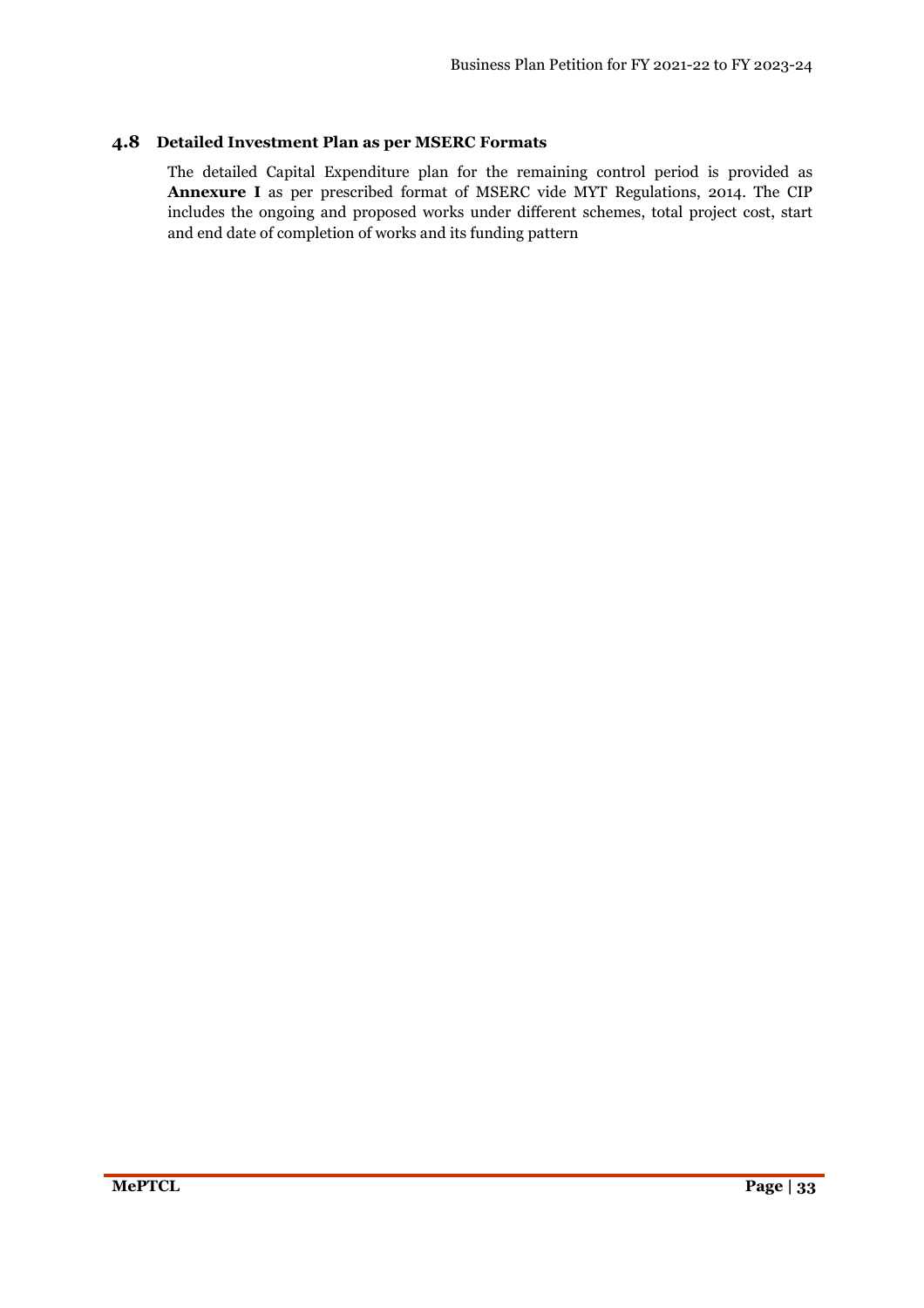## 4.8 Detailed Investment Plan as per MSERC Formats

The detailed Capital Expenditure plan for the remaining control period is provided as **Annexure I** as per prescribed format of MSERC vide MYT Regulations, 2014. The CIP includes the ongoing and proposed works under different schemes, total project cost, start and end date of completion of works and its funding pattern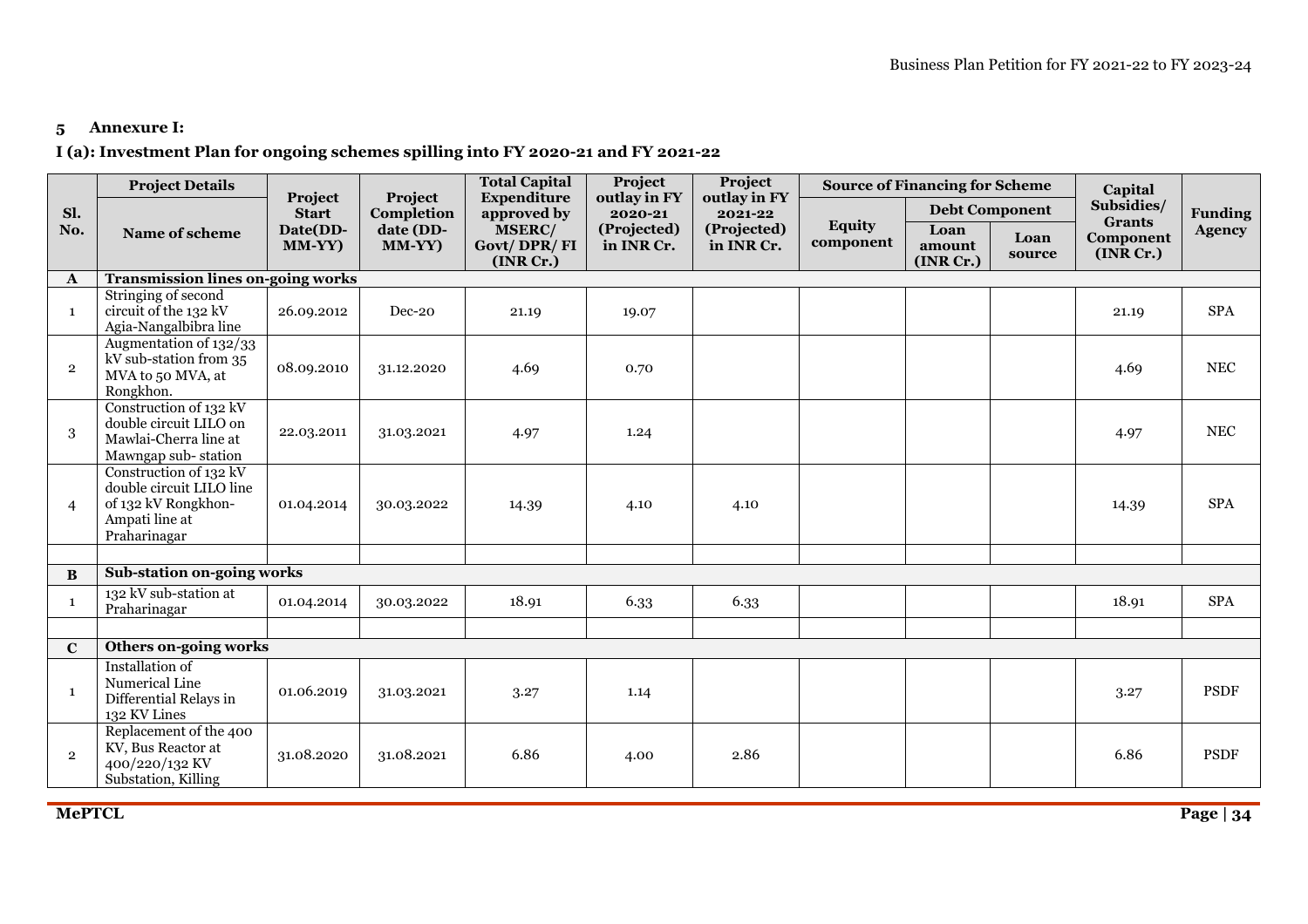## 5 Annexure I:

### I (a): Investment Plan for ongoing schemes spilling into FY 2020-21 and FY 2021-22

| Sl. No. | Project Details | Project Start Date(DD-MM-YY) | Project Completion date (DD-MM-YY) | Total Capital Expenditure approved by MSERC/ Govt/ DPR/ FI (INR Cr.) | Project outlay in FY 2020-21 (Projected) in INR Cr. | Project outlay in FY 2021-22 (Projected) in INR Cr. | Source of Financing for Scheme | | | Capital Subsidies/ Grants Component (INR Cr.) | Funding Agency |
|---|---|---|---|---|---|---|---|---|---|---|---|
| | | | | | | | | Debt Component | | | |
| | Name of scheme | | | | | | Equity component | Loan amount (INR Cr.) | Loan source | | |
| **A** | **Transmission lines on-going works** | | | | | | | | | | |
| 1 | Stringing of second circuit of the 132 kV Agia-Nangalbibra line | 26.09.2012 | Dec-20 | 21.19 | 19.07 | | | | | 21.19 | SPA |
| 2 | Augmentation of 132/33 kV sub-station from 35 MVA to 50 MVA, at Rongkhon. | 08.09.2010 | 31.12.2020 | 4.69 | 0.70 | | | | | 4.69 | NEC |
| 3 | Construction of 132 kV double circuit LILO on Mawlai-Cherra line at Mawngap sub- station | 22.03.2011 | 31.03.2021 | 4.97 | 1.24 | | | | | 4.97 | NEC |
| 4 | Construction of 132 kV double circuit LILO line of 132 kV Rongkhon-Ampati line at Praharinagar | 01.04.2014 | 30.03.2022 | 14.39 | 4.10 | 4.10 | | | | 14.39 | SPA |
| | | | | | | | | | | | |
| **B** | **Sub-station on-going works** | | | | | | | | | | |
| 1 | 132 kV sub-station at Praharinagar | 01.04.2014 | 30.03.2022 | 18.91 | 6.33 | 6.33 | | | | 18.91 | SPA |
| | | | | | | | | | | | |
| **C** | **Others on-going works** | | | | | | | | | | |
| 1 | Installation of Numerical Line Differential Relays in 132 KV Lines | 01.06.2019 | 31.03.2021 | 3.27 | 1.14 | | | | | 3.27 | PSDF |
| 2 | Replacement of the 400 KV, Bus Reactor at 400/220/132 KV Substation, Killing | 31.08.2020 | 31.08.2021 | 6.86 | 4.00 | 2.86 | | | | 6.86 | PSDF |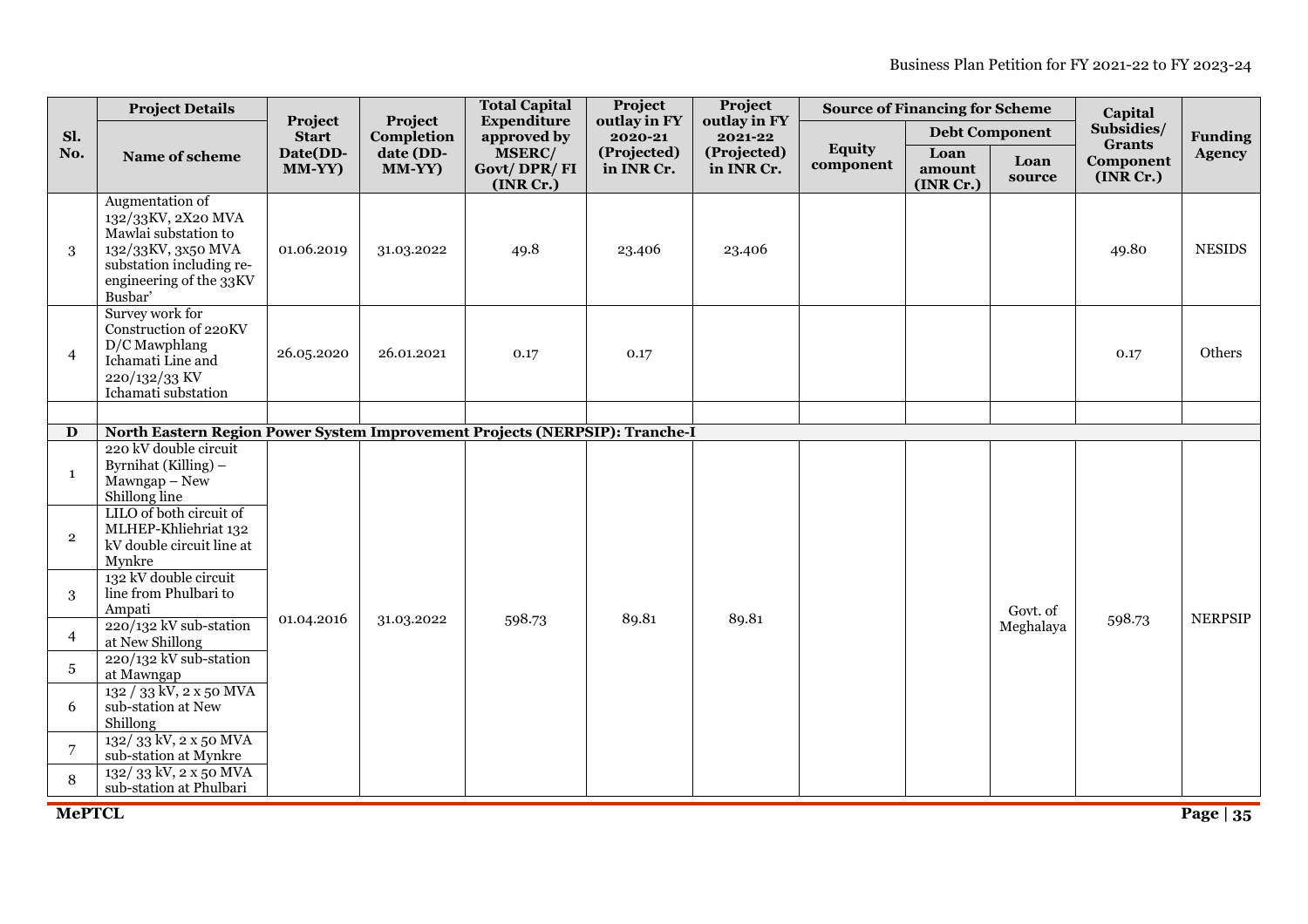| Sl. No. | Project Details | Project Start Date(DD-MM-YY) | Project Completion date (DD-MM-YY) | Total Capital Expenditure approved by MSERC/ Govt/ DPR/ FI (INR Cr.) | Project outlay in FY 2020-21 (Projected) in INR Cr. | Project outlay in FY 2021-22 (Projected) in INR Cr. | Source of Financing for Scheme | | | Capital Subsidies/ Grants Component (INR Cr.) | Funding Agency |
|---|---|---|---|---|---|---|---|---|---|---|---|
| | Name of scheme | | | | | | Equity component | Debt Component | | | |
| | | | | | | | | Loan amount (INR Cr.) | Loan source | | |
| 3 | Augmentation of 132/33KV, 2X20 MVA Mawlai substation to 132/33KV, 3x50 MVA substation including re-engineering of the 33KV Busbar' | 01.06.2019 | 31.03.2022 | 49.8 | 23.406 | 23.406 | | | | 49.80 | NESIDS |
| 4 | Survey work for Construction of 220KV D/C Mawphlang Ichamati Line and 220/132/33 KV Ichamati substation | 26.05.2020 | 26.01.2021 | 0.17 | 0.17 | | | | | 0.17 | Others |
| | | | | | | | | | | | |
| **D** | **North Eastern Region Power System Improvement Projects (NERPSIP): Tranche-I** | | | | | | | | | | |
| 1 | 220 kV double circuit Byrnihat (Killing) – Mawngap – New Shillong line | 01.04.2016 | 31.03.2022 | 598.73 | 89.81 | 89.81 | | | Govt. of Meghalaya | 598.73 | NERPSIP |
| 2 | LILO of both circuit of MLHEP-Khliehriat 132 kV double circuit line at Mynkre | | | | | | | | | | |
| 3 | 132 kV double circuit line from Phulbari to Ampati | | | | | | | | | | |
| 4 | 220/132 kV sub-station at New Shillong | | | | | | | | | | |
| 5 | 220/132 kV sub-station at Mawngap | | | | | | | | | | |
| 6 | 132 / 33 kV, 2 x 50 MVA sub-station at New Shillong | | | | | | | | | | |
| 7 | 132/ 33 kV, 2 x 50 MVA sub-station at Mynkre | | | | | | | | | | |
| 8 | 132/ 33 kV, 2 x 50 MVA sub-station at Phulbari | | | | | | | | | | |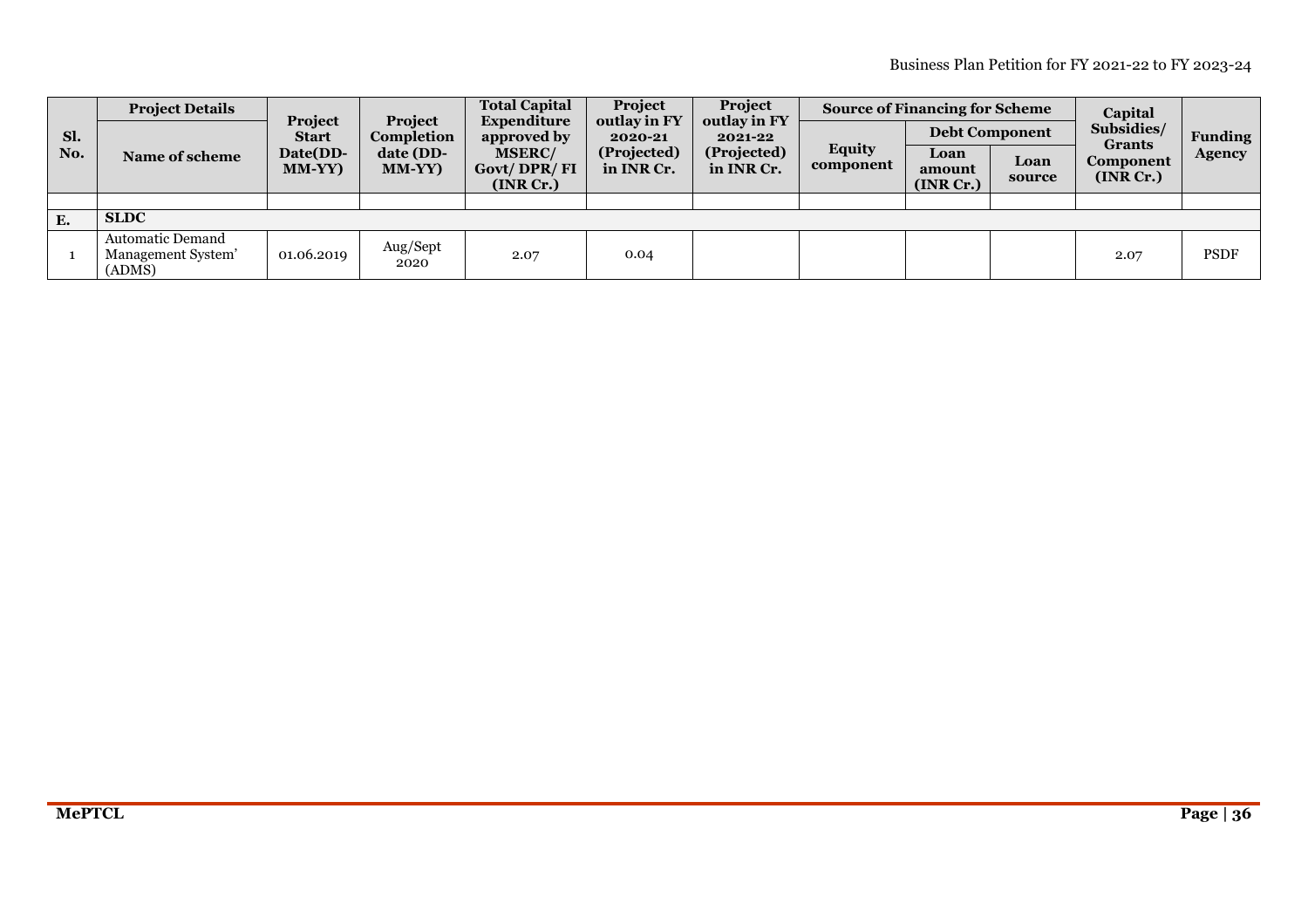| Sl. No. | Project Details | Project Start Date(DD-MM-YY) | Project Completion date (DD-MM-YY) | Total Capital Expenditure approved by MSERC/ Govt/ DPR/ FI (INR Cr.) | Project outlay in FY 2020-21 (Projected) in INR Cr. | Project outlay in FY 2021-22 (Projected) in INR Cr. | Source of Financing for Scheme | | | Capital Subsidies/ Grants Component (INR Cr.) | Funding Agency |
|---|---|---|---|---|---|---|---|---|---|---|---|
| | Name of scheme | | | | | | Equity component | Debt Component | | | |
| | | | | | | | | Loan amount (INR Cr.) | Loan source | | |
| | | | | | | | | | | | |
| **E.** | **SLDC** | | | | | | | | | | |
| 1 | Automatic Demand Management System' (ADMS) | 01.06.2019 | Aug/Sept 2020 | 2.07 | 0.04 | | | | | 2.07 | PSDF |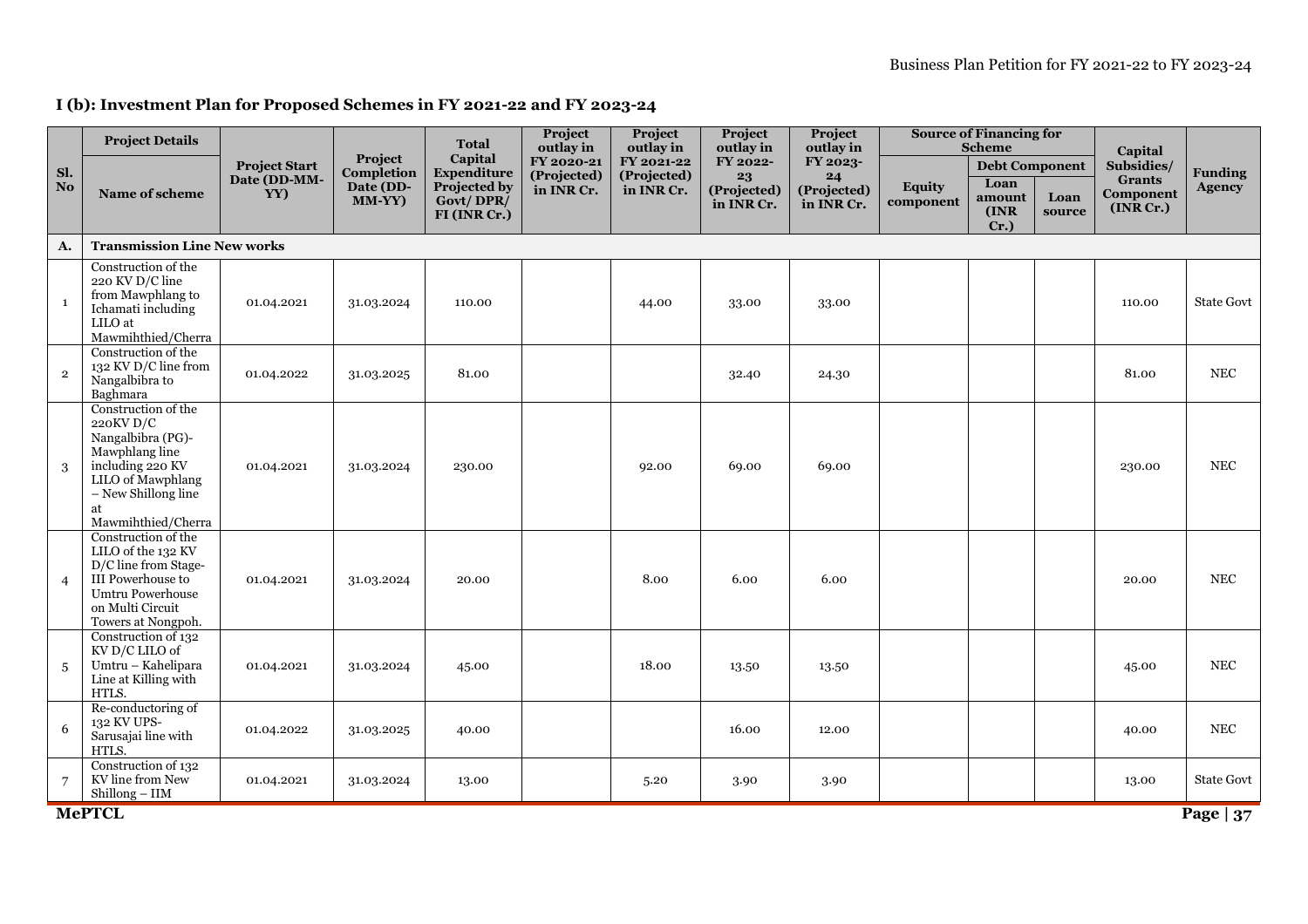## I (b): Investment Plan for Proposed Schemes in FY 2021-22 and FY 2023-24

| Sl. No | Project Details | Project Start Date (DD-MM-YY) | Project Completion Date (DD-MM-YY) | Total Capital Expenditure Projected by Govt/ DPR/ FI (INR Cr.) | Project outlay in FY 2020-21 (Projected) in INR Cr. | Project outlay in FY 2021-22 (Projected) in INR Cr. | Project outlay in FY 2022-23 (Projected) in INR Cr. | Project outlay in FY 2023-24 (Projected) in INR Cr. | Source of Financing for Scheme | | | Capital Subsidies/ Grants Component (INR Cr.) | Funding Agency |
|---|---|---|---|---|---|---|---|---|---|---|---|---|---|
| | | | | | | | | | | Debt Component | | | |
| | Name of scheme | | | | | | | | Equity component | Loan amount (INR Cr.) | Loan source | | |
| **A.** | **Transmission Line New works** | | | | | | | | | | | | |
| 1 | Construction of the 220 KV D/C line from Mawphlang to Ichamati including LILO at Mawmihthied/Cherra | 01.04.2021 | 31.03.2024 | 110.00 | | 44.00 | 33.00 | 33.00 | | | | 110.00 | State Govt |
| 2 | Construction of the 132 KV D/C line from Nangalbibra to Baghmara | 01.04.2022 | 31.03.2025 | 81.00 | | | 32.40 | 24.30 | | | | 81.00 | NEC |
| 3 | Construction of the 220KV D/C Nangalbibra (PG)-Mawphlang line including 220 KV LILO of Mawphlang – New Shillong line at Mawmihthied/Cherra | 01.04.2021 | 31.03.2024 | 230.00 | | 92.00 | 69.00 | 69.00 | | | | 230.00 | NEC |
| 4 | Construction of the LILO of the 132 KV D/C line from Stage-III Powerhouse to Umtru Powerhouse on Multi Circuit Towers at Nongpoh. | 01.04.2021 | 31.03.2024 | 20.00 | | 8.00 | 6.00 | 6.00 | | | | 20.00 | NEC |
| 5 | Construction of 132 KV D/C LILO of Umtru – Kahelipara Line at Killing with HTLS. | 01.04.2021 | 31.03.2024 | 45.00 | | 18.00 | 13.50 | 13.50 | | | | 45.00 | NEC |
| 6 | Re-conductoring of 132 KV UPS-Sarusajai line with HTLS. | 01.04.2022 | 31.03.2025 | 40.00 | | | 16.00 | 12.00 | | | | 40.00 | NEC |
| 7 | Construction of 132 KV line from New Shillong – IIM | 01.04.2021 | 31.03.2024 | 13.00 | | 5.20 | 3.90 | 3.90 | | | | 13.00 | State Govt |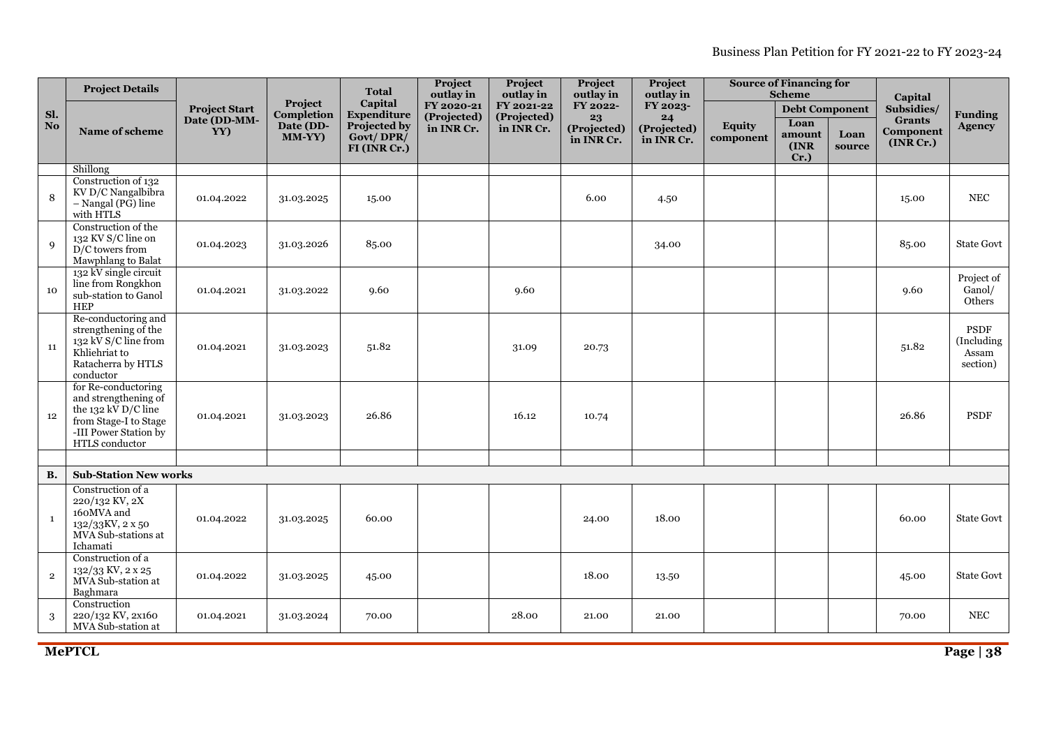| Sl. No | Project Details | Project Start Date (DD-MM-YY) | Project Completion Date (DD-MM-YY) | Total Capital Expenditure Projected by Govt/ DPR/ FI (INR Cr.) | Project outlay in FY 2020-21 (Projected) in INR Cr. | Project outlay in FY 2021-22 (Projected) in INR Cr. | Project outlay in FY 2022-23 (Projected) in INR Cr. | Project outlay in FY 2023-24 (Projected) in INR Cr. | Source of Financing for Scheme | | | Capital Subsidies/ Grants Component (INR Cr.) | Funding Agency |
|---|---|---|---|---|---|---|---|---|---|---|---|---|---|
| | Name of scheme | | | | | | | | Equity component | Debt Component | | | |
| | | | | | | | | | | Loan amount (INR Cr.) | Loan source | | |
| | Shillong | | | | | | | | | | | | |
| 8 | Construction of 132 KV D/C Nangalbibra – Nangal (PG) line with HTLS | 01.04.2022 | 31.03.2025 | 15.00 | | | 6.00 | 4.50 | | | | 15.00 | NEC |
| 9 | Construction of the 132 KV S/C line on D/C towers from Mawphlang to Balat | 01.04.2023 | 31.03.2026 | 85.00 | | | | 34.00 | | | | 85.00 | State Govt |
| 10 | 132 kV single circuit line from Rongkhon sub-station to Ganol HEP | 01.04.2021 | 31.03.2022 | 9.60 | | 9.60 | | | | | | 9.60 | Project of Ganol/ Others |
| 11 | Re-conductoring and strengthening of the 132 kV S/C line from Khliehriat to Ratacherra by HTLS conductor | 01.04.2021 | 31.03.2023 | 51.82 | | 31.09 | 20.73 | | | | | 51.82 | PSDF (Including Assam section) |
| 12 | for Re-conductoring and strengthening of the 132 kV D/C line from Stage-I to Stage -III Power Station by HTLS conductor | 01.04.2021 | 31.03.2023 | 26.86 | | 16.12 | 10.74 | | | | | 26.86 | PSDF |
| | | | | | | | | | | | | | |
| **B.** | **Sub-Station New works** | | | | | | | | | | | | |
| 1 | Construction of a 220/132 KV, 2X 160MVA and 132/33KV, 2 x 50 MVA Sub-stations at Ichamati | 01.04.2022 | 31.03.2025 | 60.00 | | | 24.00 | 18.00 | | | | 60.00 | State Govt |
| 2 | Construction of a 132/33 KV, 2 x 25 MVA Sub-station at Baghmara | 01.04.2022 | 31.03.2025 | 45.00 | | | 18.00 | 13.50 | | | | 45.00 | State Govt |
| 3 | Construction 220/132 KV, 2x160 MVA Sub-station at | 01.04.2021 | 31.03.2024 | 70.00 | | 28.00 | 21.00 | 21.00 | | | | 70.00 | NEC |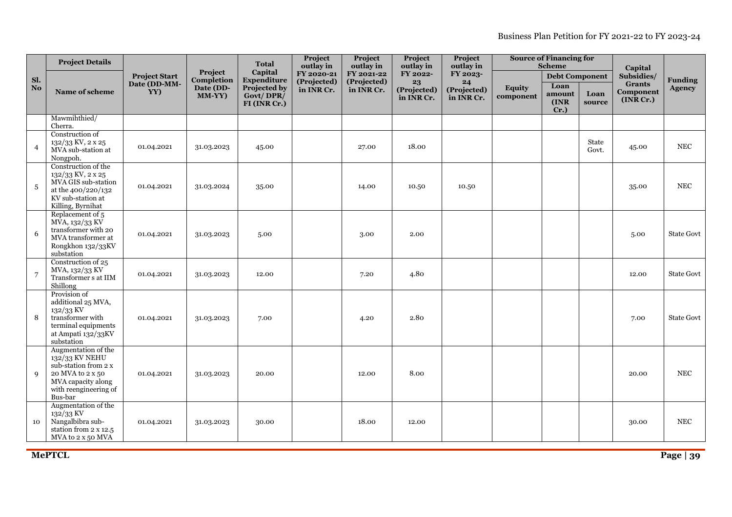| Sl. No | Project Details | Project Start Date (DD-MM-YY) | Project Completion Date (DD-MM-YY) | Total Capital Expenditure Projected by Govt/ DPR/ FI (INR Cr.) | Project outlay in FY 2020-21 (Projected) in INR Cr. | Project outlay in FY 2021-22 (Projected) in INR Cr. | Project outlay in FY 2022-23 (Projected) in INR Cr. | Project outlay in FY 2023-24 (Projected) in INR Cr. | Source of Financing for Scheme | | | Capital Subsidies/ Grants Component (INR Cr.) | Funding Agency |
|---|---|---|---|---|---|---|---|---|---|---|---|---|---|
| | | | | | | | | | | Debt Component | | | |
| | Name of scheme | | | | | | | | Equity component | Loan amount (INR Cr.) | Loan source | | |
| | Mawmihthied/ Cherra. | | | | | | | | | | | | |
| 4 | Construction of 132/33 KV, 2 x 25 MVA sub-station at Nongpoh. | 01.04.2021 | 31.03.2023 | 45.00 | | 27.00 | 18.00 | | | | State Govt. | 45.00 | NEC |
| 5 | Construction of the 132/33 KV, 2 x 25 MVA GIS sub-station at the 400/220/132 KV sub-station at Killing, Byrnihat | 01.04.2021 | 31.03.2024 | 35.00 | | 14.00 | 10.50 | 10.50 | | | | 35.00 | NEC |
| 6 | Replacement of 5 MVA, 132/33 KV transformer with 20 MVA transformer at Rongkhon 132/33KV substation | 01.04.2021 | 31.03.2023 | 5.00 | | 3.00 | 2.00 | | | | | 5.00 | State Govt |
| 7 | Construction of 25 MVA, 132/33 KV Transformer s at IIM Shillong | 01.04.2021 | 31.03.2023 | 12.00 | | 7.20 | 4.80 | | | | | 12.00 | State Govt |
| 8 | Provision of additional 25 MVA, 132/33 KV transformer with terminal equipments at Ampati 132/33KV substation | 01.04.2021 | 31.03.2023 | 7.00 | | 4.20 | 2.80 | | | | | 7.00 | State Govt |
| 9 | Augmentation of the 132/33 KV NEHU sub-station from 2 x 20 MVA to 2 x 50 MVA capacity along with reengineering of Bus-bar | 01.04.2021 | 31.03.2023 | 20.00 | | 12.00 | 8.00 | | | | | 20.00 | NEC |
| 10 | Augmentation of the 132/33 KV Nangalbibra sub-station from 2 x 12.5 MVA to 2 x 50 MVA | 01.04.2021 | 31.03.2023 | 30.00 | | 18.00 | 12.00 | | | | | 30.00 | NEC |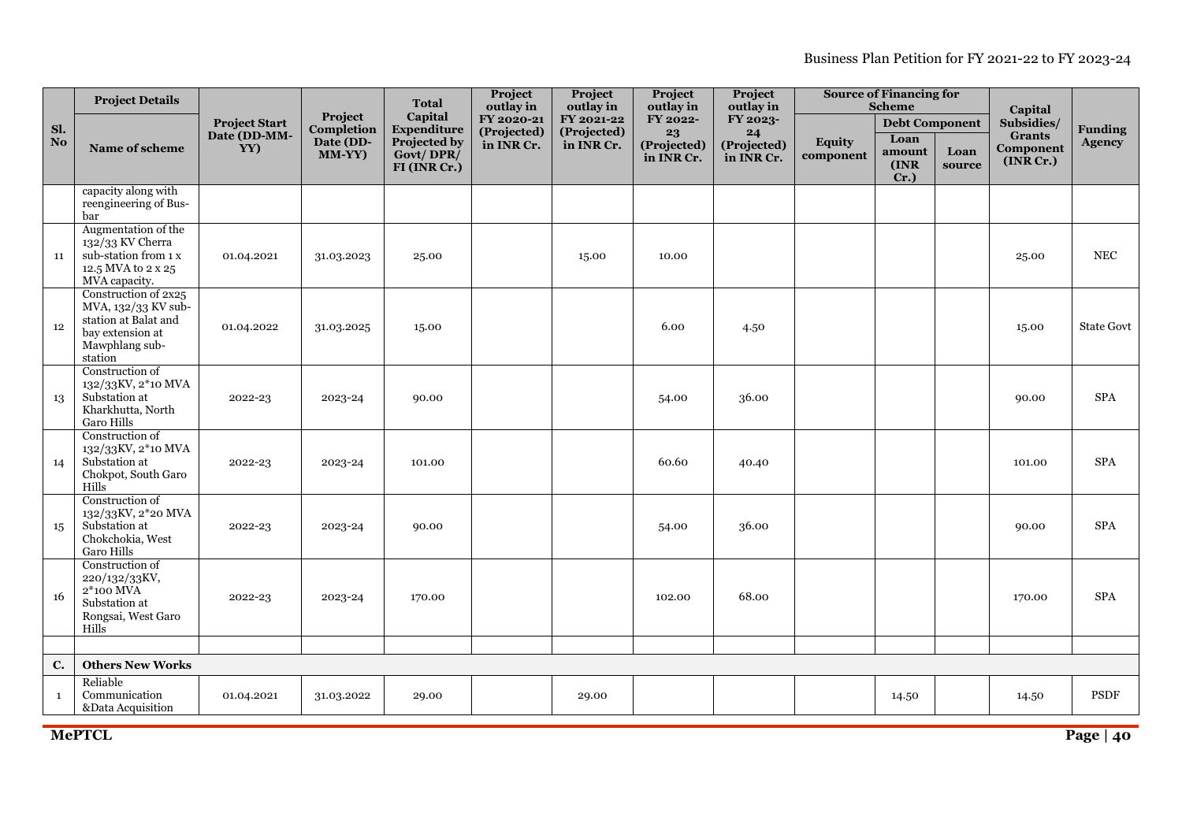| Sl. No | Project Details | Project Start Date (DD-MM-YY) | Project Completion Date (DD-MM-YY) | Total Capital Expenditure Projected by Govt/ DPR/ FI (INR Cr.) | Project outlay in FY 2020-21 (Projected) in INR Cr. | Project outlay in FY 2021-22 (Projected) in INR Cr. | Project outlay in FY 2022-23 (Projected) in INR Cr. | Project outlay in FY 2023-24 (Projected) in INR Cr. | Source of Financing for Scheme | | | Capital Subsidies/ Grants Component (INR Cr.) | Funding Agency |
|---|---|---|---|---|---|---|---|---|---|---|---|---|---|
| | | | | | | | | | | Debt Component | | | |
| | Name of scheme | | | | | | | | Equity component | Loan amount (INR Cr.) | Loan source | | |
| | capacity along with reengineering of Bus-bar | | | | | | | | | | | | |
| 11 | Augmentation of the 132/33 KV Cherra sub-station from 1 x 12.5 MVA to 2 x 25 MVA capacity. | 01.04.2021 | 31.03.2023 | 25.00 | | 15.00 | 10.00 | | | | | 25.00 | NEC |
| 12 | Construction of 2x25 MVA, 132/33 KV sub-station at Balat and bay extension at Mawphlang sub-station | 01.04.2022 | 31.03.2025 | 15.00 | | | 6.00 | 4.50 | | | | 15.00 | State Govt |
| 13 | Construction of 132/33KV, 2*10 MVA Substation at Kharkhutta, North Garo Hills | 2022-23 | 2023-24 | 90.00 | | | 54.00 | 36.00 | | | | 90.00 | SPA |
| 14 | Construction of 132/33KV, 2*10 MVA Substation at Chokpot, South Garo Hills | 2022-23 | 2023-24 | 101.00 | | | 60.60 | 40.40 | | | | 101.00 | SPA |
| 15 | Construction of 132/33KV, 2*20 MVA Substation at Chokchokia, West Garo Hills | 2022-23 | 2023-24 | 90.00 | | | 54.00 | 36.00 | | | | 90.00 | SPA |
| 16 | Construction of 220/132/33KV, 2*100 MVA Substation at Rongsai, West Garo Hills | 2022-23 | 2023-24 | 170.00 | | | 102.00 | 68.00 | | | | 170.00 | SPA |
| | | | | | | | | | | | | | |
| **C.** | **Others New Works** | | | | | | | | | | | | |
| 1 | Reliable Communication &Data Acquisition | 01.04.2021 | 31.03.2022 | 29.00 | | 29.00 | | | | 14.50 | | 14.50 | PSDF |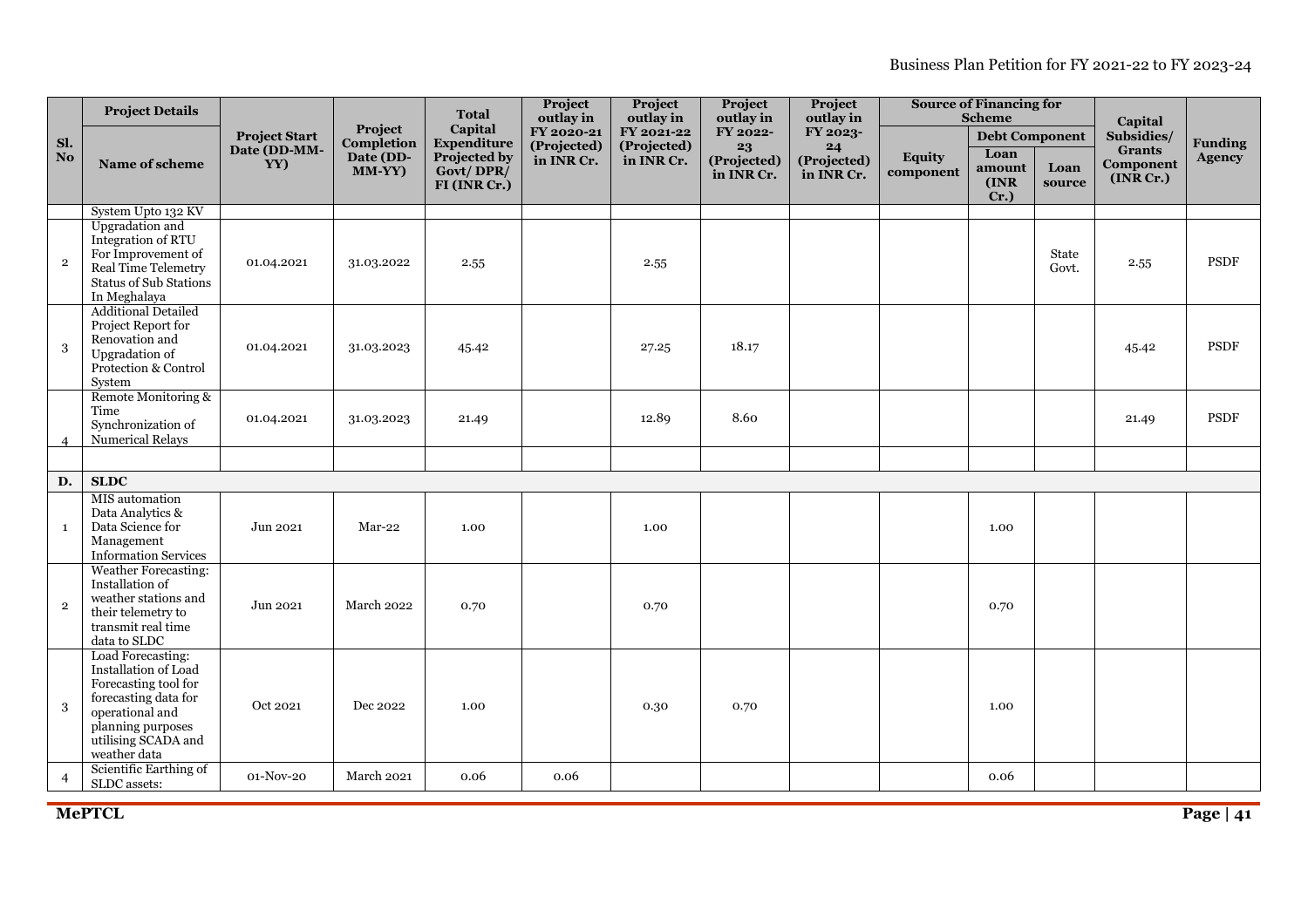| Sl. No | Project Details | Project Start Date (DD-MM-YY) | Project Completion Date (DD-MM-YY) | Total Capital Expenditure Projected by Govt/ DPR/ FI (INR Cr.) | Project outlay in FY 2020-21 (Projected) in INR Cr. | Project outlay in FY 2021-22 (Projected) in INR Cr. | Project outlay in FY 2022-23 (Projected) in INR Cr. | Project outlay in FY 2023-24 (Projected) in INR Cr. | Source of Financing for Scheme | | | Capital Subsidies/ Grants Component (INR Cr.) | Funding Agency |
|---|---|---|---|---|---|---|---|---|---|---|---|---|---|
| | | | | | | | | | | Debt Component | | | |
| | Name of scheme | | | | | | | | Equity component | Loan amount (INR Cr.) | Loan source | | |
| | System Upto 132 KV | | | | | | | | | | | | |
| 2 | Upgradation and Integration of RTU For Improvement of Real Time Telemetry Status of Sub Stations In Meghalaya | 01.04.2021 | 31.03.2022 | 2.55 | | 2.55 | | | | | State Govt. | 2.55 | PSDF |
| 3 | Additional Detailed Project Report for Renovation and Upgradation of Protection & Control System | 01.04.2021 | 31.03.2023 | 45.42 | | 27.25 | 18.17 | | | | | 45.42 | PSDF |
| 4 | Remote Monitoring & Time Synchronization of Numerical Relays | 01.04.2021 | 31.03.2023 | 21.49 | | 12.89 | 8.60 | | | | | 21.49 | PSDF |
| | | | | | | | | | | | | | |
| **D.** | **SLDC** | | | | | | | | | | | | |
| 1 | MIS automation Data Analytics & Data Science for Management Information Services | Jun 2021 | Mar-22 | 1.00 | | 1.00 | | | | 1.00 | | | |
| 2 | Weather Forecasting: Installation of weather stations and their telemetry to transmit real time data to SLDC | Jun 2021 | March 2022 | 0.70 | | 0.70 | | | | 0.70 | | | |
| 3 | Load Forecasting: Installation of Load Forecasting tool for forecasting data for operational and planning purposes utilising SCADA and weather data | Oct 2021 | Dec 2022 | 1.00 | | 0.30 | 0.70 | | | 1.00 | | | |
| 4 | Scientific Earthing of SLDC assets: | 01-Nov-20 | March 2021 | 0.06 | 0.06 | | | | | 0.06 | | | |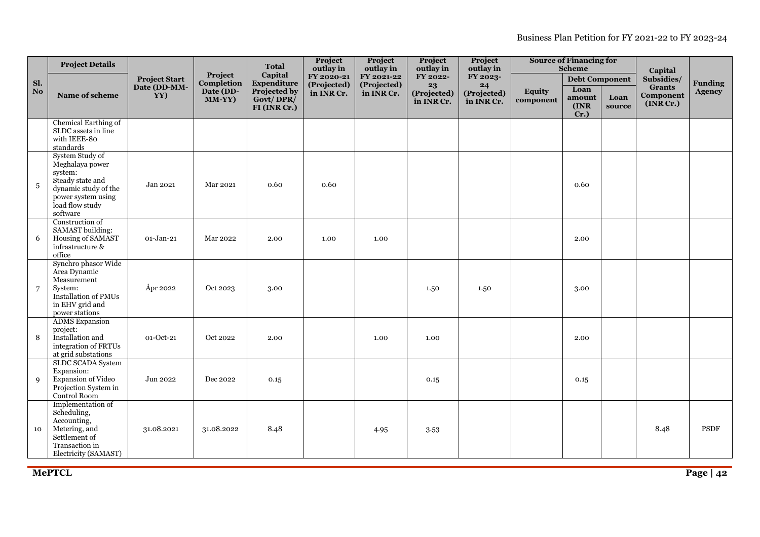| Sl. No | Project Details | Project Start Date (DD-MM-YY) | Project Completion Date (DD-MM-YY) | Total Capital Expenditure Projected by Govt/ DPR/ FI (INR Cr.) | Project outlay in FY 2020-21 (Projected) in INR Cr. | Project outlay in FY 2021-22 (Projected) in INR Cr. | Project outlay in FY 2022-23 (Projected) in INR Cr. | Project outlay in FY 2023-24 (Projected) in INR Cr. | Source of Financing for Scheme | | | Capital Subsidies/ Grants Component (INR Cr.) | Funding Agency |
|---|---|---|---|---|---|---|---|---|---|---|---|---|---|
| | | | | | | | | | | Debt Component | | | |
| | Name of scheme | | | | | | | | Equity component | Loan amount (INR Cr.) | Loan source | | |
| | Chemical Earthing of SLDC assets in line with IEEE-80 standards | | | | | | | | | | | | |
| 5 | System Study of Meghalaya power system: Steady state and dynamic study of the power system using load flow study software | Jan 2021 | Mar 2021 | 0.60 | 0.60 | | | | | 0.60 | | | |
| 6 | Construction of SAMAST building: Housing of SAMAST infrastructure & office | 01-Jan-21 | Mar 2022 | 2.00 | 1.00 | 1.00 | | | | 2.00 | | | |
| 7 | Synchro phasor Wide Area Dynamic Measurement System: Installation of PMUs in EHV grid and power stations | Ápr 2022 | Oct 2023 | 3.00 | | | 1.50 | 1.50 | | 3.00 | | | |
| 8 | ADMS Expansion project: Installation and integration of FRTUs at grid substations | 01-Oct-21 | Oct 2022 | 2.00 | | 1.00 | 1.00 | | | 2.00 | | | |
| 9 | SLDC SCADA System Expansion: Expansion of Video Projection System in Control Room | Jun 2022 | Dec 2022 | 0.15 | | | 0.15 | | | 0.15 | | | |
| 10 | Implementation of Scheduling, Accounting, Metering, and Settlement of Transaction in Electricity (SAMAST) | 31.08.2021 | 31.08.2022 | 8.48 | | 4.95 | 3.53 | | | | | 8.48 | PSDF |